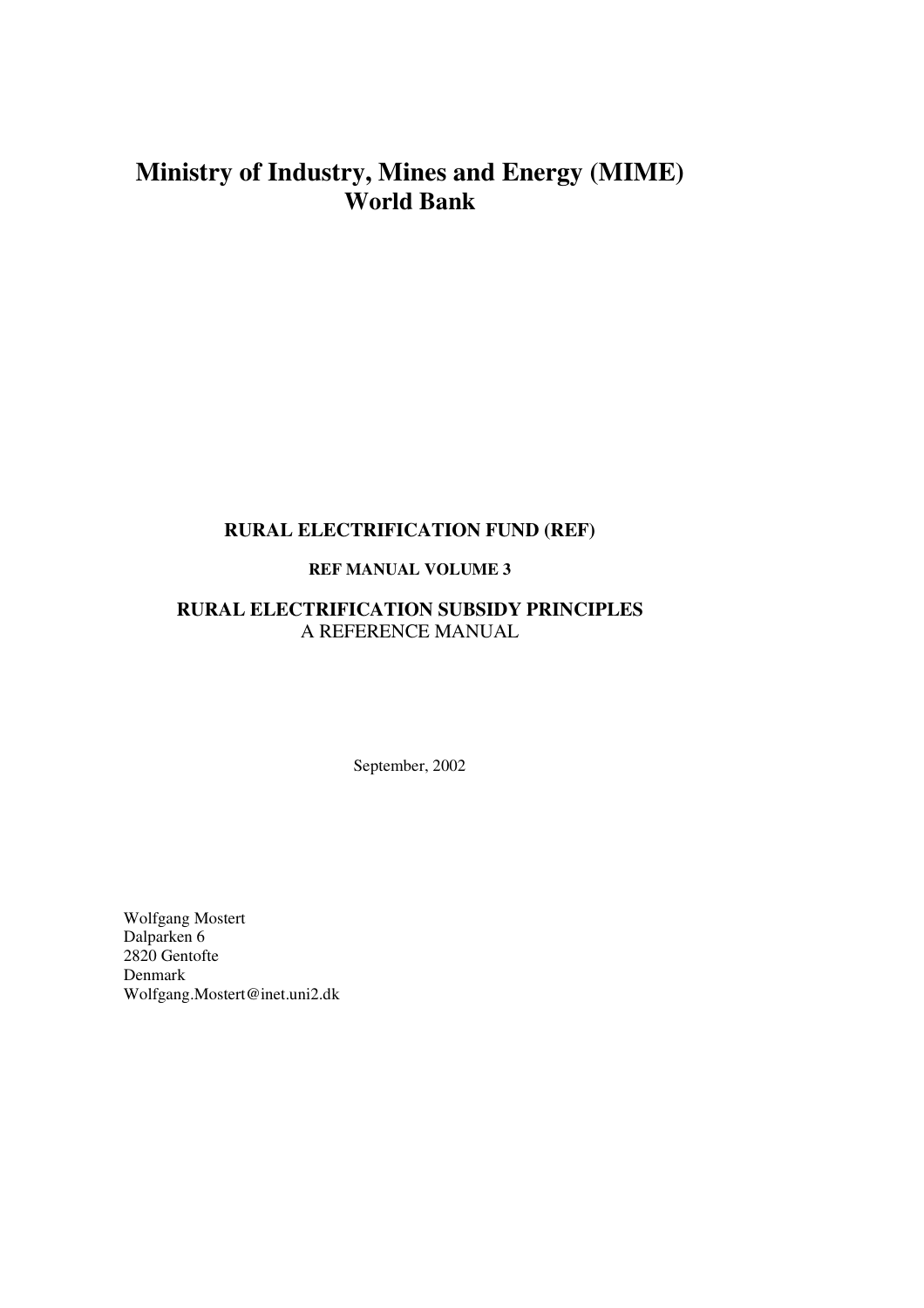# Ministry of Industry, Mines and Energy (MIME)
# World Bank

**RURAL ELECTRIFICATION FUND (REF)**

**REF MANUAL VOLUME 3**

**RURAL ELECTRIFICATION SUBSIDY PRINCIPLES**
A REFERENCE MANUAL

September, 2002

Wolfgang Mostert
Dalparken 6
2820 Gentofte
Denmark
Wolfgang.Mostert@inet.uni2.dk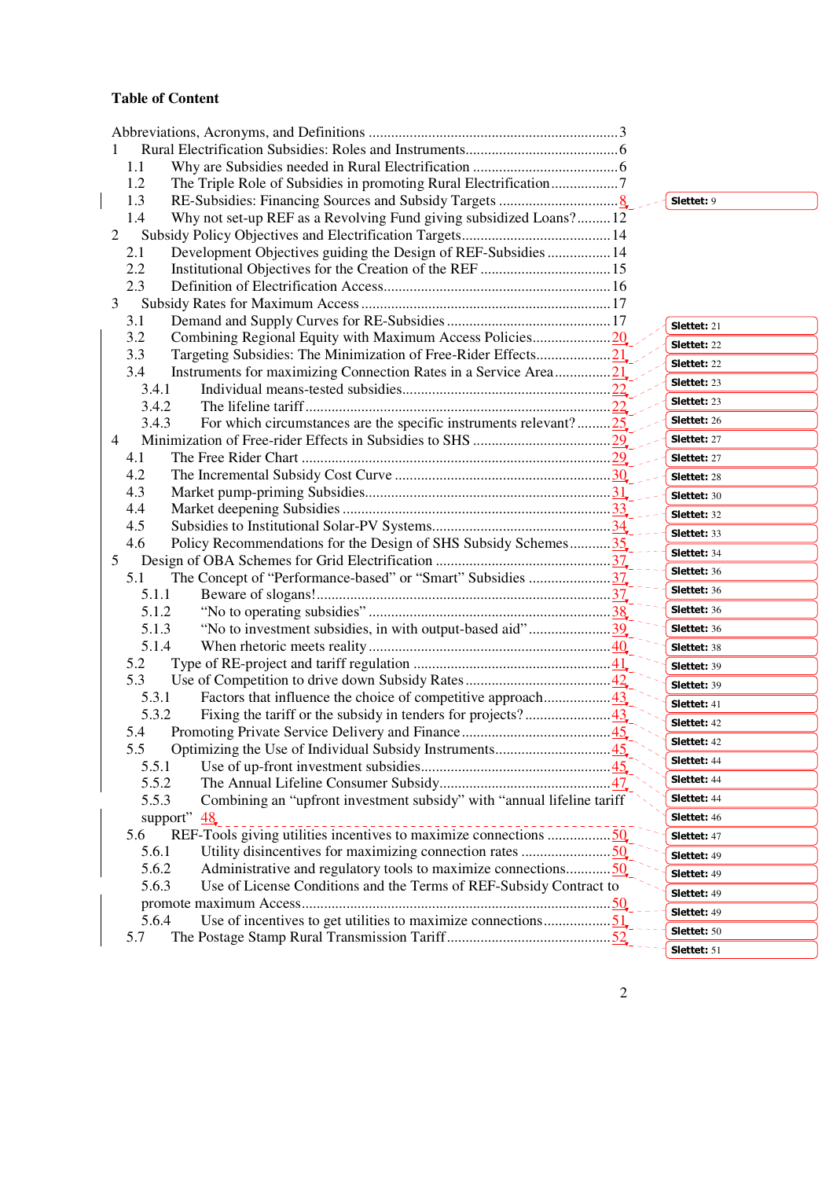# Table of Content

Abbreviations, Acronyms, and Definitions .......... 3

1 Rural Electrification Subsidies: Roles and Instruments .......... 6
- 1.1 Why are Subsidies needed in Rural Electrification .......... 6
- 1.2 The Triple Role of Subsidies in promoting Rural Electrification .......... 7
- 1.3 RE-Subsidies: Financing Sources and Subsidy Targets .......... 8
- 1.4 Why not set-up REF as a Revolving Fund giving subsidized Loans? .......... 12

2 Subsidy Policy Objectives and Electrification Targets .......... 14
- 2.1 Development Objectives guiding the Design of REF-Subsidies .......... 14
- 2.2 Institutional Objectives for the Creation of the REF .......... 15
- 2.3 Definition of Electrification Access .......... 16

3 Subsidy Rates for Maximum Access .......... 17
- 3.1 Demand and Supply Curves for RE-Subsidies .......... 17
- 3.2 Combining Regional Equity with Maximum Access Policies .......... 20
- 3.3 Targeting Subsidies: The Minimization of Free-Rider Effects .......... 21
- 3.4 Instruments for maximizing Connection Rates in a Service Area .......... 21
  - 3.4.1 Individual means-tested subsidies .......... 22
  - 3.4.2 The lifeline tariff .......... 22
  - 3.4.3 For which circumstances are the specific instruments relevant? .......... 25

4 Minimization of Free-rider Effects in Subsidies to SHS .......... 29
- 4.1 The Free Rider Chart .......... 29
- 4.2 The Incremental Subsidy Cost Curve .......... 30
- 4.3 Market pump-priming Subsidies .......... 31
- 4.4 Market deepening Subsidies .......... 33
- 4.5 Subsidies to Institutional Solar-PV Systems .......... 34
- 4.6 Policy Recommendations for the Design of SHS Subsidy Schemes .......... 35

5 Design of OBA Schemes for Grid Electrification .......... 37
- 5.1 The Concept of "Performance-based" or "Smart" Subsidies .......... 37
  - 5.1.1 Beware of slogans! .......... 37
  - 5.1.2 "No to operating subsidies" .......... 38
  - 5.1.3 "No to investment subsidies, in with output-based aid" .......... 39
  - 5.1.4 When rhetoric meets reality .......... 40
- 5.2 Type of RE-project and tariff regulation .......... 41
- 5.3 Use of Competition to drive down Subsidy Rates .......... 42
  - 5.3.1 Factors that influence the choice of competitive approach .......... 43
  - 5.3.2 Fixing the tariff or the subsidy in tenders for projects? .......... 43
- 5.4 Promoting Private Service Delivery and Finance .......... 45
- 5.5 Optimizing the Use of Individual Subsidy Instruments .......... 45
  - 5.5.1 Use of up-front investment subsidies .......... 45
  - 5.5.2 The Annual Lifeline Consumer Subsidy .......... 47
  - 5.5.3 Combining an "upfront investment subsidy" with "annual lifeline tariff support" 48
- 5.6 REF-Tools giving utilities incentives to maximize connections .......... 50
  - 5.6.1 Utility disincentives for maximizing connection rates .......... 50
  - 5.6.2 Administrative and regulatory tools to maximize connections .......... 50
  - 5.6.3 Use of License Conditions and the Terms of REF-Subsidy Contract to promote maximum Access .......... 50
  - 5.6.4 Use of incentives to get utilities to maximize connections .......... 51
- 5.7 The Postage Stamp Rural Transmission Tariff .......... 52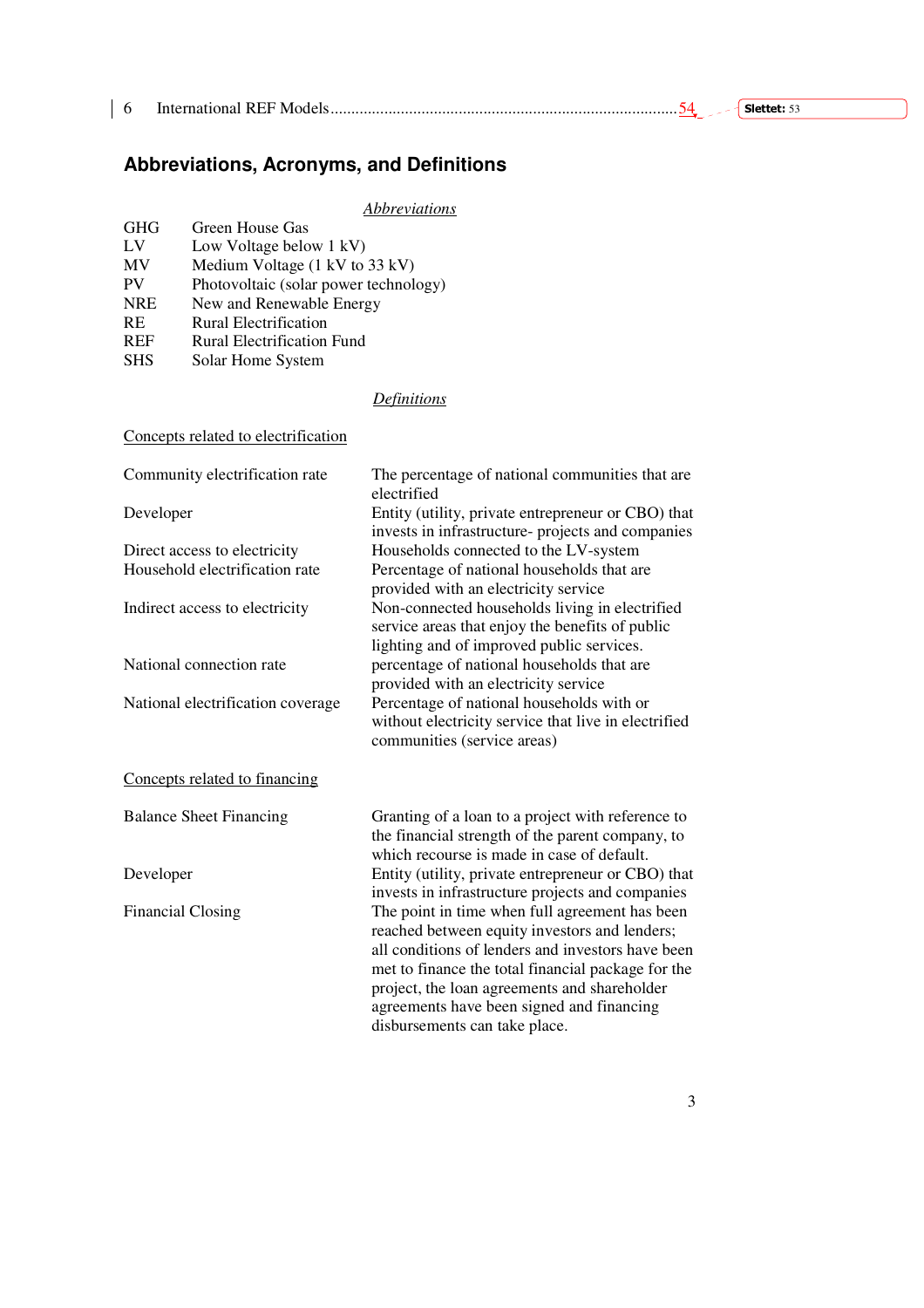6 International REF Models ........................................................................................54

## Abbreviations, Acronyms, and Definitions

*Abbreviations*

| | |
|---|---|
| GHG | Green House Gas |
| LV | Low Voltage below 1 kV) |
| MV | Medium Voltage (1 kV to 33 kV) |
| PV | Photovoltaic (solar power technology) |
| NRE | New and Renewable Energy |
| RE | Rural Electrification |
| REF | Rural Electrification Fund |
| SHS | Solar Home System |

*Definitions*

Concepts related to electrification

| | |
|---|---|
| Community electrification rate | The percentage of national communities that are electrified |
| Developer | Entity (utility, private entrepreneur or CBO) that invests in infrastructure- projects and companies |
| Direct access to electricity | Households connected to the LV-system |
| Household electrification rate | Percentage of national households that are provided with an electricity service |
| Indirect access to electricity | Non-connected households living in electrified service areas that enjoy the benefits of public lighting and of improved public services. |
| National connection rate | percentage of national households that are provided with an electricity service |
| National electrification coverage | Percentage of national households with or without electricity service that live in electrified communities (service areas) |

Concepts related to financing

| | |
|---|---|
| Balance Sheet Financing | Granting of a loan to a project with reference to the financial strength of the parent company, to which recourse is made in case of default. |
| Developer | Entity (utility, private entrepreneur or CBO) that invests in infrastructure projects and companies |
| Financial Closing | The point in time when full agreement has been reached between equity investors and lenders; all conditions of lenders and investors have been met to finance the total financial package for the project, the loan agreements and shareholder agreements have been signed and financing disbursements can take place. |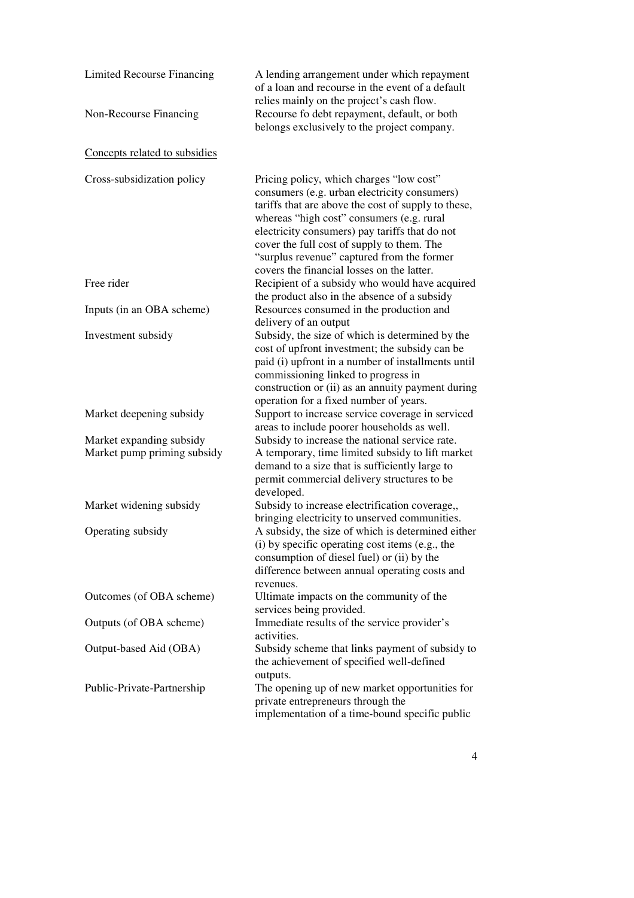| | |
|---|---|
| Limited Recourse Financing | A lending arrangement under which repayment of a loan and recourse in the event of a default relies mainly on the project's cash flow. |
| Non-Recourse Financing | Recourse fo debt repayment, default, or both belongs exclusively to the project company. |

<u>Concepts related to subsidies</u>

| | |
|---|---|
| Cross-subsidization policy | Pricing policy, which charges "low cost" consumers (e.g. urban electricity consumers) tariffs that are above the cost of supply to these, whereas "high cost" consumers (e.g. rural electricity consumers) pay tariffs that do not cover the full cost of supply to them. The "surplus revenue" captured from the former covers the financial losses on the latter. |
| Free rider | Recipient of a subsidy who would have acquired the product also in the absence of a subsidy |
| Inputs (in an OBA scheme) | Resources consumed in the production and delivery of an output |
| Investment subsidy | Subsidy, the size of which is determined by the cost of upfront investment; the subsidy can be paid (i) upfront in a number of installments until commissioning linked to progress in construction or (ii) as an annuity payment during operation for a fixed number of years. |
| Market deepening subsidy | Support to increase service coverage in serviced areas to include poorer households as well. |
| Market expanding subsidy | Subsidy to increase the national service rate. |
| Market pump priming subsidy | A temporary, time limited subsidy to lift market demand to a size that is sufficiently large to permit commercial delivery structures to be developed. |
| Market widening subsidy | Subsidy to increase electrification coverage,, bringing electricity to unserved communities. |
| Operating subsidy | A subsidy, the size of which is determined either (i) by specific operating cost items (e.g., the consumption of diesel fuel) or (ii) by the difference between annual operating costs and revenues. |
| Outcomes (of OBA scheme) | Ultimate impacts on the community of the services being provided. |
| Outputs (of OBA scheme) | Immediate results of the service provider's activities. |
| Output-based Aid (OBA) | Subsidy scheme that links payment of subsidy to the achievement of specified well-defined outputs. |
| Public-Private-Partnership | The opening up of new market opportunities for private entrepreneurs through the implementation of a time-bound specific public |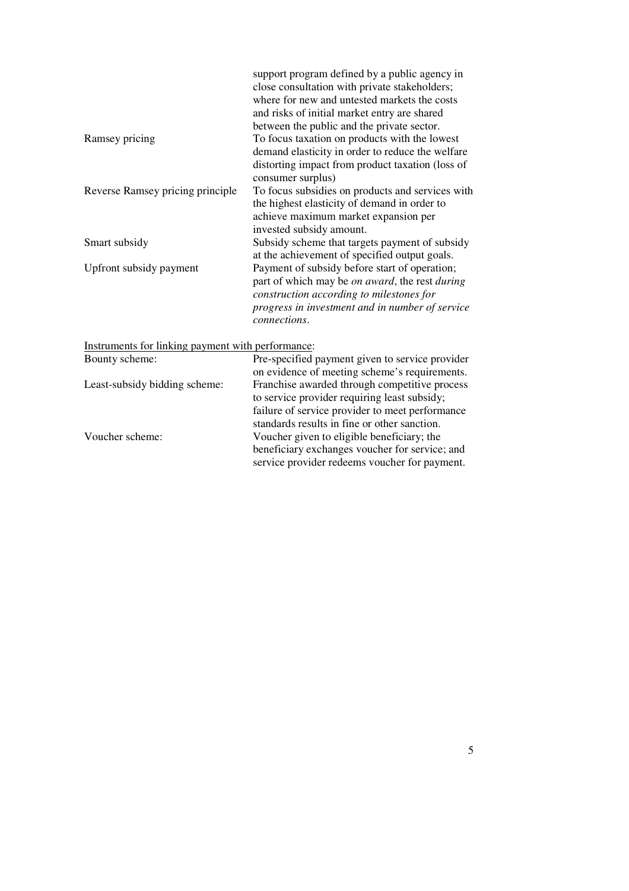| | |
|---|---|
| | support program defined by a public agency in close consultation with private stakeholders; where for new and untested markets the costs and risks of initial market entry are shared between the public and the private sector. |
| Ramsey pricing | To focus taxation on products with the lowest demand elasticity in order to reduce the welfare distorting impact from product taxation (loss of consumer surplus) |
| Reverse Ramsey pricing principle | To focus subsidies on products and services with the highest elasticity of demand in order to achieve maximum market expansion per invested subsidy amount. |
| Smart subsidy | Subsidy scheme that targets payment of subsidy at the achievement of specified output goals. |
| Upfront subsidy payment | Payment of subsidy before start of operation; part of which may be *on award*, the rest *during construction according to milestones for progress in investment and in number of service connections*. |

<u>Instruments for linking payment with performance</u>:

| | |
|---|---|
| Bounty scheme: | Pre-specified payment given to service provider on evidence of meeting scheme's requirements. |
| Least-subsidy bidding scheme: | Franchise awarded through competitive process to service provider requiring least subsidy; failure of service provider to meet performance standards results in fine or other sanction. |
| Voucher scheme: | Voucher given to eligible beneficiary; the beneficiary exchanges voucher for service; and service provider redeems voucher for payment. |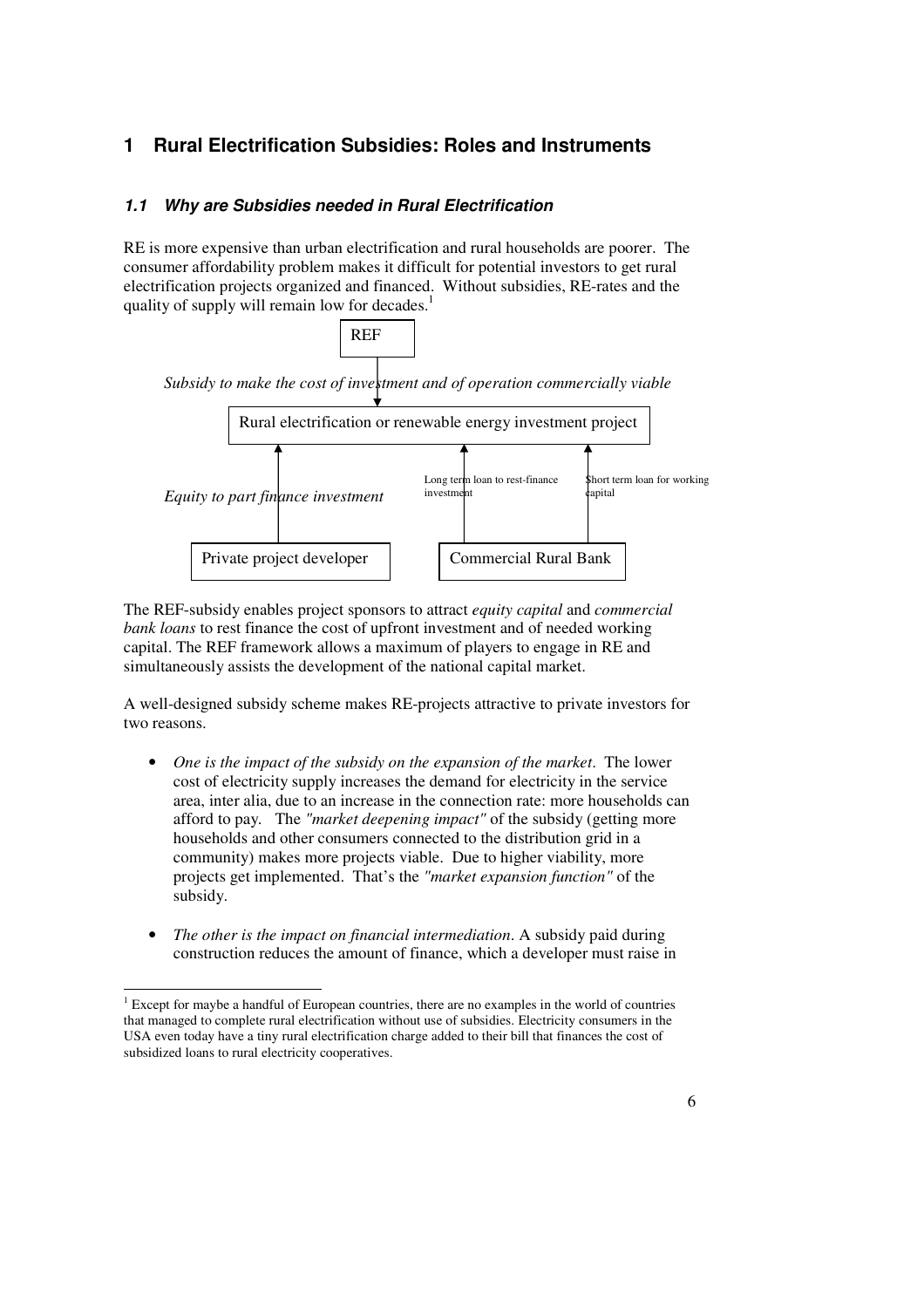## 1 Rural Electrification Subsidies: Roles and Instruments

### *1.1 Why are Subsidies needed in Rural Electrification*

RE is more expensive than urban electrification and rural households are poorer. The consumer affordability problem makes it difficult for potential investors to get rural electrification projects organized and financed. Without subsidies, RE-rates and the quality of supply will remain low for decades.[1]

REF

*Subsidy to make the cost of investment and of operation commercially viable*

Rural electrification or renewable energy investment project

*Equity to part finance investment*

Long term loan to rest-finance investment

Short term loan for working capital

Private project developer

Commercial Rural Bank

The REF-subsidy enables project sponsors to attract *equity capital* and *commercial bank loans* to rest finance the cost of upfront investment and of needed working capital. The REF framework allows a maximum of players to engage in RE and simultaneously assists the development of the national capital market.

A well-designed subsidy scheme makes RE-projects attractive to private investors for two reasons.

- *One is the impact of the subsidy on the expansion of the market*. The lower cost of electricity supply increases the demand for electricity in the service area, inter alia, due to an increase in the connection rate: more households can afford to pay. The *"market deepening impact"* of the subsidy (getting more households and other consumers connected to the distribution grid in a community) makes more projects viable. Due to higher viability, more projects get implemented. That's the *"market expansion function"* of the subsidy.

- *The other is the impact on financial intermediation*. A subsidy paid during construction reduces the amount of finance, which a developer must raise in

[1] Except for maybe a handful of European countries, there are no examples in the world of countries that managed to complete rural electrification without use of subsidies. Electricity consumers in the USA even today have a tiny rural electrification charge added to their bill that finances the cost of subsidized loans to rural electricity cooperatives.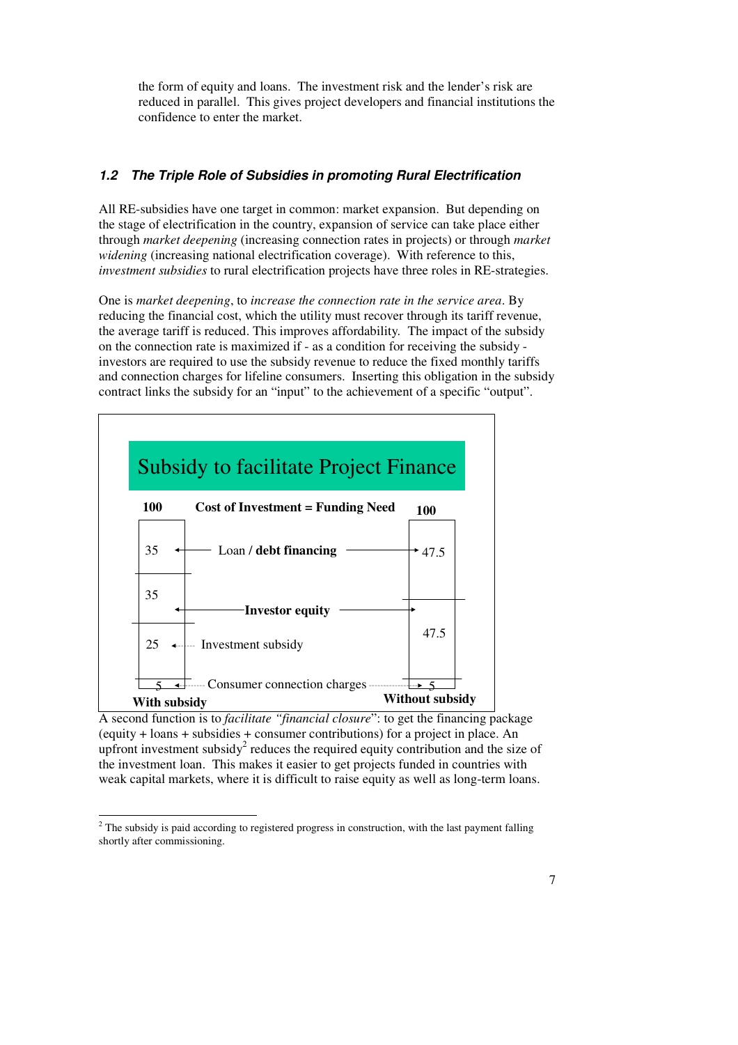the form of equity and loans. The investment risk and the lender's risk are reduced in parallel. This gives project developers and financial institutions the confidence to enter the market.

### *1.2 The Triple Role of Subsidies in promoting Rural Electrification*

All RE-subsidies have one target in common: market expansion. But depending on the stage of electrification in the country, expansion of service can take place either through *market deepening* (increasing connection rates in projects) or through *market widening* (increasing national electrification coverage). With reference to this, *investment subsidies* to rural electrification projects have three roles in RE-strategies.

One is *market deepening*, to *increase the connection rate in the service area*. By reducing the financial cost, which the utility must recover through its tariff revenue, the average tariff is reduced. This improves affordability. The impact of the subsidy on the connection rate is maximized if - as a condition for receiving the subsidy - investors are required to use the subsidy revenue to reduce the fixed monthly tariffs and connection charges for lifeline consumers. Inserting this obligation in the subsidy contract links the subsidy for an "input" to the achievement of a specific "output".

**Subsidy to facilitate Project Finance**

**Cost of Investment = Funding Need**

| | With subsidy | Without subsidy |
|---|---|---|
| **Total** | **100** | **100** |
| Loan / **debt financing** | 35 | 47.5 |
| **Investor equity** | 35 | 47.5 |
| Investment subsidy | 25 | |
| Consumer connection charges | 5 | 5 |

A second function is to *facilitate "financial closure"*: to get the financing package (equity + loans + subsidies + consumer contributions) for a project in place. An upfront investment subsidy[2] reduces the required equity contribution and the size of the investment loan. This makes it easier to get projects funded in countries with weak capital markets, where it is difficult to raise equity as well as long-term loans.

[2] The subsidy is paid according to registered progress in construction, with the last payment falling shortly after commissioning.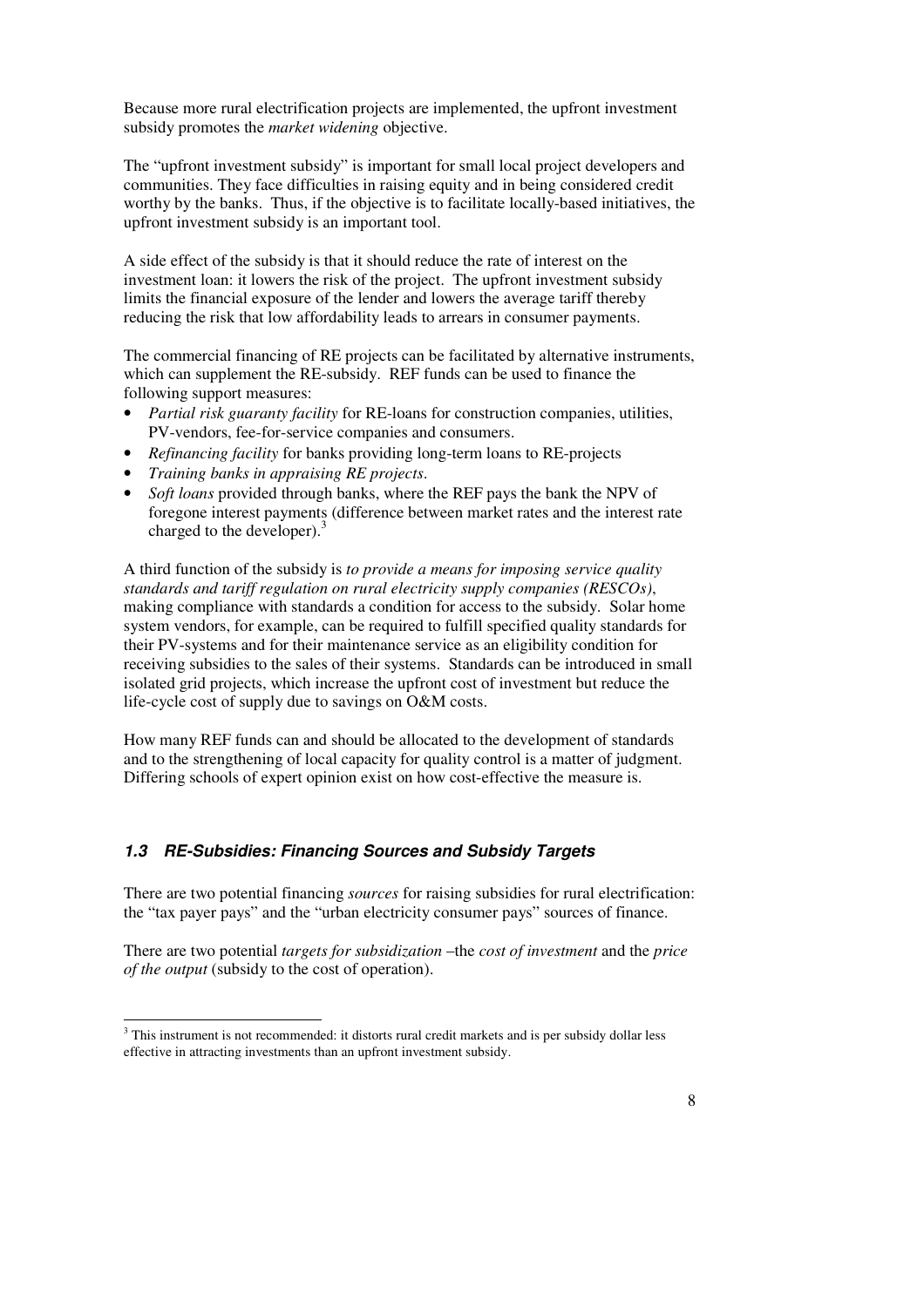Because more rural electrification projects are implemented, the upfront investment subsidy promotes the *market widening* objective.

The "upfront investment subsidy" is important for small local project developers and communities. They face difficulties in raising equity and in being considered credit worthy by the banks. Thus, if the objective is to facilitate locally-based initiatives, the upfront investment subsidy is an important tool.

A side effect of the subsidy is that it should reduce the rate of interest on the investment loan: it lowers the risk of the project. The upfront investment subsidy limits the financial exposure of the lender and lowers the average tariff thereby reducing the risk that low affordability leads to arrears in consumer payments.

The commercial financing of RE projects can be facilitated by alternative instruments, which can supplement the RE-subsidy. REF funds can be used to finance the following support measures:

- *Partial risk guaranty facility* for RE-loans for construction companies, utilities, PV-vendors, fee-for-service companies and consumers.
- *Refinancing facility* for banks providing long-term loans to RE-projects
- *Training banks in appraising RE projects*.
- *Soft loans* provided through banks, where the REF pays the bank the NPV of foregone interest payments (difference between market rates and the interest rate charged to the developer).[3]

A third function of the subsidy is *to provide a means for imposing service quality standards and tariff regulation on rural electricity supply companies (RESCOs)*, making compliance with standards a condition for access to the subsidy. Solar home system vendors, for example, can be required to fulfill specified quality standards for their PV-systems and for their maintenance service as an eligibility condition for receiving subsidies to the sales of their systems. Standards can be introduced in small isolated grid projects, which increase the upfront cost of investment but reduce the life-cycle cost of supply due to savings on O&M costs.

How many REF funds can and should be allocated to the development of standards and to the strengthening of local capacity for quality control is a matter of judgment. Differing schools of expert opinion exist on how cost-effective the measure is.

### *1.3 RE-Subsidies: Financing Sources and Subsidy Targets*

There are two potential financing *sources* for raising subsidies for rural electrification: the "tax payer pays" and the "urban electricity consumer pays" sources of finance.

There are two potential *targets for subsidization* –the *cost of investment* and the *price of the output* (subsidy to the cost of operation).

---

[3] This instrument is not recommended: it distorts rural credit markets and is per subsidy dollar less effective in attracting investments than an upfront investment subsidy.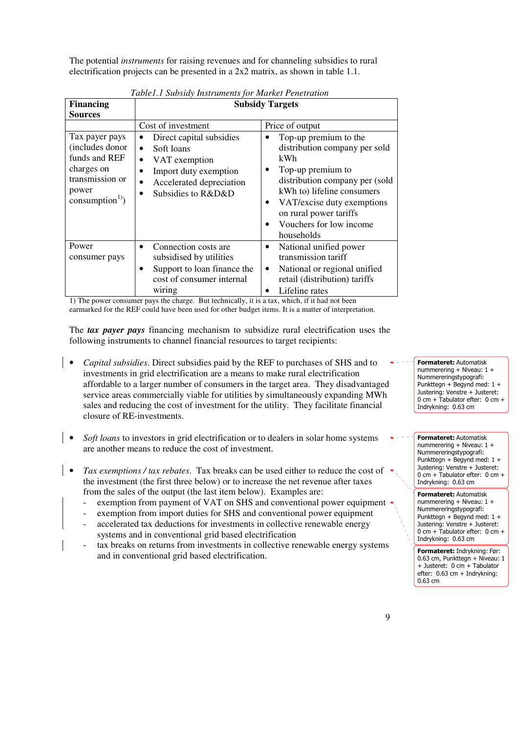The potential *instruments* for raising revenues and for channeling subsidies to rural electrification projects can be presented in a 2x2 matrix, as shown in table 1.1.

*Table1.1 Subsidy Instruments for Market Penetration*

| **Financing Sources** | **Subsidy Targets** | |
|---|---|---|
| | Cost of investment | Price of output |
| Tax payer pays (includes donor funds and REF charges on transmission or power consumption[1]) | • Direct capital subsidies<br>• Soft loans<br>• VAT exemption<br>• Import duty exemption<br>• Accelerated depreciation<br>• Subsidies to R&D&D | • Top-up premium to the distribution company per sold kWh<br>• Top-up premium to distribution company per (sold kWh to) lifeline consumers<br>• VAT/excise duty exemptions on rural power tariffs<br>• Vouchers for low income households |
| Power consumer pays | • Connection costs are subsidised by utilities<br>• Support to loan finance the cost of consumer internal wiring | • National unified power transmission tariff<br>• National or regional unified retail (distribution) tariffs<br>• Lifeline rates |

1) The power consumer pays the charge. But technically, it is a tax, which, if it had not been earmarked for the REF could have been used for other budget items. It is a matter of interpretation.

The ***tax payer pays*** financing mechanism to subsidize rural electrification uses the following instruments to channel financial resources to target recipients:

- *Capital subsidies*. Direct subsidies paid by the REF to purchases of SHS and to investments in grid electrification are a means to make rural electrification affordable to a larger number of consumers in the target area. They disadvantaged service areas commercially viable for utilities by simultaneously expanding MWh sales and reducing the cost of investment for the utility. They facilitate financial closure of RE-investments.

- *Soft loans* to investors in grid electrification or to dealers in solar home systems are another means to reduce the cost of investment.

- *Tax exemptions / tax rebates*. Tax breaks can be used either to reduce the cost of the investment (the first three below) or to increase the net revenue after taxes from the sales of the output (the last item below). Examples are:
  - exemption from payment of VAT on SHS and conventional power equipment
  - exemption from import duties for SHS and conventional power equipment
  - accelerated tax deductions for investments in collective renewable energy systems and in conventional grid based electrification
  - tax breaks on returns from investments in collective renewable energy systems and in conventional grid based electrification.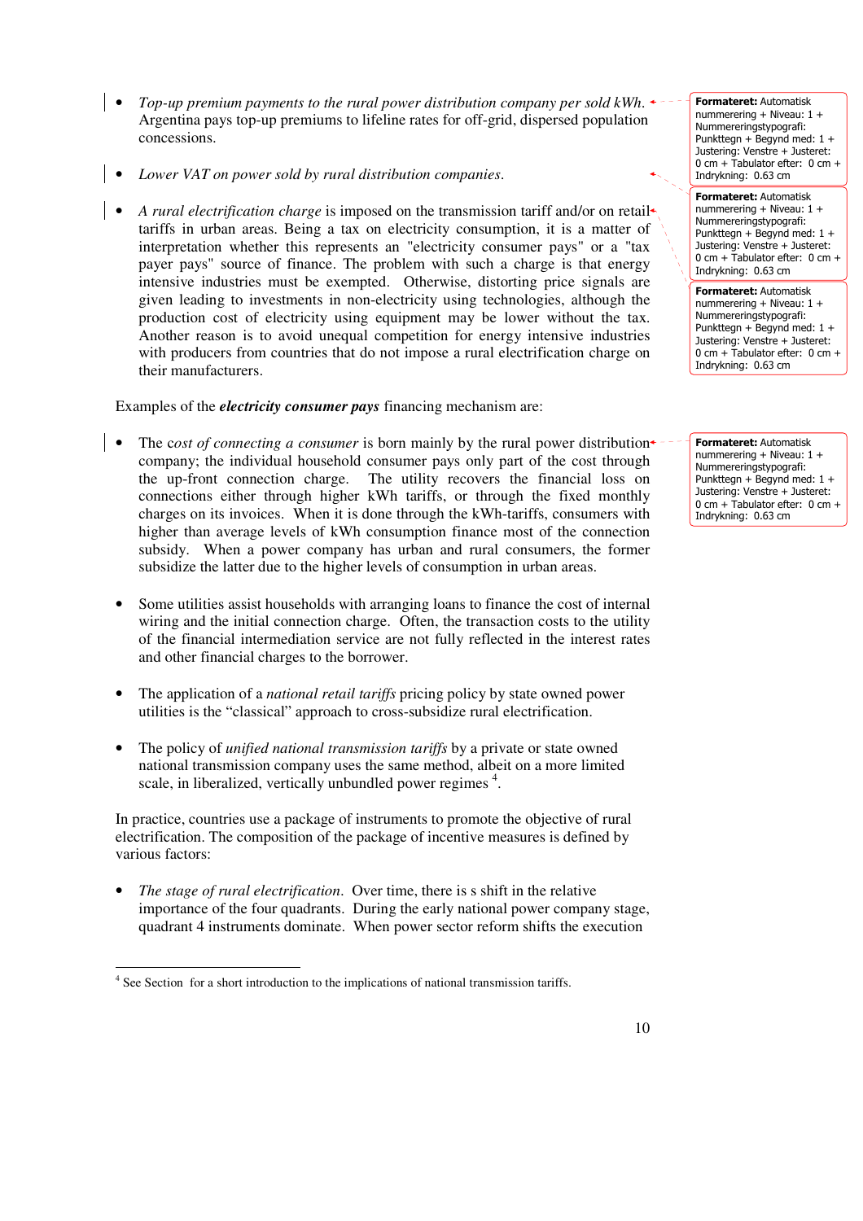- *Top-up premium payments to the rural power distribution company per sold kWh.* Argentina pays top-up premiums to lifeline rates for off-grid, dispersed population concessions.

- *Lower VAT on power sold by rural distribution companies.*

- *A rural electrification charge* is imposed on the transmission tariff and/or on retail tariffs in urban areas. Being a tax on electricity consumption, it is a matter of interpretation whether this represents an "electricity consumer pays" or a "tax payer pays" source of finance. The problem with such a charge is that energy intensive industries must be exempted. Otherwise, distorting price signals are given leading to investments in non-electricity using technologies, although the production cost of electricity using equipment may be lower without the tax. Another reason is to avoid unequal competition for energy intensive industries with producers from countries that do not impose a rural electrification charge on their manufacturers.

Examples of the ***electricity consumer pays*** financing mechanism are:

- The c*ost of connecting a consumer* is born mainly by the rural power distribution company; the individual household consumer pays only part of the cost through the up-front connection charge. The utility recovers the financial loss on connections either through higher kWh tariffs, or through the fixed monthly charges on its invoices. When it is done through the kWh-tariffs, consumers with higher than average levels of kWh consumption finance most of the connection subsidy. When a power company has urban and rural consumers, the former subsidize the latter due to the higher levels of consumption in urban areas.

- Some utilities assist households with arranging loans to finance the cost of internal wiring and the initial connection charge. Often, the transaction costs to the utility of the financial intermediation service are not fully reflected in the interest rates and other financial charges to the borrower.

- The application of a *national retail tariffs* pricing policy by state owned power utilities is the “classical” approach to cross-subsidize rural electrification.

- The policy of *unified national transmission tariffs* by a private or state owned national transmission company uses the same method, albeit on a more limited scale, in liberalized, vertically unbundled power regimes [4].

In practice, countries use a package of instruments to promote the objective of rural electrification. The composition of the package of incentive measures is defined by various factors:

- *The stage of rural electrification*. Over time, there is s shift in the relative importance of the four quadrants. During the early national power company stage, quadrant 4 instruments dominate. When power sector reform shifts the execution

[4] See Section for a short introduction to the implications of national transmission tariffs.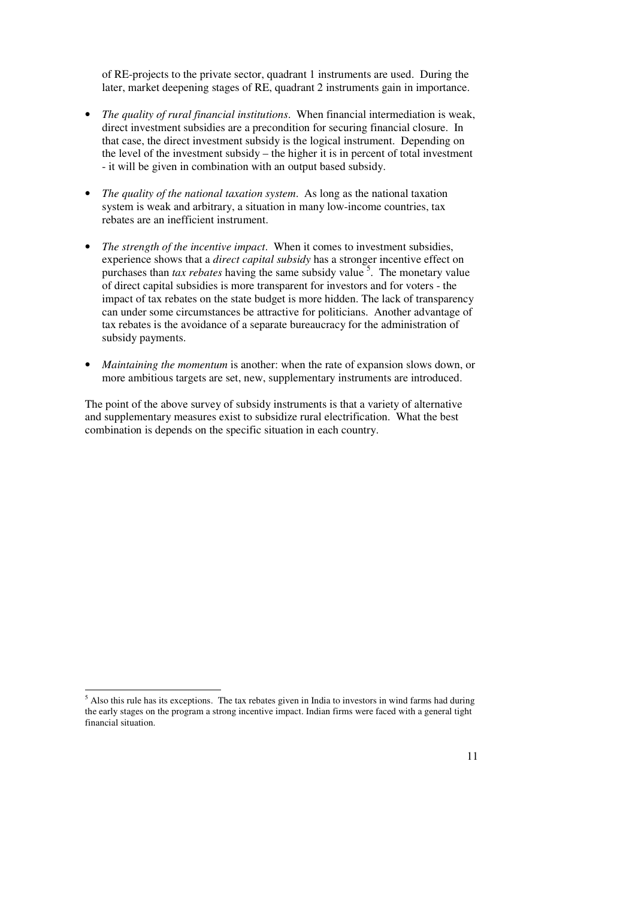of RE-projects to the private sector, quadrant 1 instruments are used. During the later, market deepening stages of RE, quadrant 2 instruments gain in importance.

- *The quality of rural financial institutions*. When financial intermediation is weak, direct investment subsidies are a precondition for securing financial closure. In that case, the direct investment subsidy is the logical instrument. Depending on the level of the investment subsidy – the higher it is in percent of total investment - it will be given in combination with an output based subsidy.

- *The quality of the national taxation system*. As long as the national taxation system is weak and arbitrary, a situation in many low-income countries, tax rebates are an inefficient instrument.

- *The strength of the incentive impact*. When it comes to investment subsidies, experience shows that a *direct capital subsidy* has a stronger incentive effect on purchases than *tax rebates* having the same subsidy value [5]. The monetary value of direct capital subsidies is more transparent for investors and for voters - the impact of tax rebates on the state budget is more hidden. The lack of transparency can under some circumstances be attractive for politicians. Another advantage of tax rebates is the avoidance of a separate bureaucracy for the administration of subsidy payments.

- *Maintaining the momentum* is another: when the rate of expansion slows down, or more ambitious targets are set, new, supplementary instruments are introduced.

The point of the above survey of subsidy instruments is that a variety of alternative and supplementary measures exist to subsidize rural electrification. What the best combination is depends on the specific situation in each country.

[5] Also this rule has its exceptions. The tax rebates given in India to investors in wind farms had during the early stages on the program a strong incentive impact. Indian firms were faced with a general tight financial situation.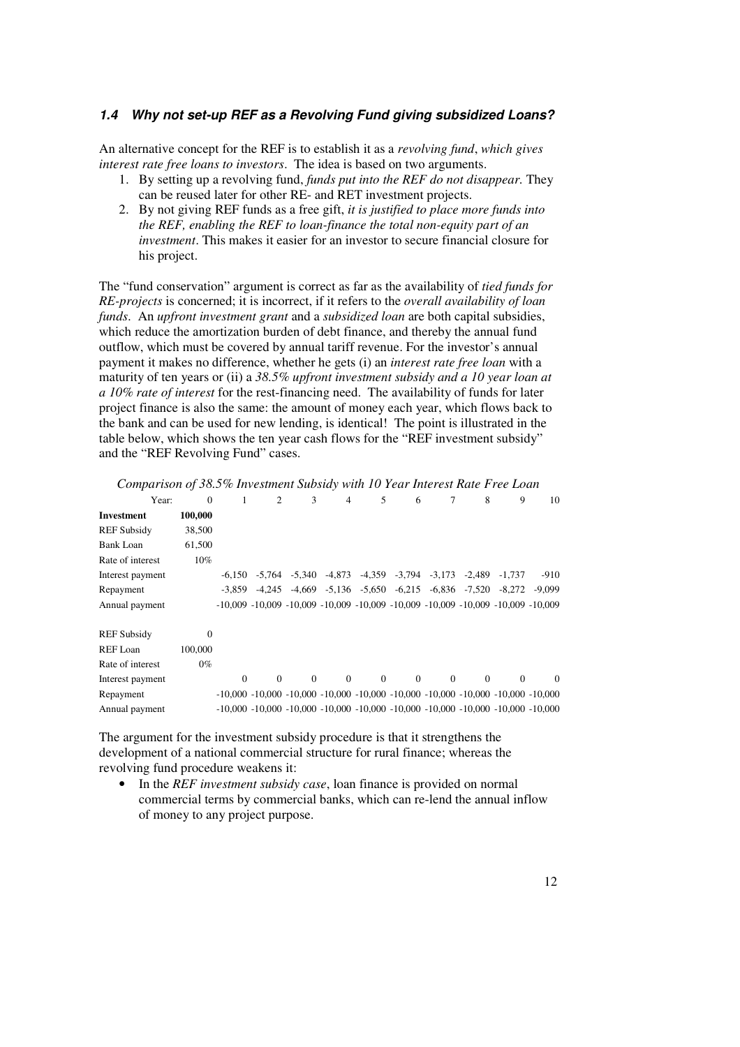### *1.4 Why not set-up REF as a Revolving Fund giving subsidized Loans?*

An alternative concept for the REF is to establish it as a *revolving fund*, *which gives interest rate free loans to investors*. The idea is based on two arguments.

1. By setting up a revolving fund, *funds put into the REF do not disappear.* They can be reused later for other RE- and RET investment projects.
2. By not giving REF funds as a free gift, *it is justified to place more funds into the REF, enabling the REF to loan-finance the total non-equity part of an investment*. This makes it easier for an investor to secure financial closure for his project.

The "fund conservation" argument is correct as far as the availability of *tied funds for RE-projects* is concerned; it is incorrect, if it refers to the *overall availability of loan funds*. An *upfront investment grant* and a *subsidized loan* are both capital subsidies, which reduce the amortization burden of debt finance, and thereby the annual fund outflow, which must be covered by annual tariff revenue. For the investor's annual payment it makes no difference, whether he gets (i) an *interest rate free loan* with a maturity of ten years or (ii) a *38.5% upfront investment subsidy and a 10 year loan at a 10% rate of interest* for the rest-financing need. The availability of funds for later project finance is also the same: the amount of money each year, which flows back to the bank and can be used for new lending, is identical! The point is illustrated in the table below, which shows the ten year cash flows for the "REF investment subsidy" and the "REF Revolving Fund" cases.

*Comparison of 38.5% Investment Subsidy with 10 Year Interest Rate Free Loan*

| Year: | 0 | 1 | 2 | 3 | 4 | 5 | 6 | 7 | 8 | 9 | 10 |
|---|---|---|---|---|---|---|---|---|---|---|---|
| **Investment** | **100,000** | | | | | | | | | | |
| REF Subsidy | 38,500 | | | | | | | | | | |
| Bank Loan | 61,500 | | | | | | | | | | |
| Rate of interest | 10% | | | | | | | | | | |
| Interest payment | | -6,150 | -5,764 | -5,340 | -4,873 | -4,359 | -3,794 | -3,173 | -2,489 | -1,737 | -910 |
| Repayment | | -3,859 | -4,245 | -4,669 | -5,136 | -5,650 | -6,215 | -6,836 | -7,520 | -8,272 | -9,099 |
| Annual payment | | -10,009 | -10,009 | -10,009 | -10,009 | -10,009 | -10,009 | -10,009 | -10,009 | -10,009 | -10,009 |
| | | | | | | | | | | | |
| REF Subsidy | 0 | | | | | | | | | | |
| REF Loan | 100,000 | | | | | | | | | | |
| Rate of interest | 0% | | | | | | | | | | |
| Interest payment | | 0 | 0 | 0 | 0 | 0 | 0 | 0 | 0 | 0 | 0 |
| Repayment | | -10,000 | -10,000 | -10,000 | -10,000 | -10,000 | -10,000 | -10,000 | -10,000 | -10,000 | -10,000 |
| Annual payment | | -10,000 | -10,000 | -10,000 | -10,000 | -10,000 | -10,000 | -10,000 | -10,000 | -10,000 | -10,000 |

The argument for the investment subsidy procedure is that it strengthens the development of a national commercial structure for rural finance; whereas the revolving fund procedure weakens it:

- In the *REF investment subsidy case*, loan finance is provided on normal commercial terms by commercial banks, which can re-lend the annual inflow of money to any project purpose.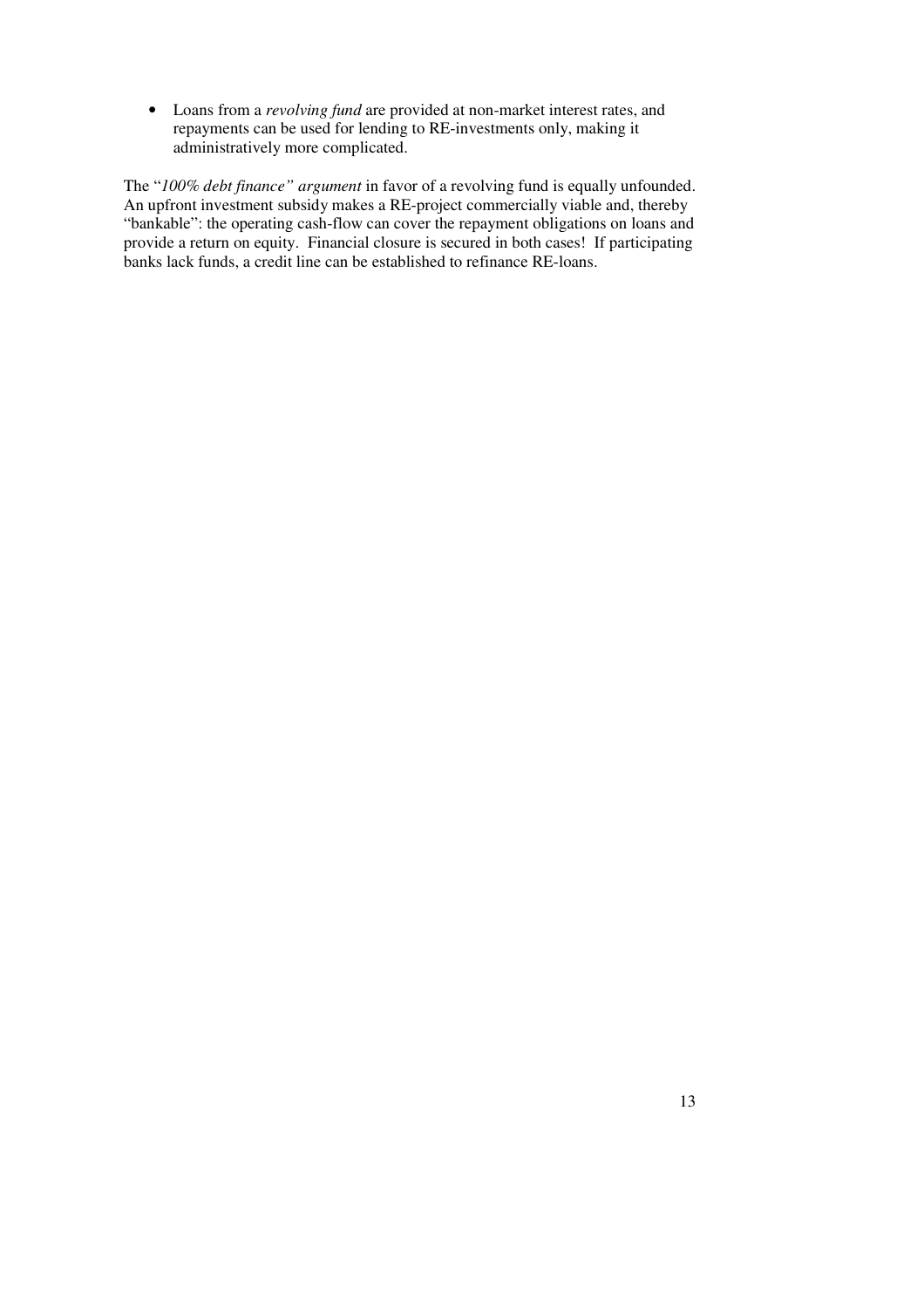- Loans from a *revolving fund* are provided at non-market interest rates, and repayments can be used for lending to RE-investments only, making it administratively more complicated.

The "*100% debt finance" argument* in favor of a revolving fund is equally unfounded. An upfront investment subsidy makes a RE-project commercially viable and, thereby "bankable": the operating cash-flow can cover the repayment obligations on loans and provide a return on equity. Financial closure is secured in both cases! If participating banks lack funds, a credit line can be established to refinance RE-loans.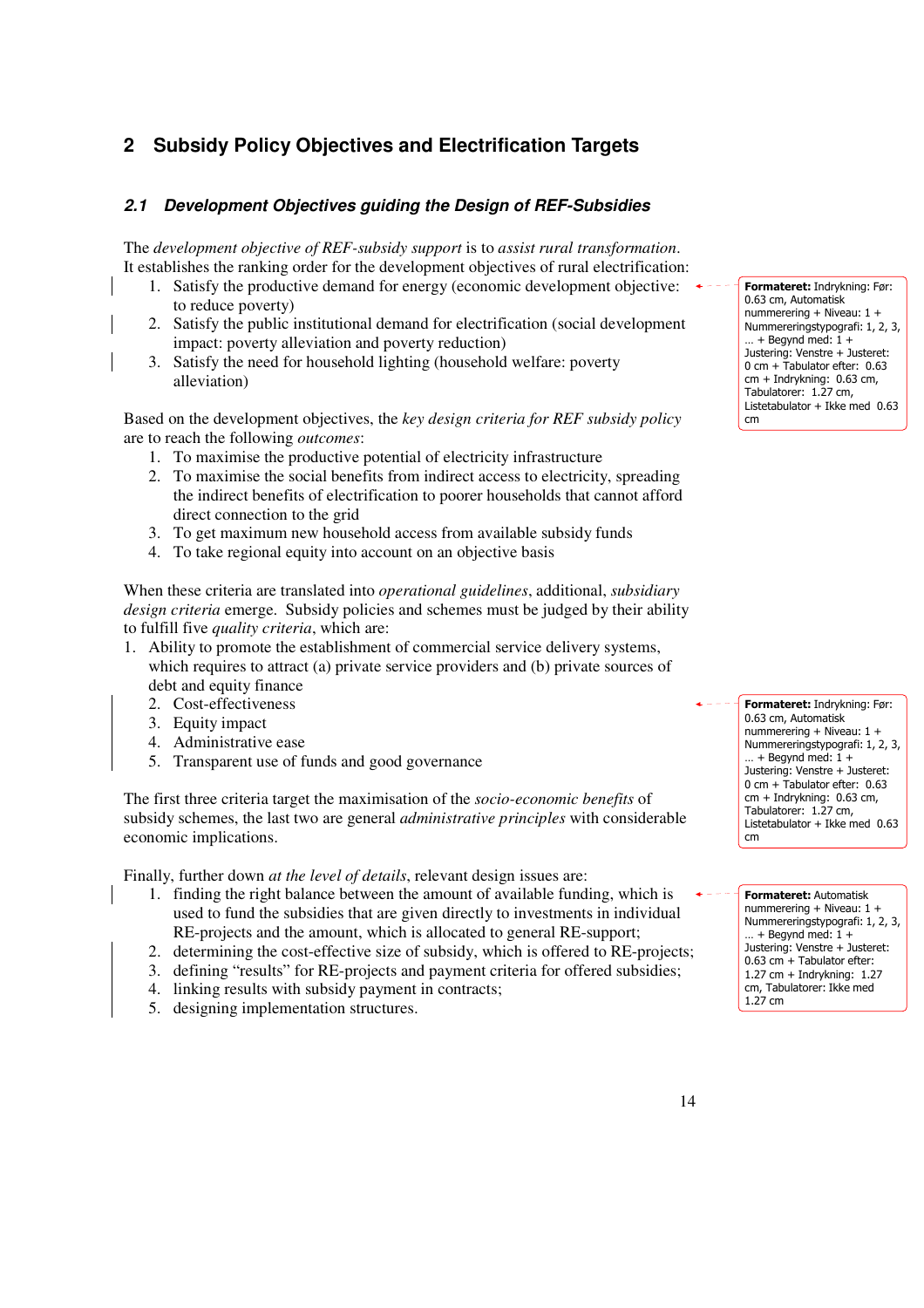## 2 Subsidy Policy Objectives and Electrification Targets

### 2.1 Development Objectives guiding the Design of REF-Subsidies

The *development objective of REF-subsidy support* is to *assist rural transformation*. It establishes the ranking order for the development objectives of rural electrification:

1. Satisfy the productive demand for energy (economic development objective: to reduce poverty)
2. Satisfy the public institutional demand for electrification (social development impact: poverty alleviation and poverty reduction)
3. Satisfy the need for household lighting (household welfare: poverty alleviation)

Based on the development objectives, the *key design criteria for REF subsidy policy* are to reach the following *outcomes*:

1. To maximise the productive potential of electricity infrastructure
2. To maximise the social benefits from indirect access to electricity, spreading the indirect benefits of electrification to poorer households that cannot afford direct connection to the grid
3. To get maximum new household access from available subsidy funds
4. To take regional equity into account on an objective basis

When these criteria are translated into *operational guidelines*, additional, *subsidiary design criteria* emerge. Subsidy policies and schemes must be judged by their ability to fulfill five *quality criteria*, which are:

1. Ability to promote the establishment of commercial service delivery systems, which requires to attract (a) private service providers and (b) private sources of debt and equity finance
2. Cost-effectiveness
3. Equity impact
4. Administrative ease
5. Transparent use of funds and good governance

The first three criteria target the maximisation of the *socio-economic benefits* of subsidy schemes, the last two are general *administrative principles* with considerable economic implications.

Finally, further down *at the level of details*, relevant design issues are:

1. finding the right balance between the amount of available funding, which is used to fund the subsidies that are given directly to investments in individual RE-projects and the amount, which is allocated to general RE-support;
2. determining the cost-effective size of subsidy, which is offered to RE-projects;
3. defining "results" for RE-projects and payment criteria for offered subsidies;
4. linking results with subsidy payment in contracts;
5. designing implementation structures.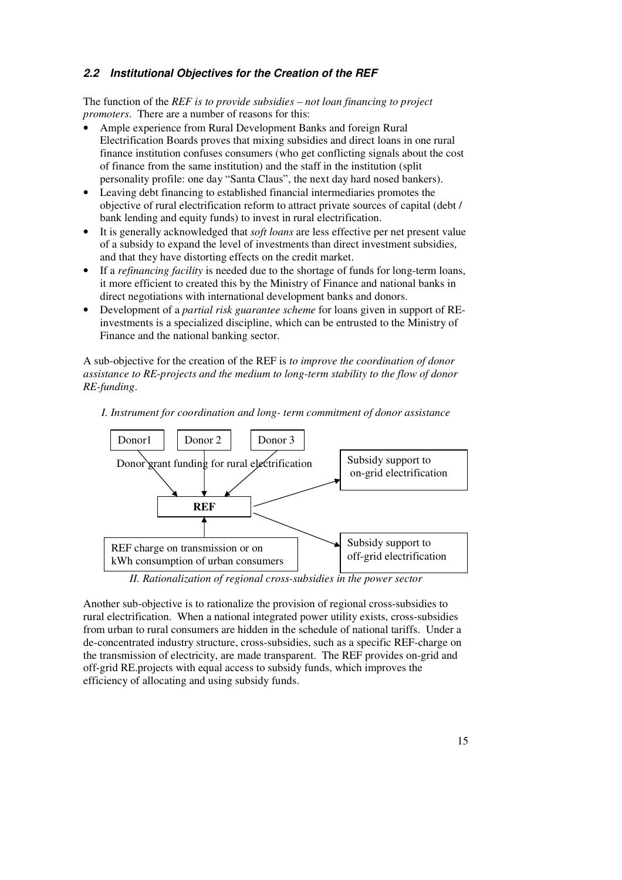### *2.2 Institutional Objectives for the Creation of the REF*

The function of the *REF is to provide subsidies – not loan financing to project promoters*. There are a number of reasons for this:

- Ample experience from Rural Development Banks and foreign Rural Electrification Boards proves that mixing subsidies and direct loans in one rural finance institution confuses consumers (who get conflicting signals about the cost of finance from the same institution) and the staff in the institution (split personality profile: one day "Santa Claus", the next day hard nosed bankers).
- Leaving debt financing to established financial intermediaries promotes the objective of rural electrification reform to attract private sources of capital (debt / bank lending and equity funds) to invest in rural electrification.
- It is generally acknowledged that *soft loans* are less effective per net present value of a subsidy to expand the level of investments than direct investment subsidies, and that they have distorting effects on the credit market.
- If a *refinancing facility* is needed due to the shortage of funds for long-term loans, it more efficient to created this by the Ministry of Finance and national banks in direct negotiations with international development banks and donors.
- Development of a *partial risk guarantee scheme* for loans given in support of RE-investments is a specialized discipline, which can be entrusted to the Ministry of Finance and the national banking sector.

A sub-objective for the creation of the REF is *to improve the coordination of donor assistance to RE-projects and the medium to long-term stability to the flow of donor RE-funding*.

*I. Instrument for coordination and long- term commitment of donor assistance*

Donor1 | Donor 2 | Donor 3

Donor grant funding for rural electrification

**REF**

REF charge on transmission or on kWh consumption of urban consumers

Subsidy support to on-grid electrification

Subsidy support to off-grid electrification

*II. Rationalization of regional cross-subsidies in the power sector*

Another sub-objective is to rationalize the provision of regional cross-subsidies to rural electrification. When a national integrated power utility exists, cross-subsidies from urban to rural consumers are hidden in the schedule of national tariffs. Under a de-concentrated industry structure, cross-subsidies, such as a specific REF-charge on the transmission of electricity, are made transparent. The REF provides on-grid and off-grid RE.projects with equal access to subsidy funds, which improves the efficiency of allocating and using subsidy funds.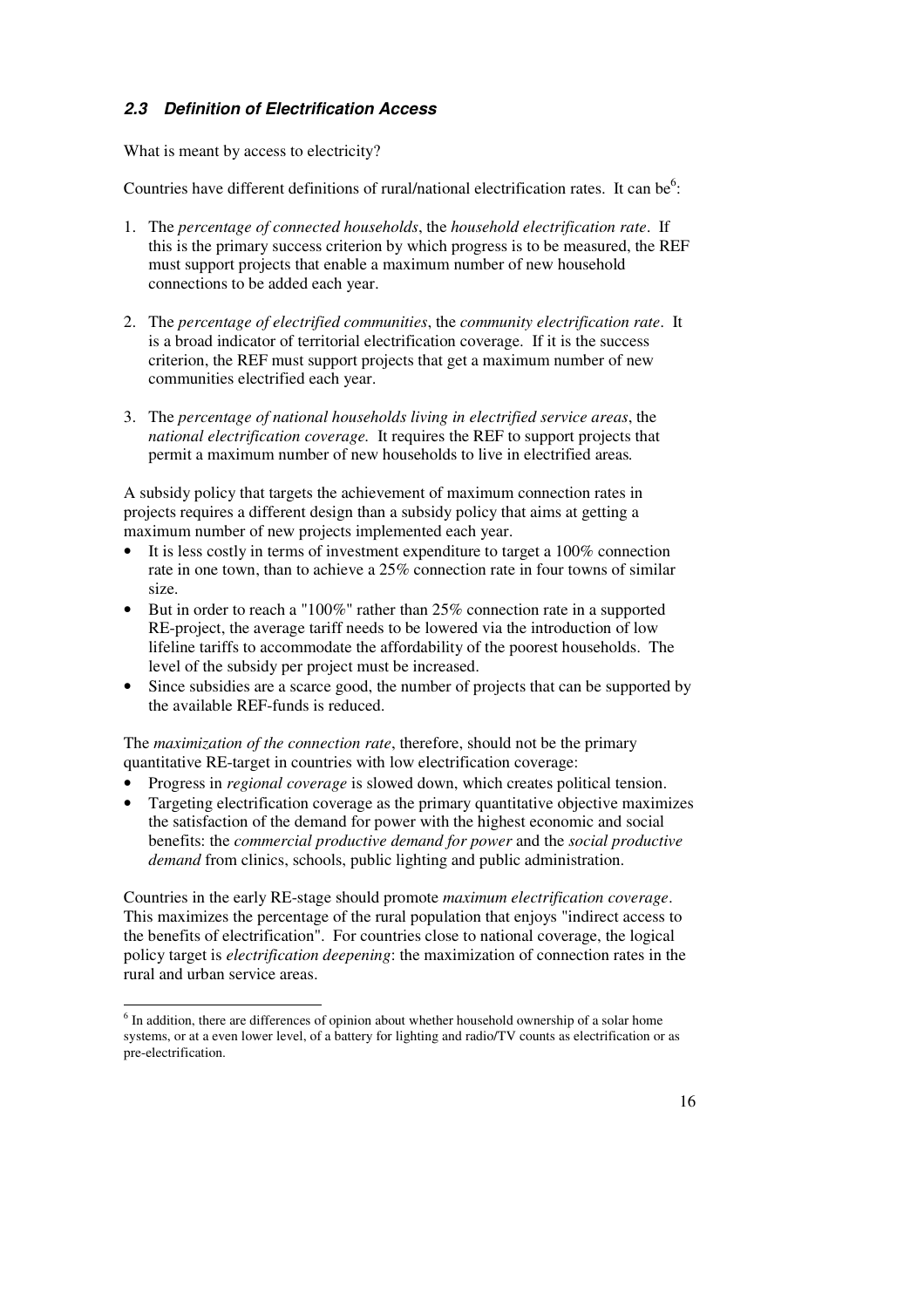### *2.3 Definition of Electrification Access*

What is meant by access to electricity?

Countries have different definitions of rural/national electrification rates. It can be[6]:

1. The *percentage of connected households*, the *household electrification rate*. If this is the primary success criterion by which progress is to be measured, the REF must support projects that enable a maximum number of new household connections to be added each year.

2. The *percentage of electrified communities*, the *community electrification rate*. It is a broad indicator of territorial electrification coverage. If it is the success criterion, the REF must support projects that get a maximum number of new communities electrified each year.

3. The *percentage of national households living in electrified service areas*, the *national electrification coverage.* It requires the REF to support projects that permit a maximum number of new households to live in electrified areas*.*

A subsidy policy that targets the achievement of maximum connection rates in projects requires a different design than a subsidy policy that aims at getting a maximum number of new projects implemented each year.

- It is less costly in terms of investment expenditure to target a 100% connection rate in one town, than to achieve a 25% connection rate in four towns of similar size.
- But in order to reach a "100%" rather than 25% connection rate in a supported RE-project, the average tariff needs to be lowered via the introduction of low lifeline tariffs to accommodate the affordability of the poorest households. The level of the subsidy per project must be increased.
- Since subsidies are a scarce good, the number of projects that can be supported by the available REF-funds is reduced.

The *maximization of the connection rate*, therefore, should not be the primary quantitative RE-target in countries with low electrification coverage:

- Progress in *regional coverage* is slowed down, which creates political tension.
- Targeting electrification coverage as the primary quantitative objective maximizes the satisfaction of the demand for power with the highest economic and social benefits: the *commercial productive demand for power* and the *social productive demand* from clinics, schools, public lighting and public administration.

Countries in the early RE-stage should promote *maximum electrification coverage*. This maximizes the percentage of the rural population that enjoys "indirect access to the benefits of electrification". For countries close to national coverage, the logical policy target is *electrification deepening*: the maximization of connection rates in the rural and urban service areas.

---

[6] In addition, there are differences of opinion about whether household ownership of a solar home systems, or at a even lower level, of a battery for lighting and radio/TV counts as electrification or as pre-electrification.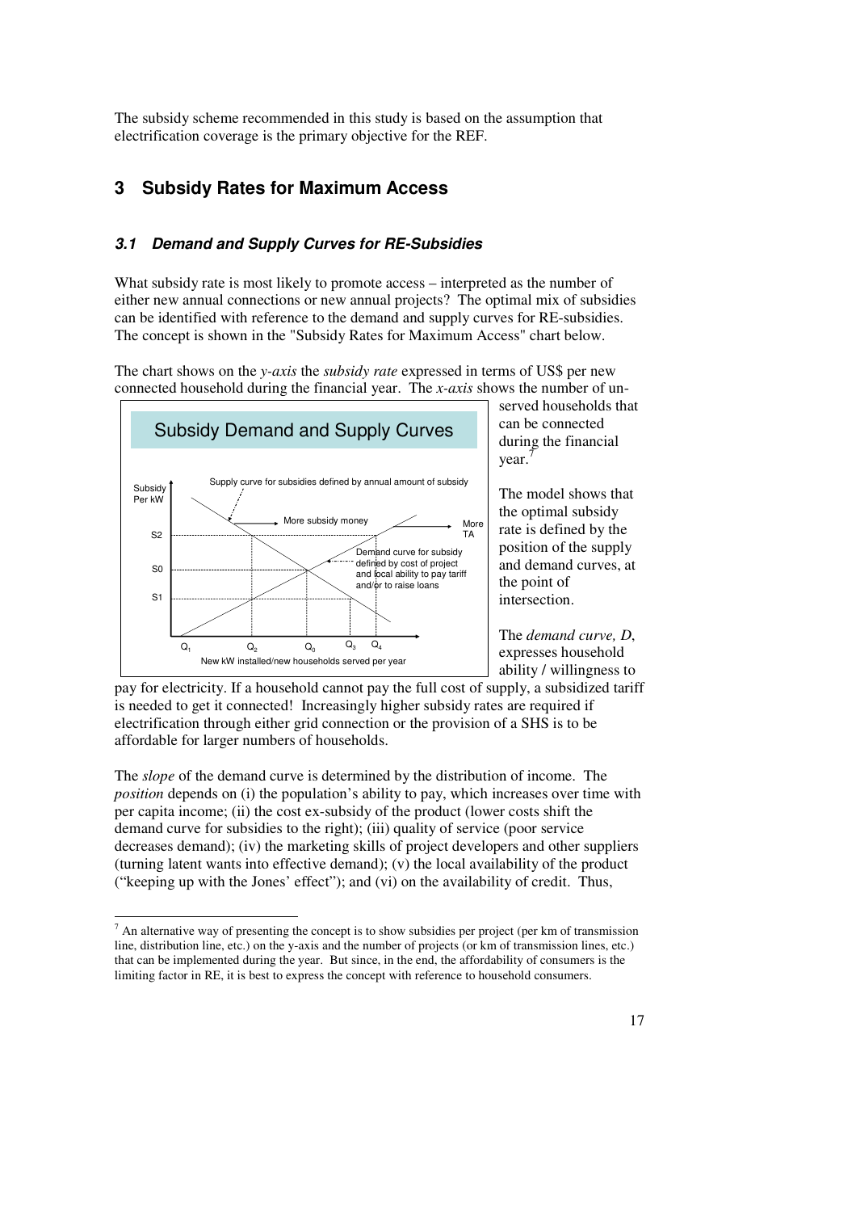The subsidy scheme recommended in this study is based on the assumption that electrification coverage is the primary objective for the REF.

# 3 Subsidy Rates for Maximum Access

## 3.1 Demand and Supply Curves for RE-Subsidies

What subsidy rate is most likely to promote access – interpreted as the number of either new annual connections or new annual projects? The optimal mix of subsidies can be identified with reference to the demand and supply curves for RE-subsidies. The concept is shown in the "Subsidy Rates for Maximum Access" chart below.

The chart shows on the *y-axis* the *subsidy rate* expressed in terms of US$ per new connected household during the financial year. The *x-axis* shows the number of un-served households that can be connected during the financial year.[7]

Subsidy Demand and Supply Curves

Subsidy Per kW

Supply curve for subsidies defined by annual amount of subsidy

More subsidy money

More TA

S2

S0

S1

Demand curve for subsidy defined by cost of project and local ability to pay tariff and/or to raise loans

$Q_1$ $Q_2$ $Q_0$ $Q_3$ $Q_4$

New kW installed/new households served per year

The model shows that the optimal subsidy rate is defined by the position of the supply and demand curves, at the point of intersection.

The *demand curve, D*, expresses household ability / willingness to pay for electricity. If a household cannot pay the full cost of supply, a subsidized tariff is needed to get it connected! Increasingly higher subsidy rates are required if electrification through either grid connection or the provision of a SHS is to be affordable for larger numbers of households.

The *slope* of the demand curve is determined by the distribution of income. The *position* depends on (i) the population's ability to pay, which increases over time with per capita income; (ii) the cost ex-subsidy of the product (lower costs shift the demand curve for subsidies to the right); (iii) quality of service (poor service decreases demand); (iv) the marketing skills of project developers and other suppliers (turning latent wants into effective demand); (v) the local availability of the product ("keeping up with the Jones' effect"); and (vi) on the availability of credit. Thus,

---

[7] An alternative way of presenting the concept is to show subsidies per project (per km of transmission line, distribution line, etc.) on the y-axis and the number of projects (or km of transmission lines, etc.) that can be implemented during the year. But since, in the end, the affordability of consumers is the limiting factor in RE, it is best to express the concept with reference to household consumers.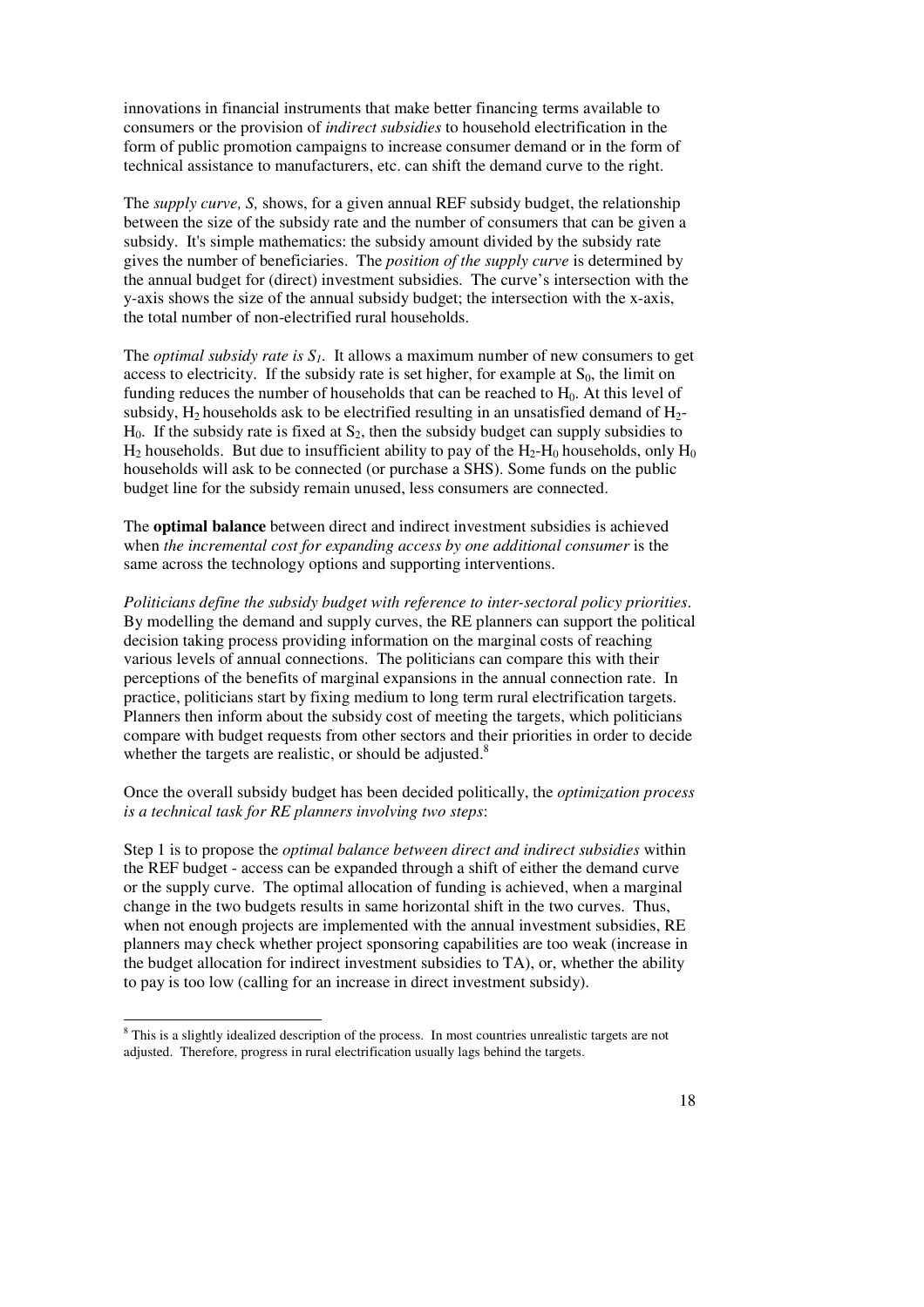innovations in financial instruments that make better financing terms available to consumers or the provision of *indirect subsidies* to household electrification in the form of public promotion campaigns to increase consumer demand or in the form of technical assistance to manufacturers, etc. can shift the demand curve to the right.

The *supply curve, S,* shows, for a given annual REF subsidy budget, the relationship between the size of the subsidy rate and the number of consumers that can be given a subsidy. It's simple mathematics: the subsidy amount divided by the subsidy rate gives the number of beneficiaries. The *position of the supply curve* is determined by the annual budget for (direct) investment subsidies. The curve's intersection with the y-axis shows the size of the annual subsidy budget; the intersection with the x-axis, the total number of non-electrified rural households.

The *optimal subsidy rate is $S_1$.* It allows a maximum number of new consumers to get access to electricity. If the subsidy rate is set higher, for example at $S_0$, the limit on funding reduces the number of households that can be reached to $H_0$. At this level of subsidy, $H_2$ households ask to be electrified resulting in an unsatisfied demand of $H_2$-$H_0$. If the subsidy rate is fixed at $S_2$, then the subsidy budget can supply subsidies to $H_2$ households. But due to insufficient ability to pay of the $H_2$-$H_0$ households, only $H_0$ households will ask to be connected (or purchase a SHS). Some funds on the public budget line for the subsidy remain unused, less consumers are connected.

The **optimal balance** between direct and indirect investment subsidies is achieved when *the incremental cost for expanding access by one additional consumer* is the same across the technology options and supporting interventions.

*Politicians define the subsidy budget with reference to inter-sectoral policy priorities.* By modelling the demand and supply curves, the RE planners can support the political decision taking process providing information on the marginal costs of reaching various levels of annual connections. The politicians can compare this with their perceptions of the benefits of marginal expansions in the annual connection rate. In practice, politicians start by fixing medium to long term rural electrification targets. Planners then inform about the subsidy cost of meeting the targets, which politicians compare with budget requests from other sectors and their priorities in order to decide whether the targets are realistic, or should be adjusted.[8]

Once the overall subsidy budget has been decided politically, the *optimization process is a technical task for RE planners involving two steps*:

Step 1 is to propose the *optimal balance between direct and indirect subsidies* within the REF budget - access can be expanded through a shift of either the demand curve or the supply curve. The optimal allocation of funding is achieved, when a marginal change in the two budgets results in same horizontal shift in the two curves. Thus, when not enough projects are implemented with the annual investment subsidies, RE planners may check whether project sponsoring capabilities are too weak (increase in the budget allocation for indirect investment subsidies to TA), or, whether the ability to pay is too low (calling for an increase in direct investment subsidy).

---

[8] This is a slightly idealized description of the process. In most countries unrealistic targets are not adjusted. Therefore, progress in rural electrification usually lags behind the targets.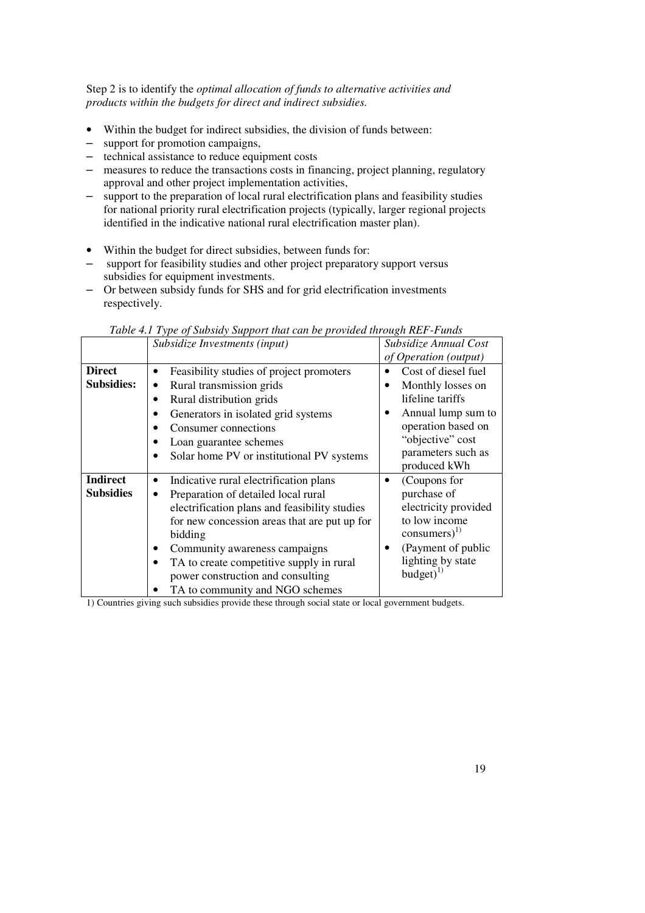Step 2 is to identify the *optimal allocation of funds to alternative activities and products within the budgets for direct and indirect subsidies.*

- Within the budget for indirect subsidies, the division of funds between:
  - support for promotion campaigns,
  - technical assistance to reduce equipment costs
  - measures to reduce the transactions costs in financing, project planning, regulatory approval and other project implementation activities,
  - support to the preparation of local rural electrification plans and feasibility studies for national priority rural electrification projects (typically, larger regional projects identified in the indicative national rural electrification master plan).

- Within the budget for direct subsidies, between funds for:
  - support for feasibility studies and other project preparatory support versus subsidies for equipment investments.
  - Or between subsidy funds for SHS and for grid electrification investments respectively.

*Table 4.1 Type of Subsidy Support that can be provided through REF-Funds*

| | *Subsidize Investments (input)* | *Subsidize Annual Cost of Operation (output)* |
|---|---|---|
| **Direct Subsidies:** | • Feasibility studies of project promoters<br>• Rural transmission grids<br>• Rural distribution grids<br>• Generators in isolated grid systems<br>• Consumer connections<br>• Loan guarantee schemes<br>• Solar home PV or institutional PV systems | • Cost of diesel fuel<br>• Monthly losses on lifeline tariffs<br>• Annual lump sum to operation based on "objective" cost parameters such as produced kWh |
| **Indirect Subsidies** | • Indicative rural electrification plans<br>• Preparation of detailed local rural electrification plans and feasibility studies for new concession areas that are put up for bidding<br>• Community awareness campaigns<br>• TA to create competitive supply in rural power construction and consulting<br>• TA to community and NGO schemes | • (Coupons for purchase of electricity provided to low income consumers)[1)]<br>• (Payment of public lighting by state budget)[1)] |

1) Countries giving such subsidies provide these through social state or local government budgets.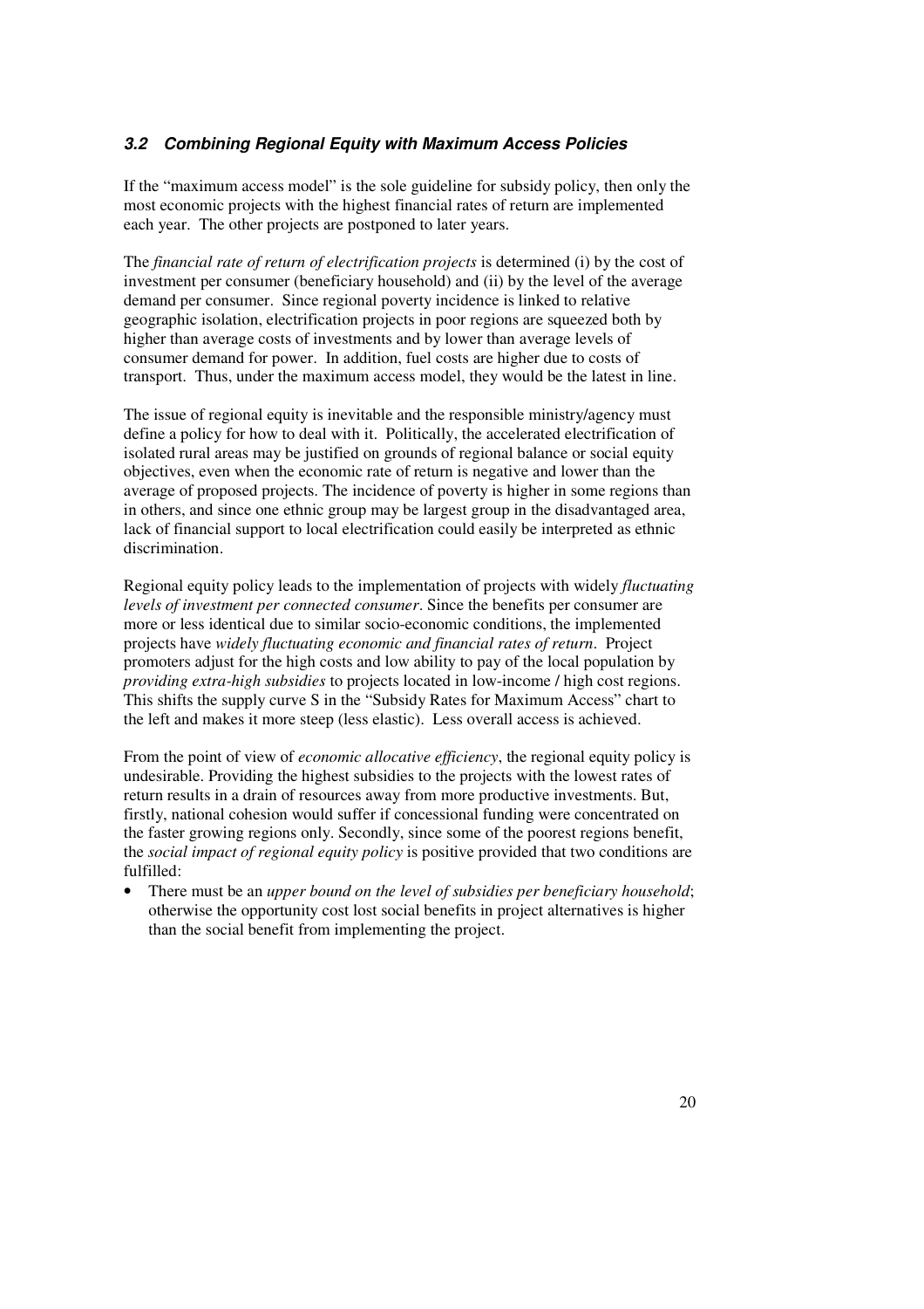### *3.2 Combining Regional Equity with Maximum Access Policies*

If the "maximum access model" is the sole guideline for subsidy policy, then only the most economic projects with the highest financial rates of return are implemented each year. The other projects are postponed to later years.

The *financial rate of return of electrification projects* is determined (i) by the cost of investment per consumer (beneficiary household) and (ii) by the level of the average demand per consumer. Since regional poverty incidence is linked to relative geographic isolation, electrification projects in poor regions are squeezed both by higher than average costs of investments and by lower than average levels of consumer demand for power. In addition, fuel costs are higher due to costs of transport. Thus, under the maximum access model, they would be the latest in line.

The issue of regional equity is inevitable and the responsible ministry/agency must define a policy for how to deal with it. Politically, the accelerated electrification of isolated rural areas may be justified on grounds of regional balance or social equity objectives, even when the economic rate of return is negative and lower than the average of proposed projects. The incidence of poverty is higher in some regions than in others, and since one ethnic group may be largest group in the disadvantaged area, lack of financial support to local electrification could easily be interpreted as ethnic discrimination.

Regional equity policy leads to the implementation of projects with widely *fluctuating levels of investment per connected consumer*. Since the benefits per consumer are more or less identical due to similar socio-economic conditions, the implemented projects have *widely fluctuating economic and financial rates of return*. Project promoters adjust for the high costs and low ability to pay of the local population by *providing extra-high subsidies* to projects located in low-income / high cost regions. This shifts the supply curve S in the "Subsidy Rates for Maximum Access" chart to the left and makes it more steep (less elastic). Less overall access is achieved.

From the point of view of *economic allocative efficiency*, the regional equity policy is undesirable. Providing the highest subsidies to the projects with the lowest rates of return results in a drain of resources away from more productive investments. But, firstly, national cohesion would suffer if concessional funding were concentrated on the faster growing regions only. Secondly, since some of the poorest regions benefit, the *social impact of regional equity policy* is positive provided that two conditions are fulfilled:

- There must be an *upper bound on the level of subsidies per beneficiary household*; otherwise the opportunity cost lost social benefits in project alternatives is higher than the social benefit from implementing the project.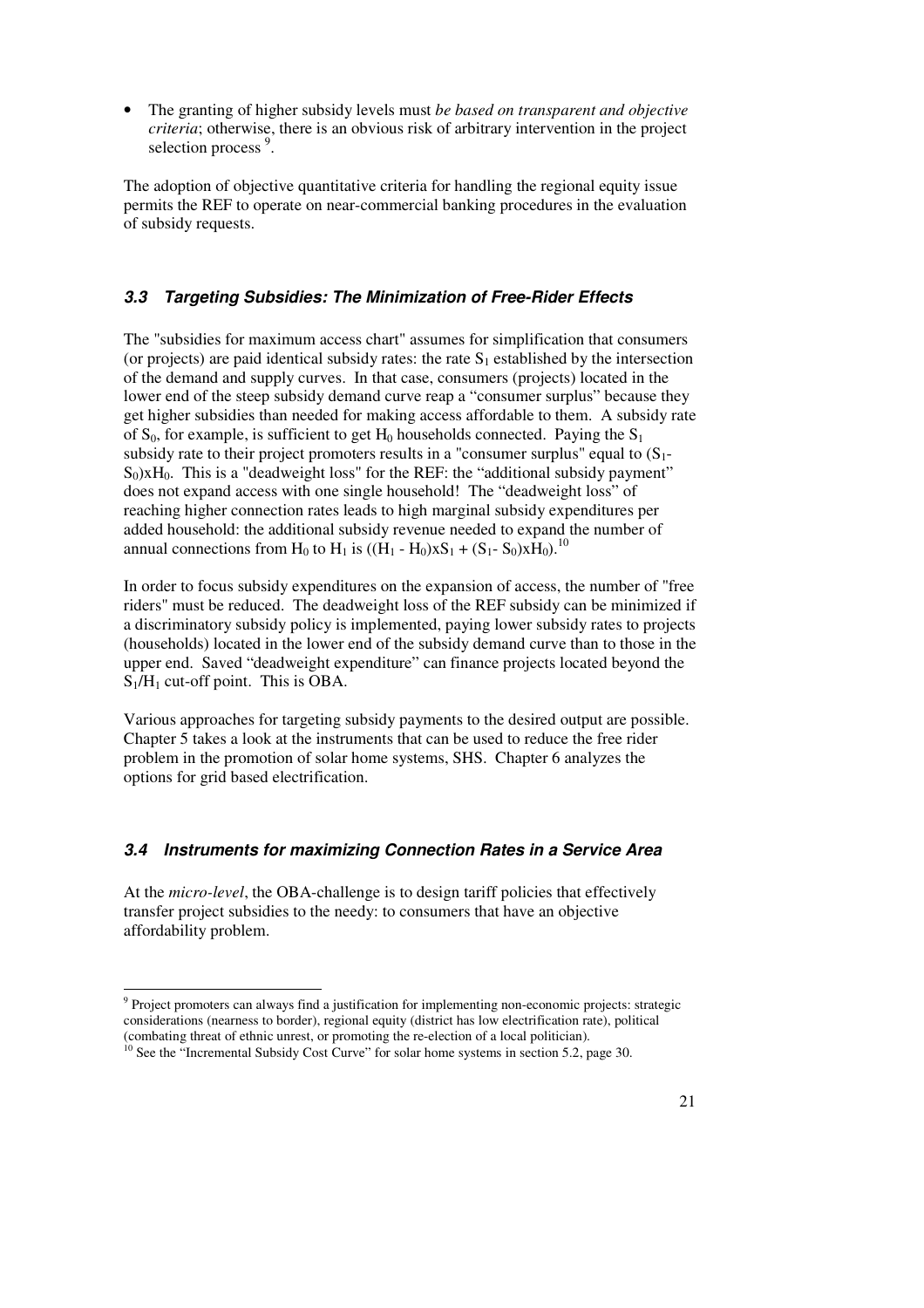- The granting of higher subsidy levels must *be based on transparent and objective criteria*; otherwise, there is an obvious risk of arbitrary intervention in the project selection process [9].

The adoption of objective quantitative criteria for handling the regional equity issue permits the REF to operate on near-commercial banking procedures in the evaluation of subsidy requests.

### *3.3 Targeting Subsidies: The Minimization of Free-Rider Effects*

The "subsidies for maximum access chart" assumes for simplification that consumers (or projects) are paid identical subsidy rates: the rate $S_1$ established by the intersection of the demand and supply curves. In that case, consumers (projects) located in the lower end of the steep subsidy demand curve reap a "consumer surplus" because they get higher subsidies than needed for making access affordable to them. A subsidy rate of $S_0$, for example, is sufficient to get $H_0$ households connected. Paying the $S_1$ subsidy rate to their project promoters results in a "consumer surplus" equal to $(S_1 - S_0)xH_0$. This is a "deadweight loss" for the REF: the "additional subsidy payment" does not expand access with one single household! The "deadweight loss" of reaching higher connection rates leads to high marginal subsidy expenditures per added household: the additional subsidy revenue needed to expand the number of annual connections from $H_0$ to $H_1$ is $((H_1 - H_0)xS_1 + (S_1 - S_0)xH_0)$.[10]

In order to focus subsidy expenditures on the expansion of access, the number of "free riders" must be reduced. The deadweight loss of the REF subsidy can be minimized if a discriminatory subsidy policy is implemented, paying lower subsidy rates to projects (households) located in the lower end of the subsidy demand curve than to those in the upper end. Saved "deadweight expenditure" can finance projects located beyond the $S_1/H_1$ cut-off point. This is OBA.

Various approaches for targeting subsidy payments to the desired output are possible. Chapter 5 takes a look at the instruments that can be used to reduce the free rider problem in the promotion of solar home systems, SHS. Chapter 6 analyzes the options for grid based electrification.

### *3.4 Instruments for maximizing Connection Rates in a Service Area*

At the *micro-level*, the OBA-challenge is to design tariff policies that effectively transfer project subsidies to the needy: to consumers that have an objective affordability problem.

---

[9] Project promoters can always find a justification for implementing non-economic projects: strategic considerations (nearness to border), regional equity (district has low electrification rate), political (combating threat of ethnic unrest, or promoting the re-election of a local politician).

[10] See the "Incremental Subsidy Cost Curve" for solar home systems in section 5.2, page 30.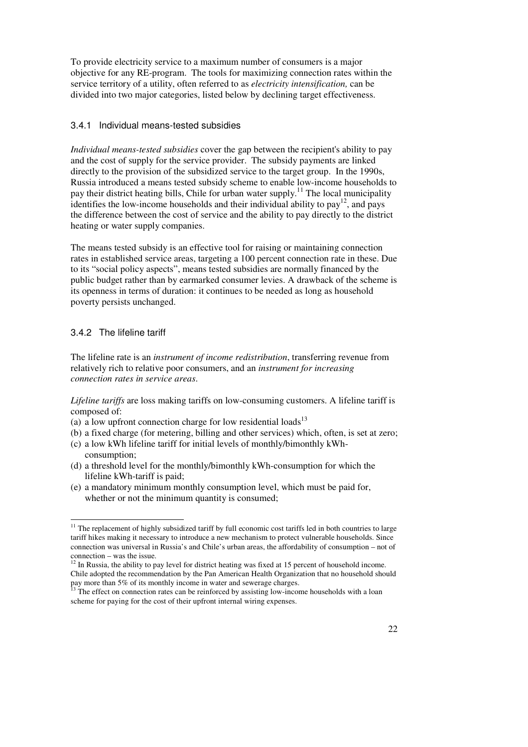To provide electricity service to a maximum number of consumers is a major objective for any RE-program. The tools for maximizing connection rates within the service territory of a utility, often referred to as *electricity intensification,* can be divided into two major categories, listed below by declining target effectiveness.

### 3.4.1 Individual means-tested subsidies

*Individual means-tested subsidies* cover the gap between the recipient's ability to pay and the cost of supply for the service provider. The subsidy payments are linked directly to the provision of the subsidized service to the target group. In the 1990s, Russia introduced a means tested subsidy scheme to enable low-income households to pay their district heating bills, Chile for urban water supply.[11] The local municipality identifies the low-income households and their individual ability to pay[12], and pays the difference between the cost of service and the ability to pay directly to the district heating or water supply companies.

The means tested subsidy is an effective tool for raising or maintaining connection rates in established service areas, targeting a 100 percent connection rate in these. Due to its "social policy aspects", means tested subsidies are normally financed by the public budget rather than by earmarked consumer levies. A drawback of the scheme is its openness in terms of duration: it continues to be needed as long as household poverty persists unchanged.

### 3.4.2 The lifeline tariff

The lifeline rate is an *instrument of income redistribution*, transferring revenue from relatively rich to relative poor consumers, and an *instrument for increasing connection rates in service areas*.

*Lifeline tariffs* are loss making tariffs on low-consuming customers. A lifeline tariff is composed of:

(a) a low upfront connection charge for low residential loads[13]
(b) a fixed charge (for metering, billing and other services) which, often, is set at zero;
(c) a low kWh lifeline tariff for initial levels of monthly/bimonthly kWh-consumption;
(d) a threshold level for the monthly/bimonthly kWh-consumption for which the lifeline kWh-tariff is paid;
(e) a mandatory minimum monthly consumption level, which must be paid for, whether or not the minimum quantity is consumed;

---

[11] The replacement of highly subsidized tariff by full economic cost tariffs led in both countries to large tariff hikes making it necessary to introduce a new mechanism to protect vulnerable households. Since connection was universal in Russia's and Chile's urban areas, the affordability of consumption – not of connection – was the issue.

[12] In Russia, the ability to pay level for district heating was fixed at 15 percent of household income. Chile adopted the recommendation by the Pan American Health Organization that no household should pay more than 5% of its monthly income in water and sewerage charges.

[13] The effect on connection rates can be reinforced by assisting low-income households with a loan scheme for paying for the cost of their upfront internal wiring expenses.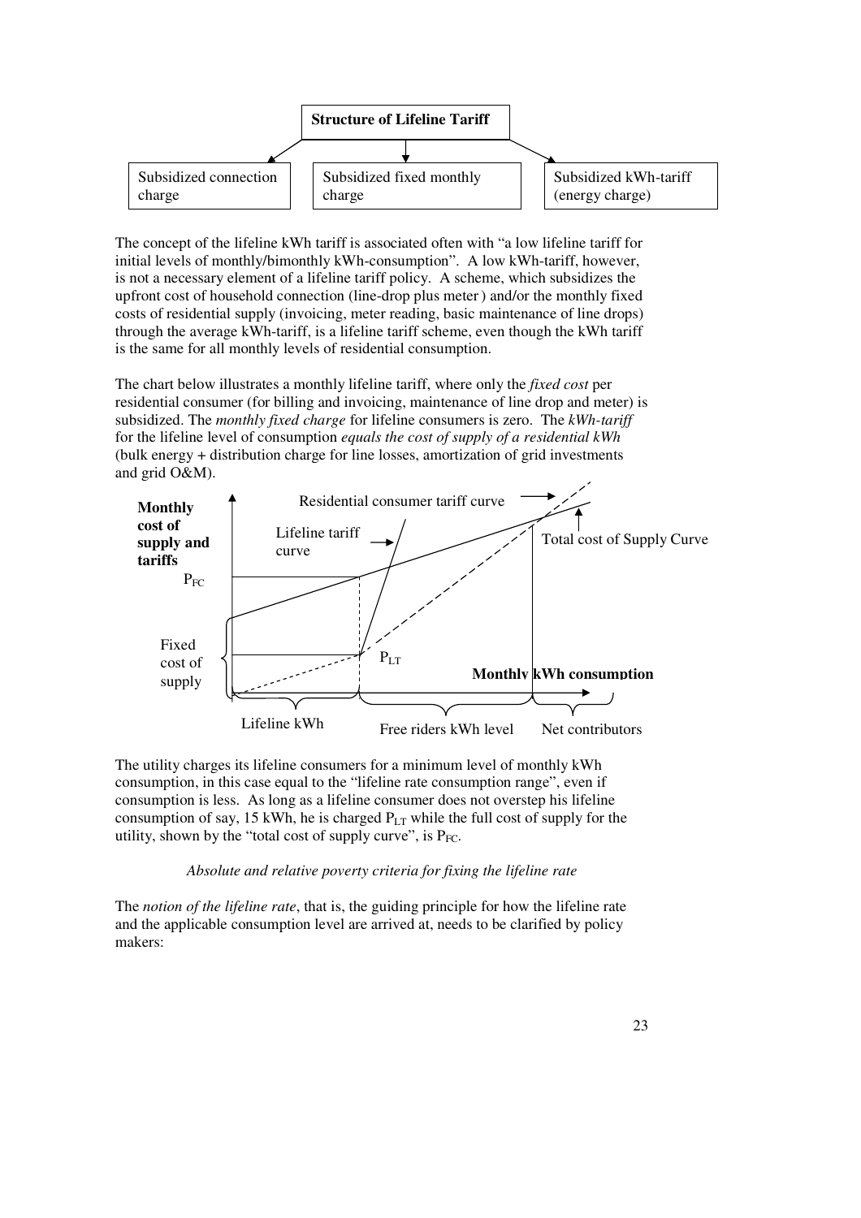**Structure of Lifeline Tariff**

- Subsidized connection charge
- Subsidized fixed monthly charge
- Subsidized kWh-tariff (energy charge)

The concept of the lifeline kWh tariff is associated often with "a low lifeline tariff for initial levels of monthly/bimonthly kWh-consumption". A low kWh-tariff, however, is not a necessary element of a lifeline tariff policy. A scheme, which subsidizes the upfront cost of household connection (line-drop plus meter ) and/or the monthly fixed costs of residential supply (invoicing, meter reading, basic maintenance of line drops) through the average kWh-tariff, is a lifeline tariff scheme, even though the kWh tariff is the same for all monthly levels of residential consumption.

The chart below illustrates a monthly lifeline tariff, where only the *fixed cost* per residential consumer (for billing and invoicing, maintenance of line drop and meter) is subsidized. The *monthly fixed charge* for lifeline consumers is zero. The *kWh-tariff* for the lifeline level of consumption *equals the cost of supply of a residential kWh* (bulk energy + distribution charge for line losses, amortization of grid investments and grid O&M).

The utility charges its lifeline consumers for a minimum level of monthly kWh consumption, in this case equal to the "lifeline rate consumption range", even if consumption is less. As long as a lifeline consumer does not overstep his lifeline consumption of say, 15 kWh, he is charged $P_{LT}$ while the full cost of supply for the utility, shown by the "total cost of supply curve", is $P_{FC}$.

*Absolute and relative poverty criteria for fixing the lifeline rate*

The *notion of the lifeline rate*, that is, the guiding principle for how the lifeline rate and the applicable consumption level are arrived at, needs to be clarified by policy makers: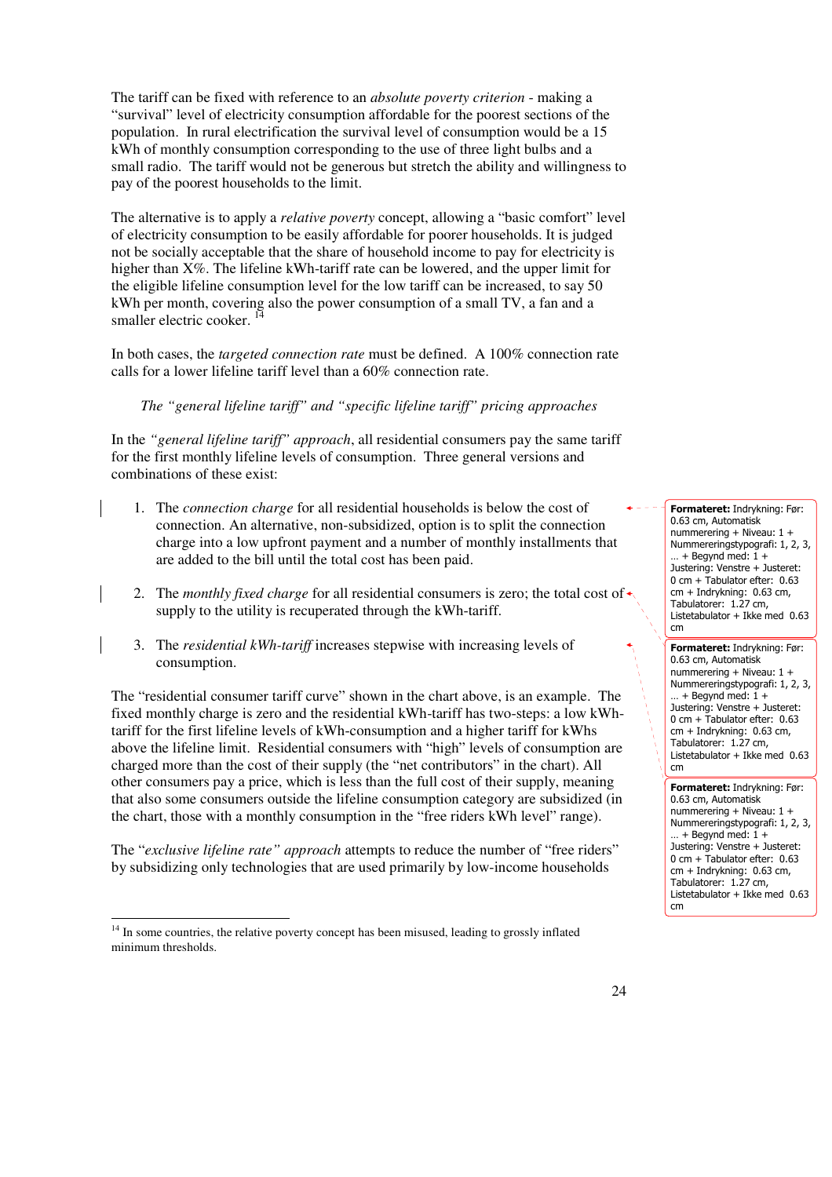The tariff can be fixed with reference to an *absolute poverty criterion* - making a "survival" level of electricity consumption affordable for the poorest sections of the population. In rural electrification the survival level of consumption would be a 15 kWh of monthly consumption corresponding to the use of three light bulbs and a small radio. The tariff would not be generous but stretch the ability and willingness to pay of the poorest households to the limit.

The alternative is to apply a *relative poverty* concept, allowing a "basic comfort" level of electricity consumption to be easily affordable for poorer households. It is judged not be socially acceptable that the share of household income to pay for electricity is higher than X%. The lifeline kWh-tariff rate can be lowered, and the upper limit for the eligible lifeline consumption level for the low tariff can be increased, to say 50 kWh per month, covering also the power consumption of a small TV, a fan and a smaller electric cooker. [14]

In both cases, the *targeted connection rate* must be defined. A 100% connection rate calls for a lower lifeline tariff level than a 60% connection rate.

*The "general lifeline tariff" and "specific lifeline tariff" pricing approaches*

In the *"general lifeline tariff" approach*, all residential consumers pay the same tariff for the first monthly lifeline levels of consumption. Three general versions and combinations of these exist:

1. The *connection charge* for all residential households is below the cost of connection. An alternative, non-subsidized, option is to split the connection charge into a low upfront payment and a number of monthly installments that are added to the bill until the total cost has been paid.

2. The *monthly fixed charge* for all residential consumers is zero; the total cost of supply to the utility is recuperated through the kWh-tariff.

3. The *residential kWh-tariff* increases stepwise with increasing levels of consumption.

The "residential consumer tariff curve" shown in the chart above, is an example. The fixed monthly charge is zero and the residential kWh-tariff has two-steps: a low kWh-tariff for the first lifeline levels of kWh-consumption and a higher tariff for kWhs above the lifeline limit. Residential consumers with "high" levels of consumption are charged more than the cost of their supply (the "net contributors" in the chart). All other consumers pay a price, which is less than the full cost of their supply, meaning that also some consumers outside the lifeline consumption category are subsidized (in the chart, those with a monthly consumption in the "free riders kWh level" range).

The "*exclusive lifeline rate" approach* attempts to reduce the number of "free riders" by subsidizing only technologies that are used primarily by low-income households

[14] In some countries, the relative poverty concept has been misused, leading to grossly inflated minimum thresholds.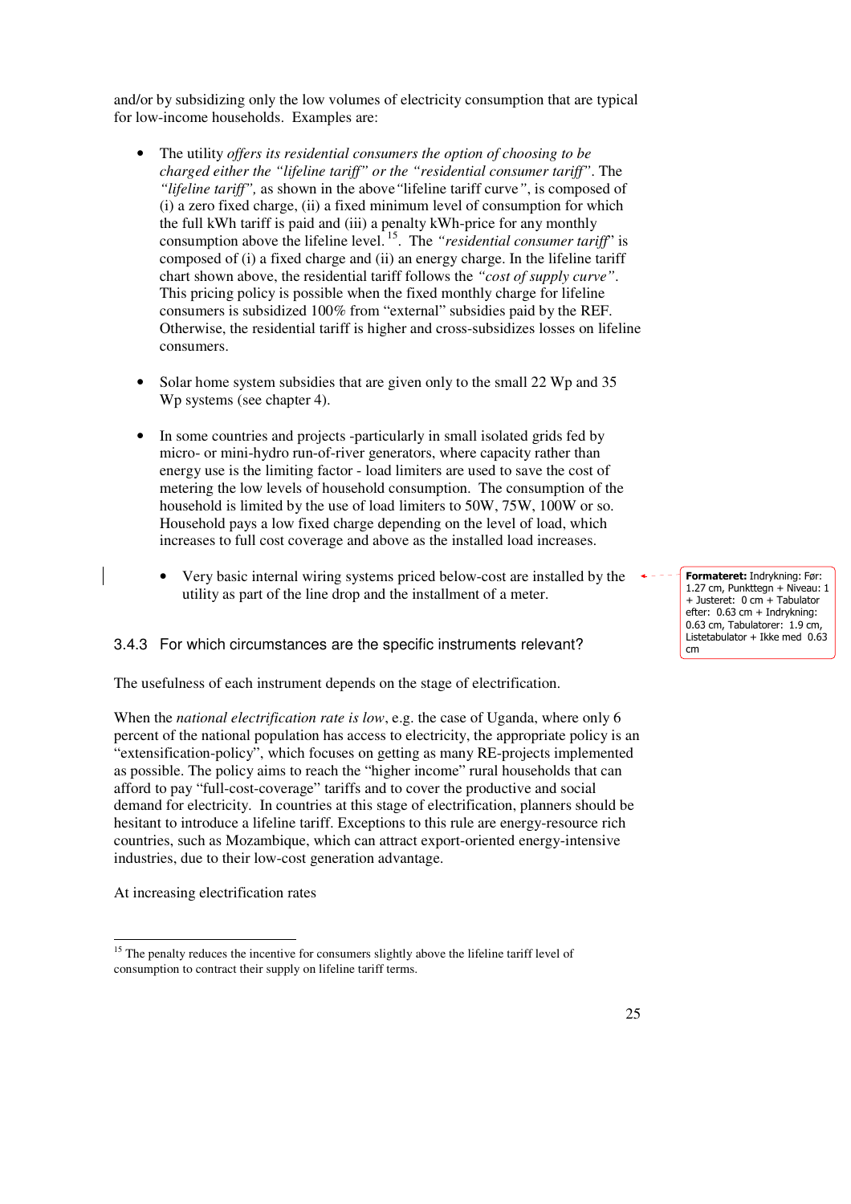and/or by subsidizing only the low volumes of electricity consumption that are typical for low-income households. Examples are:

- The utility *offers its residential consumers the option of choosing to be charged either the "lifeline tariff" or the "residential consumer tariff"*. The *"lifeline tariff",* as shown in the above*"*lifeline tariff curve*"*, is composed of (i) a zero fixed charge, (ii) a fixed minimum level of consumption for which the full kWh tariff is paid and (iii) a penalty kWh-price for any monthly consumption above the lifeline level.[15]. The *"residential consumer tariff*" is composed of (i) a fixed charge and (ii) an energy charge. In the lifeline tariff chart shown above, the residential tariff follows the *"cost of supply curve"*. This pricing policy is possible when the fixed monthly charge for lifeline consumers is subsidized 100% from "external" subsidies paid by the REF. Otherwise, the residential tariff is higher and cross-subsidizes losses on lifeline consumers.

- Solar home system subsidies that are given only to the small 22 Wp and 35 Wp systems (see chapter 4).

- In some countries and projects -particularly in small isolated grids fed by micro- or mini-hydro run-of-river generators, where capacity rather than energy use is the limiting factor - load limiters are used to save the cost of metering the low levels of household consumption. The consumption of the household is limited by the use of load limiters to 50W, 75W, 100W or so. Household pays a low fixed charge depending on the level of load, which increases to full cost coverage and above as the installed load increases.

    - Very basic internal wiring systems priced below-cost are installed by the utility as part of the line drop and the installment of a meter.

### 3.4.3 For which circumstances are the specific instruments relevant?

The usefulness of each instrument depends on the stage of electrification.

When the *national electrification rate is low*, e.g. the case of Uganda, where only 6 percent of the national population has access to electricity, the appropriate policy is an "extensification-policy", which focuses on getting as many RE-projects implemented as possible. The policy aims to reach the "higher income" rural households that can afford to pay "full-cost-coverage" tariffs and to cover the productive and social demand for electricity. In countries at this stage of electrification, planners should be hesitant to introduce a lifeline tariff. Exceptions to this rule are energy-resource rich countries, such as Mozambique, which can attract export-oriented energy-intensive industries, due to their low-cost generation advantage.

At increasing electrification rates

[15] The penalty reduces the incentive for consumers slightly above the lifeline tariff level of consumption to contract their supply on lifeline tariff terms.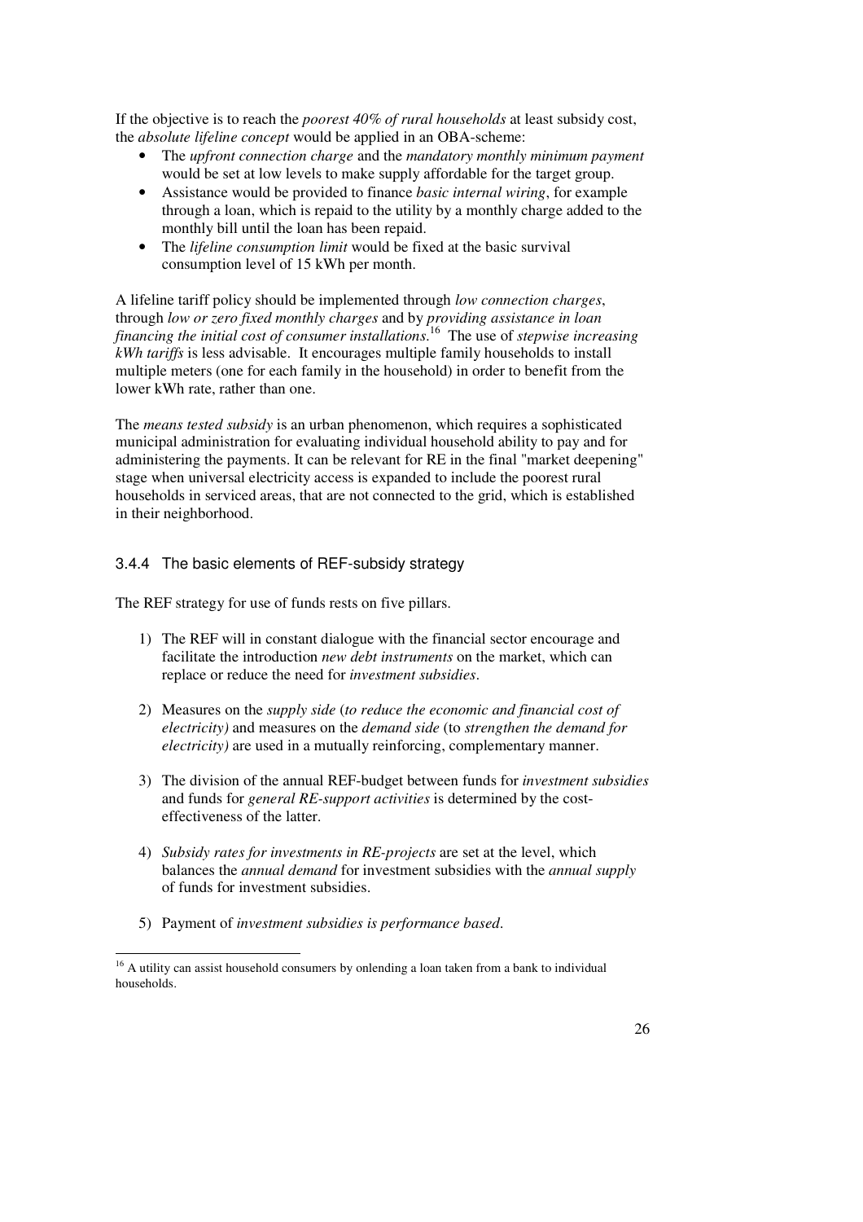If the objective is to reach the *poorest 40% of rural households* at least subsidy cost, the *absolute lifeline concept* would be applied in an OBA-scheme:

- The *upfront connection charge* and the *mandatory monthly minimum payment* would be set at low levels to make supply affordable for the target group.
- Assistance would be provided to finance *basic internal wiring*, for example through a loan, which is repaid to the utility by a monthly charge added to the monthly bill until the loan has been repaid.
- The *lifeline consumption limit* would be fixed at the basic survival consumption level of 15 kWh per month.

A lifeline tariff policy should be implemented through *low connection charges*, through *low or zero fixed monthly charges* and by *providing assistance in loan financing the initial cost of consumer installations.*[16] The use of *stepwise increasing kWh tariffs* is less advisable. It encourages multiple family households to install multiple meters (one for each family in the household) in order to benefit from the lower kWh rate, rather than one.

The *means tested subsidy* is an urban phenomenon, which requires a sophisticated municipal administration for evaluating individual household ability to pay and for administering the payments. It can be relevant for RE in the final "market deepening" stage when universal electricity access is expanded to include the poorest rural households in serviced areas, that are not connected to the grid, which is established in their neighborhood.

### 3.4.4 The basic elements of REF-subsidy strategy

The REF strategy for use of funds rests on five pillars.

1) The REF will in constant dialogue with the financial sector encourage and facilitate the introduction *new debt instruments* on the market, which can replace or reduce the need for *investment subsidies*.

2) Measures on the *supply side* (*to reduce the economic and financial cost of electricity)* and measures on the *demand side* (to *strengthen the demand for electricity)* are used in a mutually reinforcing, complementary manner.

3) The division of the annual REF-budget between funds for *investment subsidies* and funds for *general RE-support activities* is determined by the cost-effectiveness of the latter.

4) *Subsidy rates for investments in RE-projects* are set at the level, which balances the *annual demand* for investment subsidies with the *annual supply* of funds for investment subsidies.

5) Payment of *investment subsidies is performance based*.

---

[16] A utility can assist household consumers by onlending a loan taken from a bank to individual households.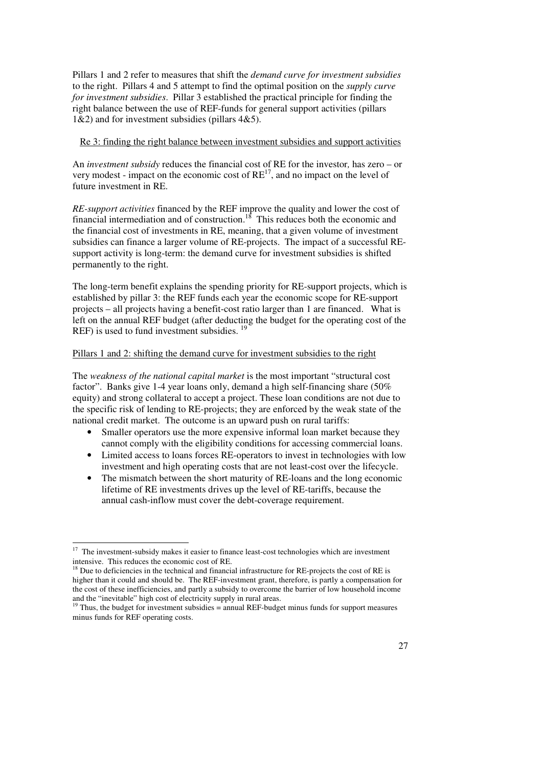Pillars 1 and 2 refer to measures that shift the *demand curve for investment subsidies* to the right. Pillars 4 and 5 attempt to find the optimal position on the *supply curve for investment subsidies*. Pillar 3 established the practical principle for finding the right balance between the use of REF-funds for general support activities (pillars 1&2) and for investment subsidies (pillars 4&5).

Re 3: finding the right balance between investment subsidies and support activities

An *investment subsidy* reduces the financial cost of RE for the investor, has zero – or very modest - impact on the economic cost of RE[17], and no impact on the level of future investment in RE.

*RE-support activities* financed by the REF improve the quality and lower the cost of financial intermediation and of construction.[18] This reduces both the economic and the financial cost of investments in RE, meaning, that a given volume of investment subsidies can finance a larger volume of RE-projects. The impact of a successful RE-support activity is long-term: the demand curve for investment subsidies is shifted permanently to the right.

The long-term benefit explains the spending priority for RE-support projects, which is established by pillar 3: the REF funds each year the economic scope for RE-support projects – all projects having a benefit-cost ratio larger than 1 are financed. What is left on the annual REF budget (after deducting the budget for the operating cost of the REF) is used to fund investment subsidies. [19]

Pillars 1 and 2: shifting the demand curve for investment subsidies to the right

The *weakness of the national capital market* is the most important "structural cost factor". Banks give 1-4 year loans only, demand a high self-financing share (50% equity) and strong collateral to accept a project. These loan conditions are not due to the specific risk of lending to RE-projects; they are enforced by the weak state of the national credit market. The outcome is an upward push on rural tariffs:

- Smaller operators use the more expensive informal loan market because they cannot comply with the eligibility conditions for accessing commercial loans.
- Limited access to loans forces RE-operators to invest in technologies with low investment and high operating costs that are not least-cost over the lifecycle.
- The mismatch between the short maturity of RE-loans and the long economic lifetime of RE investments drives up the level of RE-tariffs, because the annual cash-inflow must cover the debt-coverage requirement.

---

[17] The investment-subsidy makes it easier to finance least-cost technologies which are investment intensive. This reduces the economic cost of RE.

[18] Due to deficiencies in the technical and financial infrastructure for RE-projects the cost of RE is higher than it could and should be. The REF-investment grant, therefore, is partly a compensation for the cost of these inefficiencies, and partly a subsidy to overcome the barrier of low household income and the "inevitable" high cost of electricity supply in rural areas.

[19] Thus, the budget for investment subsidies = annual REF-budget minus funds for support measures minus funds for REF operating costs.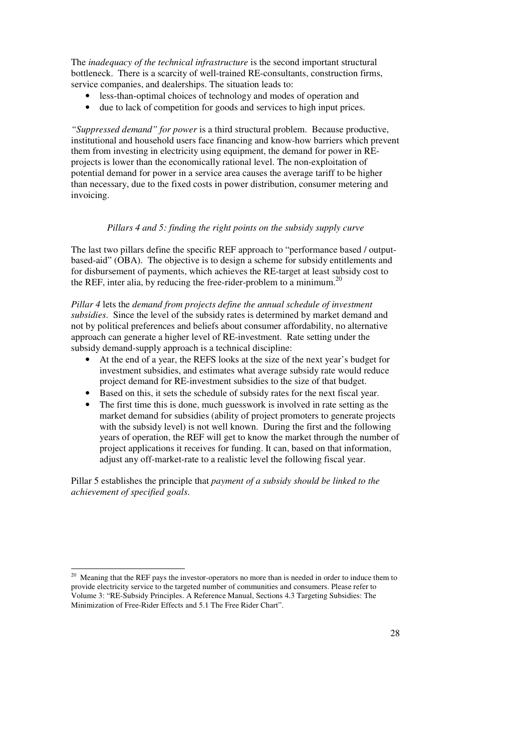The *inadequacy of the technical infrastructure* is the second important structural bottleneck. There is a scarcity of well-trained RE-consultants, construction firms, service companies, and dealerships. The situation leads to:

- less-than-optimal choices of technology and modes of operation and
- due to lack of competition for goods and services to high input prices.

*"Suppressed demand" for power* is a third structural problem. Because productive, institutional and household users face financing and know-how barriers which prevent them from investing in electricity using equipment, the demand for power in RE-projects is lower than the economically rational level. The non-exploitation of potential demand for power in a service area causes the average tariff to be higher than necessary, due to the fixed costs in power distribution, consumer metering and invoicing.

*Pillars 4 and 5: finding the right points on the subsidy supply curve*

The last two pillars define the specific REF approach to "performance based / output-based-aid" (OBA). The objective is to design a scheme for subsidy entitlements and for disbursement of payments, which achieves the RE-target at least subsidy cost to the REF, inter alia, by reducing the free-rider-problem to a minimum.[20]

*Pillar 4* lets the *demand from projects define the annual schedule of investment subsidies*. Since the level of the subsidy rates is determined by market demand and not by political preferences and beliefs about consumer affordability, no alternative approach can generate a higher level of RE-investment. Rate setting under the subsidy demand-supply approach is a technical discipline:

- At the end of a year, the REFS looks at the size of the next year's budget for investment subsidies, and estimates what average subsidy rate would reduce project demand for RE-investment subsidies to the size of that budget.
- Based on this, it sets the schedule of subsidy rates for the next fiscal year.
- The first time this is done, much guesswork is involved in rate setting as the market demand for subsidies (ability of project promoters to generate projects with the subsidy level) is not well known. During the first and the following years of operation, the REF will get to know the market through the number of project applications it receives for funding. It can, based on that information, adjust any off-market-rate to a realistic level the following fiscal year.

Pillar 5 establishes the principle that *payment of a subsidy should be linked to the achievement of specified goals*.

---

[20] Meaning that the REF pays the investor-operators no more than is needed in order to induce them to provide electricity service to the targeted number of communities and consumers. Please refer to Volume 3: "RE-Subsidy Principles. A Reference Manual, Sections 4.3 Targeting Subsidies: The Minimization of Free-Rider Effects and 5.1 The Free Rider Chart".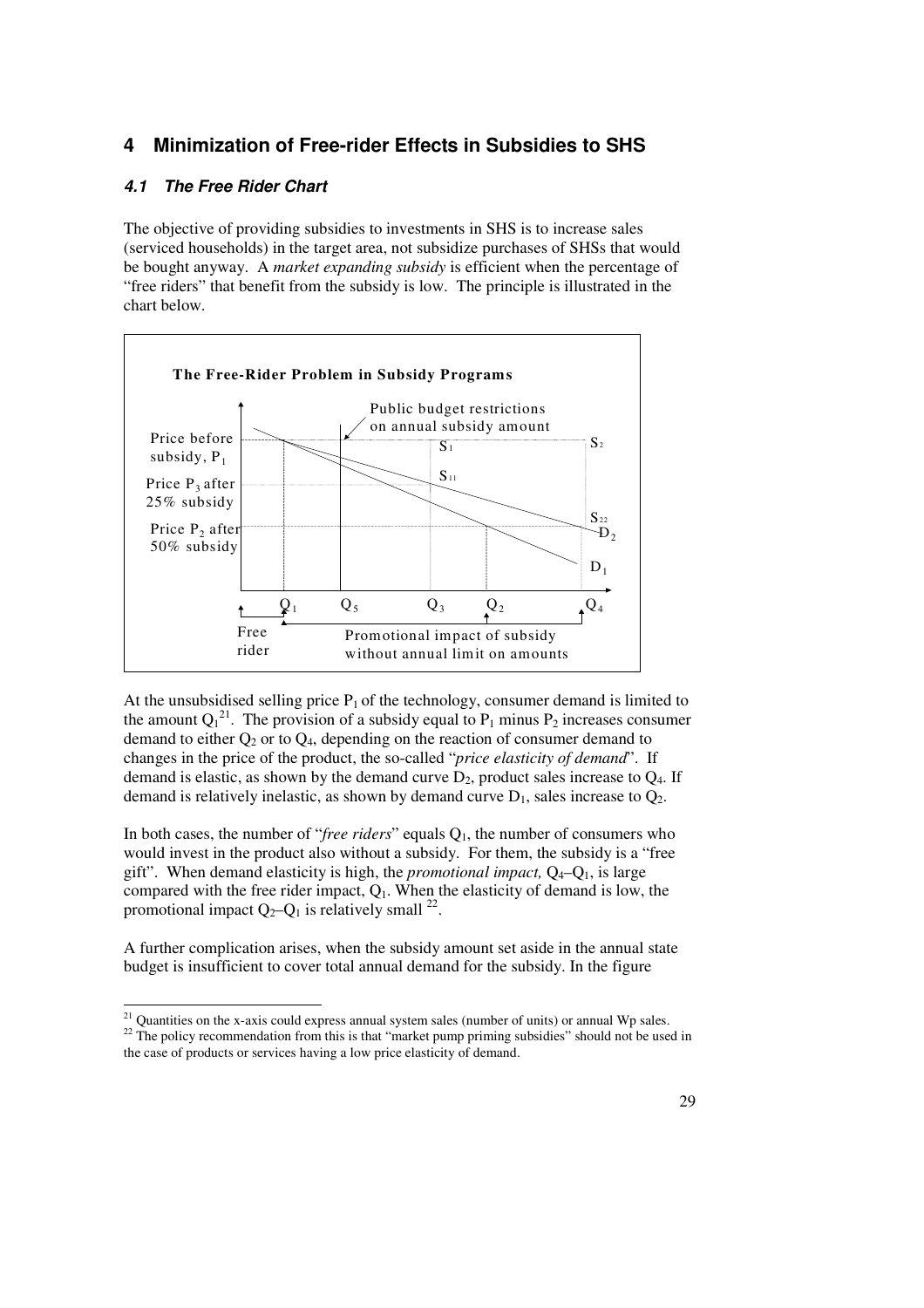# 4 Minimization of Free-rider Effects in Subsidies to SHS

## 4.1 The Free Rider Chart

The objective of providing subsidies to investments in SHS is to increase sales (serviced households) in the target area, not subsidize purchases of SHSs that would be bought anyway. A *market expanding subsidy* is efficient when the percentage of "free riders" that benefit from the subsidy is low. The principle is illustrated in the chart below.

**The Free-Rider Problem in Subsidy Programs**

Chart labels: Price before subsidy, $P_1$; Price $P_3$ after 25% subsidy; Price $P_2$ after 50% subsidy; Public budget restrictions on annual subsidy amount; $S_1$, $S_{11}$, $S_2$, $S_{22}$; $D_1$, $D_2$; $Q_1$, $Q_5$, $Q_3$, $Q_2$, $Q_4$; Free rider; Promotional impact of subsidy without annual limit on amounts.

At the unsubsidised selling price $P_1$ of the technology, consumer demand is limited to the amount $Q_1$[21]. The provision of a subsidy equal to $P_1$ minus $P_2$ increases consumer demand to either $Q_2$ or to $Q_4$, depending on the reaction of consumer demand to changes in the price of the product, the so-called "*price elasticity of demand*". If demand is elastic, as shown by the demand curve $D_2$, product sales increase to $Q_4$. If demand is relatively inelastic, as shown by demand curve $D_1$, sales increase to $Q_2$.

In both cases, the number of "*free riders*" equals $Q_1$, the number of consumers who would invest in the product also without a subsidy. For them, the subsidy is a "free gift". When demand elasticity is high, the *promotional impact,* $Q_4$–$Q_1$, is large compared with the free rider impact, $Q_1$. When the elasticity of demand is low, the promotional impact $Q_2$–$Q_1$ is relatively small [22].

A further complication arises, when the subsidy amount set aside in the annual state budget is insufficient to cover total annual demand for the subsidy. In the figure

---

[21] Quantities on the x-axis could express annual system sales (number of units) or annual Wp sales.

[22] The policy recommendation from this is that "market pump priming subsidies" should not be used in the case of products or services having a low price elasticity of demand.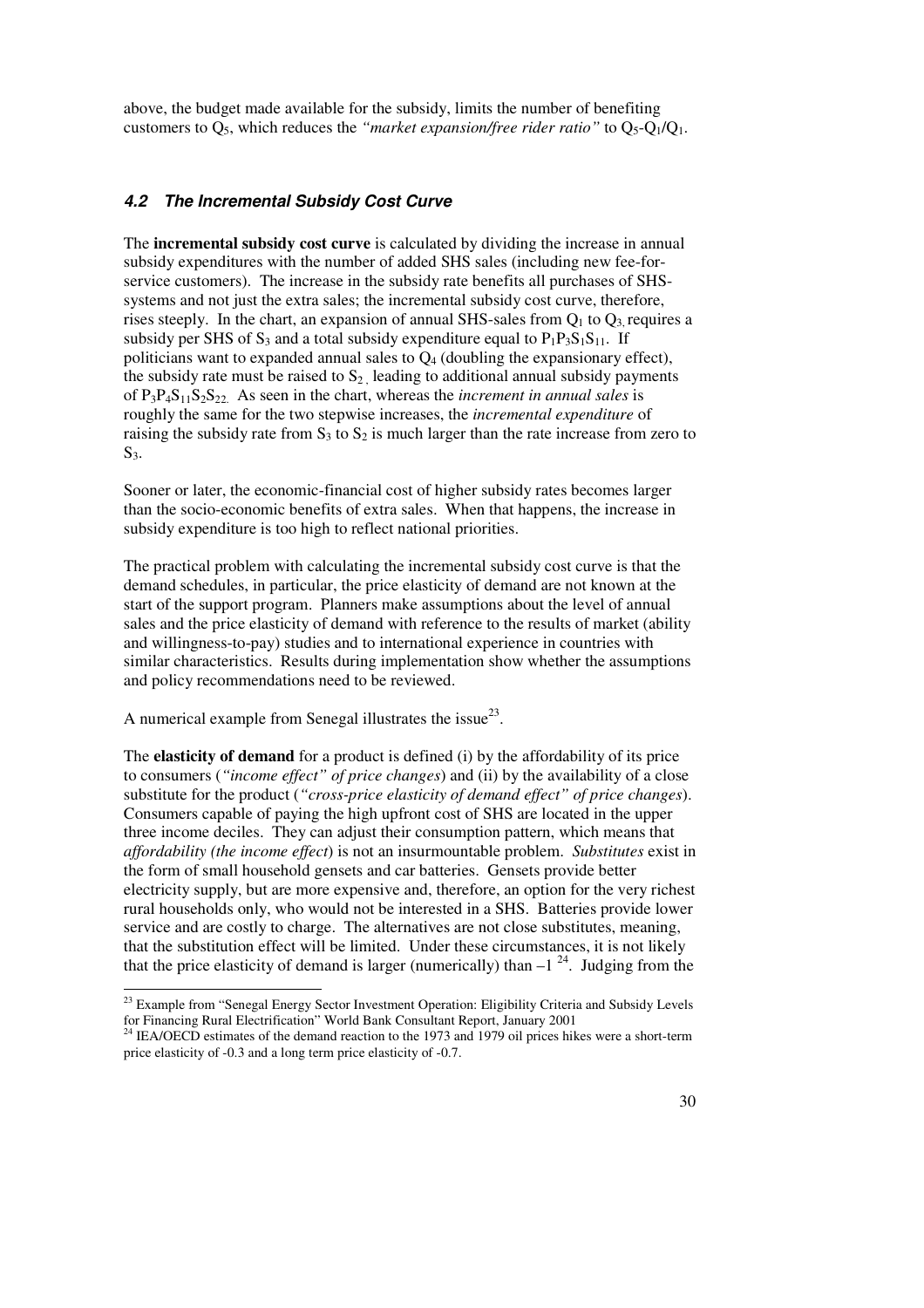above, the budget made available for the subsidy, limits the number of benefiting customers to $Q_5$, which reduces the *"market expansion/free rider ratio"* to $Q_5$-$Q_1$/$Q_1$.

### *4.2 The Incremental Subsidy Cost Curve*

The **incremental subsidy cost curve** is calculated by dividing the increase in annual subsidy expenditures with the number of added SHS sales (including new fee-for-service customers). The increase in the subsidy rate benefits all purchases of SHS-systems and not just the extra sales; the incremental subsidy cost curve, therefore, rises steeply. In the chart, an expansion of annual SHS-sales from $Q_1$ to $Q_3$, requires a subsidy per SHS of $S_3$ and a total subsidy expenditure equal to $P_1P_3S_1S_{11}$. If politicians want to expanded annual sales to $Q_4$ (doubling the expansionary effect), the subsidy rate must be raised to $S_2$, leading to additional annual subsidy payments of $P_3P_4S_{11}S_2S_{22}$. As seen in the chart, whereas the *increment in annual sales* is roughly the same for the two stepwise increases, the *incremental expenditure* of raising the subsidy rate from $S_3$ to $S_2$ is much larger than the rate increase from zero to $S_3$.

Sooner or later, the economic-financial cost of higher subsidy rates becomes larger than the socio-economic benefits of extra sales. When that happens, the increase in subsidy expenditure is too high to reflect national priorities.

The practical problem with calculating the incremental subsidy cost curve is that the demand schedules, in particular, the price elasticity of demand are not known at the start of the support program. Planners make assumptions about the level of annual sales and the price elasticity of demand with reference to the results of market (ability and willingness-to-pay) studies and to international experience in countries with similar characteristics. Results during implementation show whether the assumptions and policy recommendations need to be reviewed.

A numerical example from Senegal illustrates the issue[23].

The **elasticity of demand** for a product is defined (i) by the affordability of its price to consumers (*"income effect" of price changes*) and (ii) by the availability of a close substitute for the product (*"cross-price elasticity of demand effect" of price changes*). Consumers capable of paying the high upfront cost of SHS are located in the upper three income deciles. They can adjust their consumption pattern, which means that *affordability (the income effect*) is not an insurmountable problem. *Substitutes* exist in the form of small household gensets and car batteries. Gensets provide better electricity supply, but are more expensive and, therefore, an option for the very richest rural households only, who would not be interested in a SHS. Batteries provide lower service and are costly to charge. The alternatives are not close substitutes, meaning, that the substitution effect will be limited. Under these circumstances, it is not likely that the price elasticity of demand is larger (numerically) than $-1$ [24]. Judging from the

---

[23] Example from "Senegal Energy Sector Investment Operation: Eligibility Criteria and Subsidy Levels for Financing Rural Electrification" World Bank Consultant Report, January 2001

[24] IEA/OECD estimates of the demand reaction to the 1973 and 1979 oil prices hikes were a short-term price elasticity of -0.3 and a long term price elasticity of -0.7.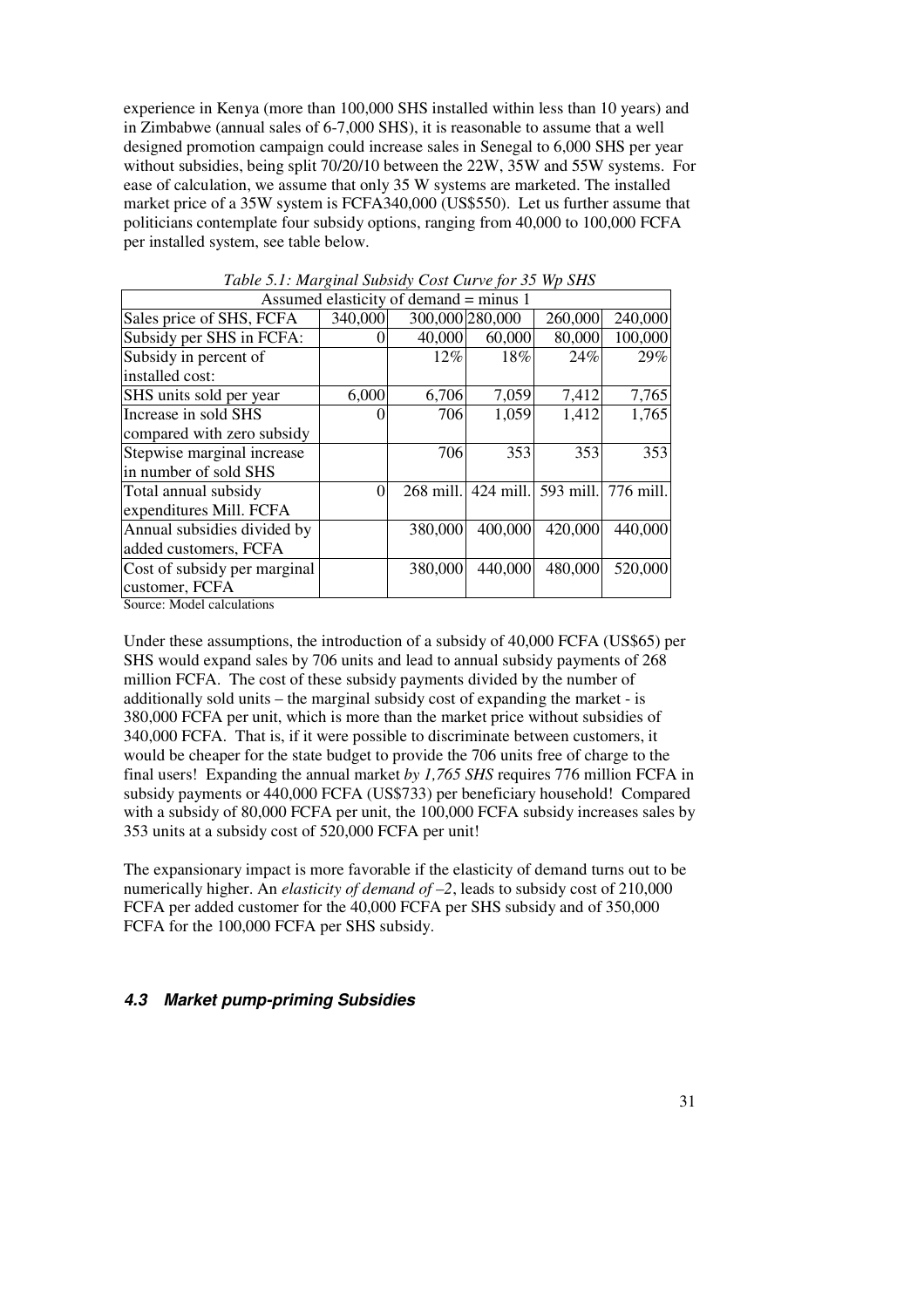experience in Kenya (more than 100,000 SHS installed within less than 10 years) and in Zimbabwe (annual sales of 6-7,000 SHS), it is reasonable to assume that a well designed promotion campaign could increase sales in Senegal to 6,000 SHS per year without subsidies, being split 70/20/10 between the 22W, 35W and 55W systems. For ease of calculation, we assume that only 35 W systems are marketed. The installed market price of a 35W system is FCFA340,000 (US$550). Let us further assume that politicians contemplate four subsidy options, ranging from 40,000 to 100,000 FCFA per installed system, see table below.

*Table 5.1: Marginal Subsidy Cost Curve for 35 Wp SHS*

| Assumed elasticity of demand = minus 1 | | | | | |
|---|---|---|---|---|---|
| Sales price of SHS, FCFA | 340,000 | 300,000 | 280,000 | 260,000 | 240,000 |
| Subsidy per SHS in FCFA: | 0 | 40,000 | 60,000 | 80,000 | 100,000 |
| Subsidy in percent of installed cost: | | 12% | 18% | 24% | 29% |
| SHS units sold per year | 6,000 | 6,706 | 7,059 | 7,412 | 7,765 |
| Increase in sold SHS compared with zero subsidy | 0 | 706 | 1,059 | 1,412 | 1,765 |
| Stepwise marginal increase in number of sold SHS | | 706 | 353 | 353 | 353 |
| Total annual subsidy expenditures Mill. FCFA | 0 | 268 mill. | 424 mill. | 593 mill. | 776 mill. |
| Annual subsidies divided by added customers, FCFA | | 380,000 | 400,000 | 420,000 | 440,000 |
| Cost of subsidy per marginal customer, FCFA | | 380,000 | 440,000 | 480,000 | 520,000 |

Source: Model calculations

Under these assumptions, the introduction of a subsidy of 40,000 FCFA (US$65) per SHS would expand sales by 706 units and lead to annual subsidy payments of 268 million FCFA. The cost of these subsidy payments divided by the number of additionally sold units – the marginal subsidy cost of expanding the market - is 380,000 FCFA per unit, which is more than the market price without subsidies of 340,000 FCFA. That is, if it were possible to discriminate between customers, it would be cheaper for the state budget to provide the 706 units free of charge to the final users! Expanding the annual market *by 1,765 SHS* requires 776 million FCFA in subsidy payments or 440,000 FCFA (US$733) per beneficiary household! Compared with a subsidy of 80,000 FCFA per unit, the 100,000 FCFA subsidy increases sales by 353 units at a subsidy cost of 520,000 FCFA per unit!

The expansionary impact is more favorable if the elasticity of demand turns out to be numerically higher. An *elasticity of demand of –2*, leads to subsidy cost of 210,000 FCFA per added customer for the 40,000 FCFA per SHS subsidy and of 350,000 FCFA for the 100,000 FCFA per SHS subsidy.

### 4.3 Market pump-priming Subsidies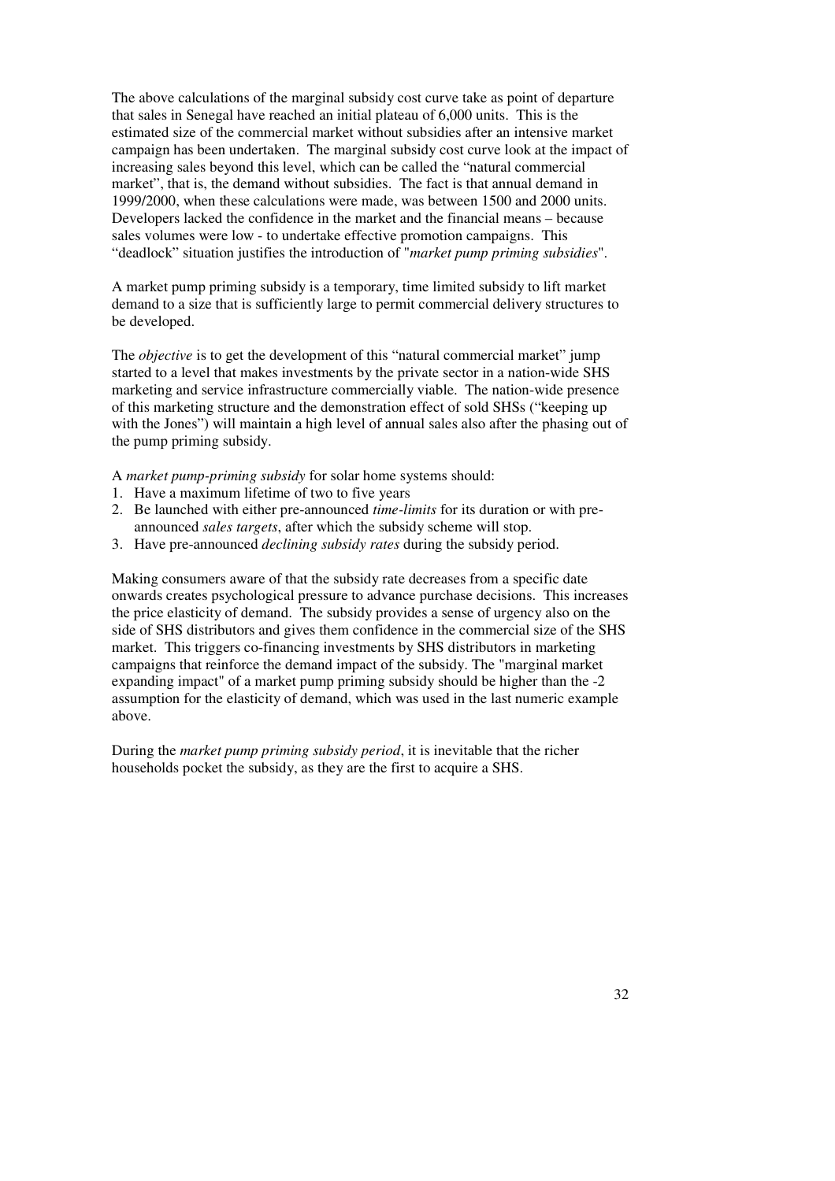The above calculations of the marginal subsidy cost curve take as point of departure that sales in Senegal have reached an initial plateau of 6,000 units. This is the estimated size of the commercial market without subsidies after an intensive market campaign has been undertaken. The marginal subsidy cost curve look at the impact of increasing sales beyond this level, which can be called the "natural commercial market", that is, the demand without subsidies. The fact is that annual demand in 1999/2000, when these calculations were made, was between 1500 and 2000 units. Developers lacked the confidence in the market and the financial means – because sales volumes were low - to undertake effective promotion campaigns. This "deadlock" situation justifies the introduction of "*market pump priming subsidies*".

A market pump priming subsidy is a temporary, time limited subsidy to lift market demand to a size that is sufficiently large to permit commercial delivery structures to be developed.

The *objective* is to get the development of this "natural commercial market" jump started to a level that makes investments by the private sector in a nation-wide SHS marketing and service infrastructure commercially viable. The nation-wide presence of this marketing structure and the demonstration effect of sold SHSs ("keeping up with the Jones") will maintain a high level of annual sales also after the phasing out of the pump priming subsidy.

A *market pump-priming subsidy* for solar home systems should:

1. Have a maximum lifetime of two to five years
2. Be launched with either pre-announced *time-limits* for its duration or with pre-announced *sales targets*, after which the subsidy scheme will stop.
3. Have pre-announced *declining subsidy rates* during the subsidy period.

Making consumers aware of that the subsidy rate decreases from a specific date onwards creates psychological pressure to advance purchase decisions. This increases the price elasticity of demand. The subsidy provides a sense of urgency also on the side of SHS distributors and gives them confidence in the commercial size of the SHS market. This triggers co-financing investments by SHS distributors in marketing campaigns that reinforce the demand impact of the subsidy. The "marginal market expanding impact" of a market pump priming subsidy should be higher than the -2 assumption for the elasticity of demand, which was used in the last numeric example above.

During the *market pump priming subsidy period*, it is inevitable that the richer households pocket the subsidy, as they are the first to acquire a SHS.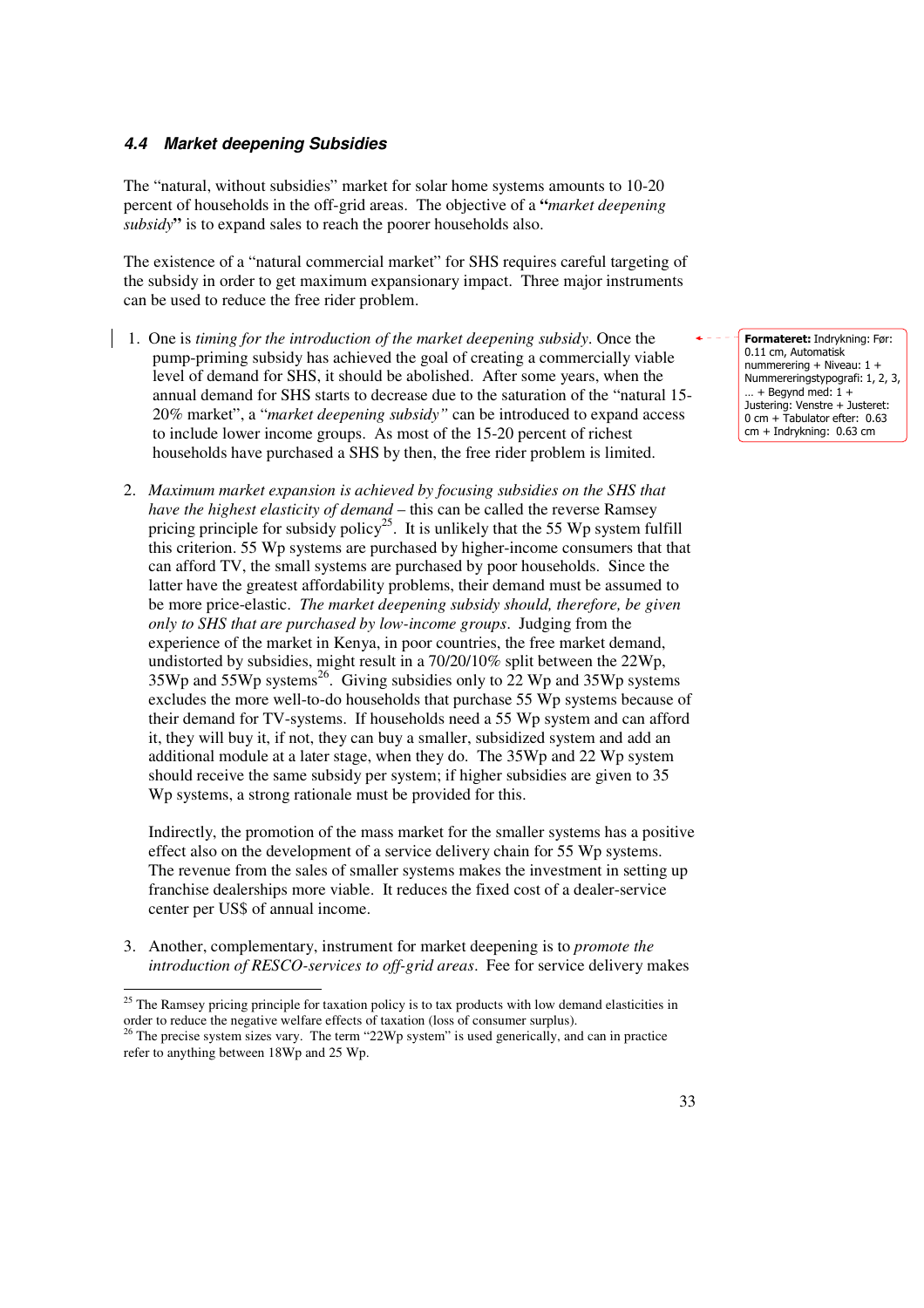### 4.4 Market deepening Subsidies

The "natural, without subsidies" market for solar home systems amounts to 10-20 percent of households in the off-grid areas. The objective of a **"***market deepening subsidy***"** is to expand sales to reach the poorer households also.

The existence of a "natural commercial market" for SHS requires careful targeting of the subsidy in order to get maximum expansionary impact. Three major instruments can be used to reduce the free rider problem.

1. One is *timing for the introduction of the market deepening subsidy*. Once the pump-priming subsidy has achieved the goal of creating a commercially viable level of demand for SHS, it should be abolished. After some years, when the annual demand for SHS starts to decrease due to the saturation of the "natural 15-20% market", a "*market deepening subsidy"* can be introduced to expand access to include lower income groups. As most of the 15-20 percent of richest households have purchased a SHS by then, the free rider problem is limited.

2. *Maximum market expansion is achieved by focusing subsidies on the SHS that have the highest elasticity of demand* – this can be called the reverse Ramsey pricing principle for subsidy policy[25]. It is unlikely that the 55 Wp system fulfill this criterion. 55 Wp systems are purchased by higher-income consumers that that can afford TV, the small systems are purchased by poor households. Since the latter have the greatest affordability problems, their demand must be assumed to be more price-elastic. *The market deepening subsidy should, therefore, be given only to SHS that are purchased by low-income groups*. Judging from the experience of the market in Kenya, in poor countries, the free market demand, undistorted by subsidies, might result in a 70/20/10% split between the 22Wp, 35Wp and 55Wp systems[26]. Giving subsidies only to 22 Wp and 35Wp systems excludes the more well-to-do households that purchase 55 Wp systems because of their demand for TV-systems. If households need a 55 Wp system and can afford it, they will buy it, if not, they can buy a smaller, subsidized system and add an additional module at a later stage, when they do. The 35Wp and 22 Wp system should receive the same subsidy per system; if higher subsidies are given to 35 Wp systems, a strong rationale must be provided for this.

   Indirectly, the promotion of the mass market for the smaller systems has a positive effect also on the development of a service delivery chain for 55 Wp systems. The revenue from the sales of smaller systems makes the investment in setting up franchise dealerships more viable. It reduces the fixed cost of a dealer-service center per US$ of annual income.

3. Another, complementary, instrument for market deepening is to *promote the introduction of RESCO-services to off-grid areas*. Fee for service delivery makes

---

[25] The Ramsey pricing principle for taxation policy is to tax products with low demand elasticities in order to reduce the negative welfare effects of taxation (loss of consumer surplus).

[26] The precise system sizes vary. The term "22Wp system" is used generically, and can in practice refer to anything between 18Wp and 25 Wp.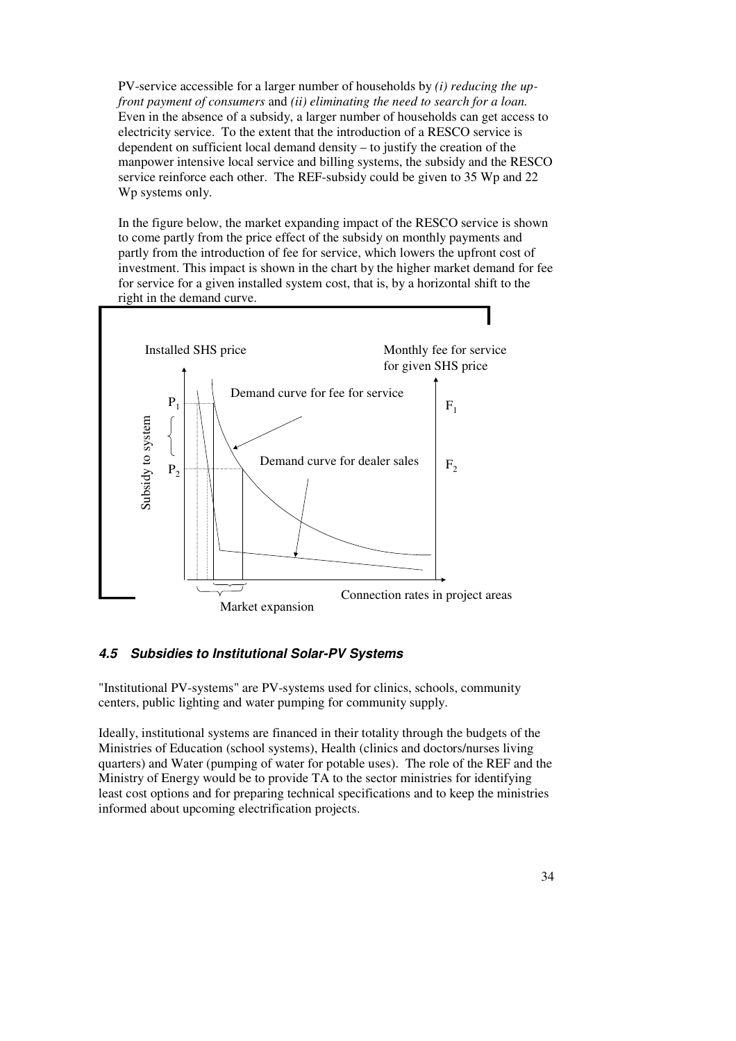PV-service accessible for a larger number of households by *(i) reducing the up-front payment of consumers* and *(ii) eliminating the need to search for a loan.* Even in the absence of a subsidy, a larger number of households can get access to electricity service. To the extent that the introduction of a RESCO service is dependent on sufficient local demand density – to justify the creation of the manpower intensive local service and billing systems, the subsidy and the RESCO service reinforce each other. The REF-subsidy could be given to 35 Wp and 22 Wp systems only.

In the figure below, the market expanding impact of the RESCO service is shown to come partly from the price effect of the subsidy on monthly payments and partly from the introduction of fee for service, which lowers the upfront cost of investment. This impact is shown in the chart by the higher market demand for fee for service for a given installed system cost, that is, by a horizontal shift to the right in the demand curve.

Installed SHS price

Monthly fee for service for given SHS price

Demand curve for fee for service

Demand curve for dealer sales

$P_1$

$P_2$

$F_1$

$F_2$

Subsidy to system

Connection rates in project areas

Market expansion

## 4.5 Subsidies to Institutional Solar-PV Systems

"Institutional PV-systems" are PV-systems used for clinics, schools, community centers, public lighting and water pumping for community supply.

Ideally, institutional systems are financed in their totality through the budgets of the Ministries of Education (school systems), Health (clinics and doctors/nurses living quarters) and Water (pumping of water for potable uses). The role of the REF and the Ministry of Energy would be to provide TA to the sector ministries for identifying least cost options and for preparing technical specifications and to keep the ministries informed about upcoming electrification projects.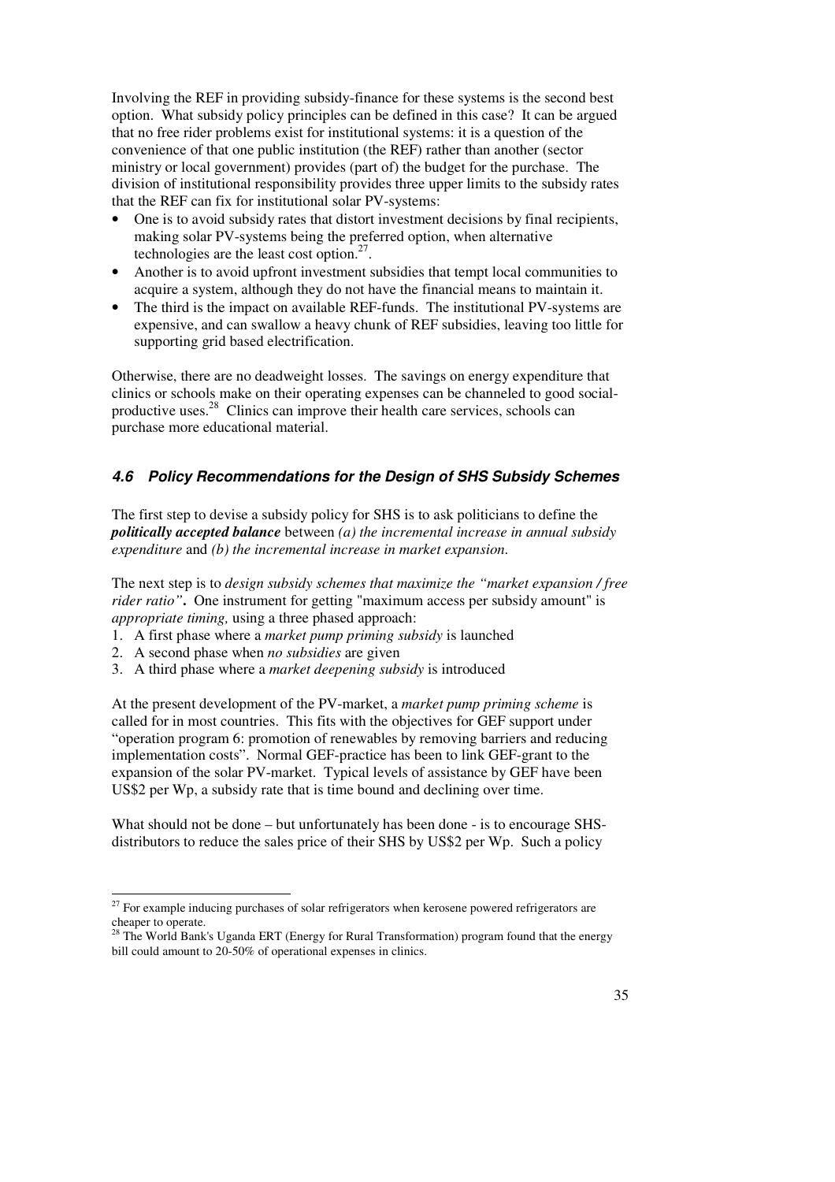Involving the REF in providing subsidy-finance for these systems is the second best option. What subsidy policy principles can be defined in this case? It can be argued that no free rider problems exist for institutional systems: it is a question of the convenience of that one public institution (the REF) rather than another (sector ministry or local government) provides (part of) the budget for the purchase. The division of institutional responsibility provides three upper limits to the subsidy rates that the REF can fix for institutional solar PV-systems:

- One is to avoid subsidy rates that distort investment decisions by final recipients, making solar PV-systems being the preferred option, when alternative technologies are the least cost option.[27].
- Another is to avoid upfront investment subsidies that tempt local communities to acquire a system, although they do not have the financial means to maintain it.
- The third is the impact on available REF-funds. The institutional PV-systems are expensive, and can swallow a heavy chunk of REF subsidies, leaving too little for supporting grid based electrification.

Otherwise, there are no deadweight losses. The savings on energy expenditure that clinics or schools make on their operating expenses can be channeled to good social-productive uses.[28] Clinics can improve their health care services, schools can purchase more educational material.

### *4.6 Policy Recommendations for the Design of SHS Subsidy Schemes*

The first step to devise a subsidy policy for SHS is to ask politicians to define the ***politically accepted balance*** between *(a) the incremental increase in annual subsidy expenditure* and *(b) the incremental increase in market expansion.*

The next step is to *design subsidy schemes that maximize the "market expansion / free rider ratio"***.** One instrument for getting "maximum access per subsidy amount" is *appropriate timing,* using a three phased approach:

1. A first phase where a *market pump priming subsidy* is launched
2. A second phase when *no subsidies* are given
3. A third phase where a *market deepening subsidy* is introduced

At the present development of the PV-market, a *market pump priming scheme* is called for in most countries. This fits with the objectives for GEF support under "operation program 6: promotion of renewables by removing barriers and reducing implementation costs". Normal GEF-practice has been to link GEF-grant to the expansion of the solar PV-market. Typical levels of assistance by GEF have been US$2 per Wp, a subsidy rate that is time bound and declining over time.

What should not be done – but unfortunately has been done - is to encourage SHS-distributors to reduce the sales price of their SHS by US$2 per Wp. Such a policy

---

[27] For example inducing purchases of solar refrigerators when kerosene powered refrigerators are cheaper to operate.

[28] The World Bank's Uganda ERT (Energy for Rural Transformation) program found that the energy bill could amount to 20-50% of operational expenses in clinics.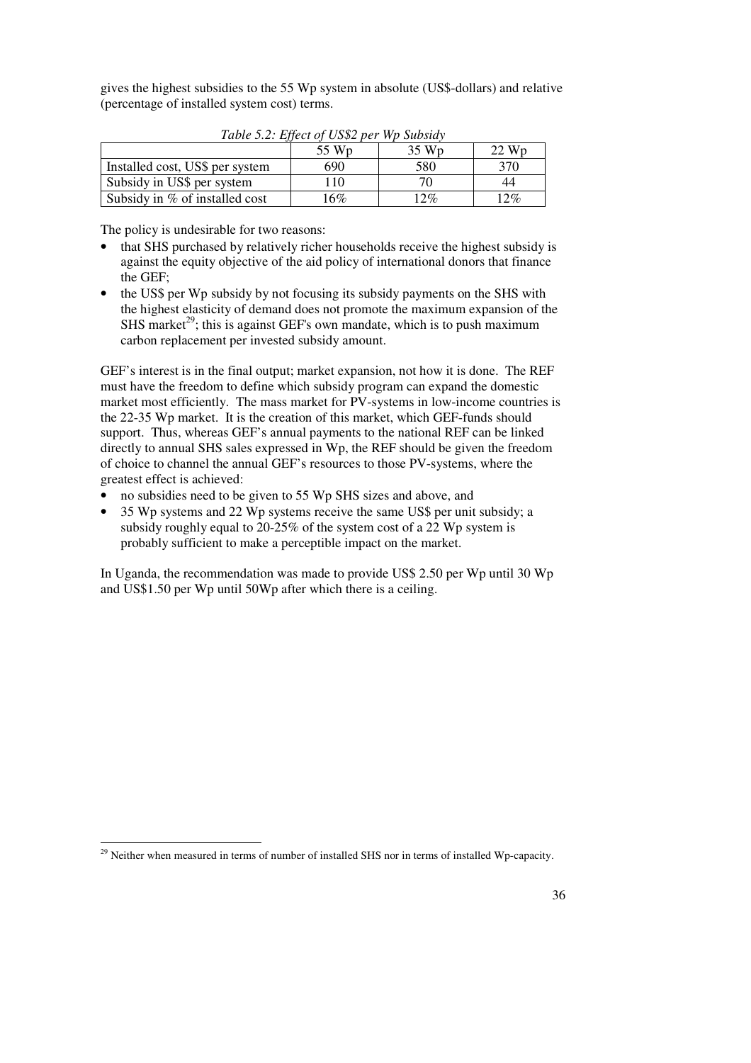gives the highest subsidies to the 55 Wp system in absolute (US$-dollars) and relative (percentage of installed system cost) terms.

*Table 5.2: Effect of US$2 per Wp Subsidy*

| | 55 Wp | 35 Wp | 22 Wp |
|---|---|---|---|
| Installed cost, US$ per system | 690 | 580 | 370 |
| Subsidy in US$ per system | 110 | 70 | 44 |
| Subsidy in % of installed cost | 16% | 12% | 12% |

The policy is undesirable for two reasons:

- that SHS purchased by relatively richer households receive the highest subsidy is against the equity objective of the aid policy of international donors that finance the GEF;
- the US$ per Wp subsidy by not focusing its subsidy payments on the SHS with the highest elasticity of demand does not promote the maximum expansion of the SHS market[29]; this is against GEF's own mandate, which is to push maximum carbon replacement per invested subsidy amount.

GEF's interest is in the final output; market expansion, not how it is done. The REF must have the freedom to define which subsidy program can expand the domestic market most efficiently. The mass market for PV-systems in low-income countries is the 22-35 Wp market. It is the creation of this market, which GEF-funds should support. Thus, whereas GEF's annual payments to the national REF can be linked directly to annual SHS sales expressed in Wp, the REF should be given the freedom of choice to channel the annual GEF's resources to those PV-systems, where the greatest effect is achieved:

- no subsidies need to be given to 55 Wp SHS sizes and above, and
- 35 Wp systems and 22 Wp systems receive the same US$ per unit subsidy; a subsidy roughly equal to 20-25% of the system cost of a 22 Wp system is probably sufficient to make a perceptible impact on the market.

In Uganda, the recommendation was made to provide US$ 2.50 per Wp until 30 Wp and US$1.50 per Wp until 50Wp after which there is a ceiling.

[29] Neither when measured in terms of number of installed SHS nor in terms of installed Wp-capacity.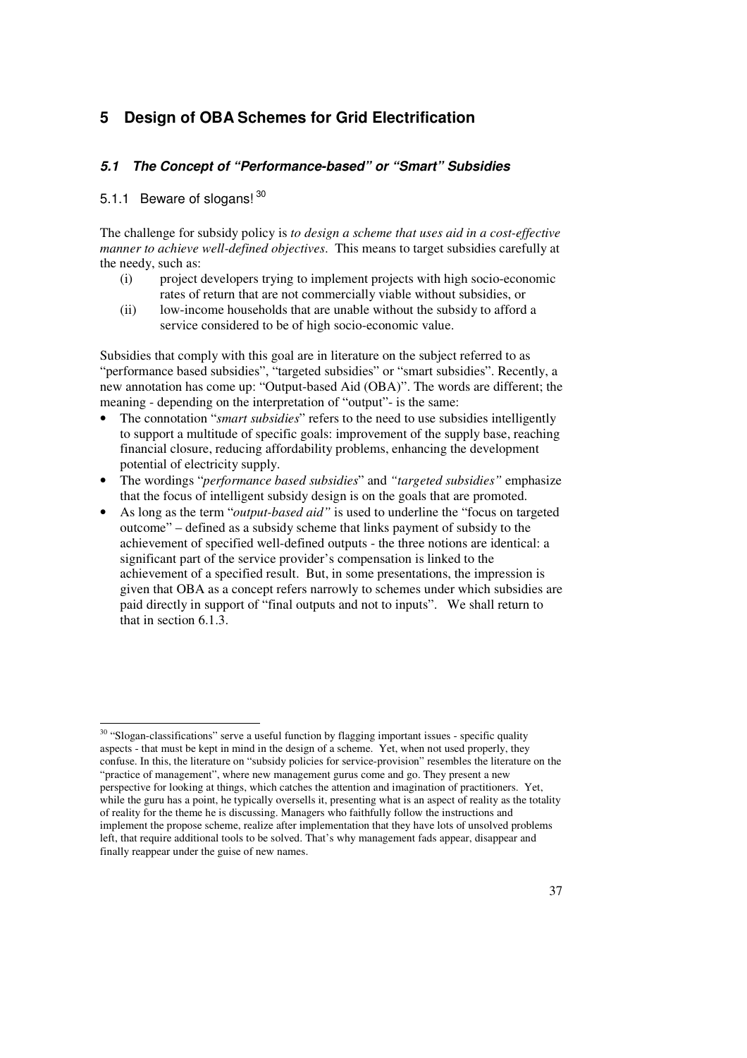# 5 Design of OBA Schemes for Grid Electrification

## *5.1 The Concept of "Performance-based" or "Smart" Subsidies*

### 5.1.1 Beware of slogans! [30]

The challenge for subsidy policy is *to design a scheme that uses aid in a cost-effective manner to achieve well-defined objectives*. This means to target subsidies carefully at the needy, such as:

- (i) project developers trying to implement projects with high socio-economic rates of return that are not commercially viable without subsidies, or
- (ii) low-income households that are unable without the subsidy to afford a service considered to be of high socio-economic value.

Subsidies that comply with this goal are in literature on the subject referred to as "performance based subsidies", "targeted subsidies" or "smart subsidies". Recently, a new annotation has come up: "Output-based Aid (OBA)". The words are different; the meaning - depending on the interpretation of "output"- is the same:

- The connotation "*smart subsidies*" refers to the need to use subsidies intelligently to support a multitude of specific goals: improvement of the supply base, reaching financial closure, reducing affordability problems, enhancing the development potential of electricity supply.
- The wordings "*performance based subsidies*" and *"targeted subsidies"* emphasize that the focus of intelligent subsidy design is on the goals that are promoted.
- As long as the term "*output-based aid"* is used to underline the "focus on targeted outcome" – defined as a subsidy scheme that links payment of subsidy to the achievement of specified well-defined outputs - the three notions are identical: a significant part of the service provider's compensation is linked to the achievement of a specified result. But, in some presentations, the impression is given that OBA as a concept refers narrowly to schemes under which subsidies are paid directly in support of "final outputs and not to inputs". We shall return to that in section 6.1.3.

---

[30] "Slogan-classifications" serve a useful function by flagging important issues - specific quality aspects - that must be kept in mind in the design of a scheme. Yet, when not used properly, they confuse. In this, the literature on "subsidy policies for service-provision" resembles the literature on the "practice of management", where new management gurus come and go. They present a new perspective for looking at things, which catches the attention and imagination of practitioners. Yet, while the guru has a point, he typically oversells it, presenting what is an aspect of reality as the totality of reality for the theme he is discussing. Managers who faithfully follow the instructions and implement the propose scheme, realize after implementation that they have lots of unsolved problems left, that require additional tools to be solved. That's why management fads appear, disappear and finally reappear under the guise of new names.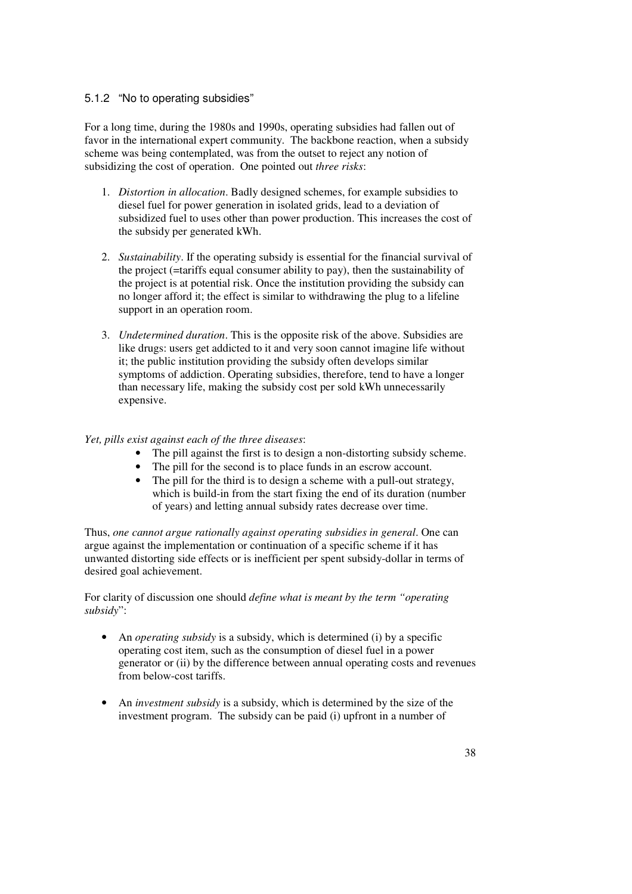### 5.1.2 "No to operating subsidies"

For a long time, during the 1980s and 1990s, operating subsidies had fallen out of favor in the international expert community. The backbone reaction, when a subsidy scheme was being contemplated, was from the outset to reject any notion of subsidizing the cost of operation. One pointed out *three risks*:

1. *Distortion in allocation*. Badly designed schemes, for example subsidies to diesel fuel for power generation in isolated grids, lead to a deviation of subsidized fuel to uses other than power production. This increases the cost of the subsidy per generated kWh.

2. *Sustainability*. If the operating subsidy is essential for the financial survival of the project (=tariffs equal consumer ability to pay), then the sustainability of the project is at potential risk. Once the institution providing the subsidy can no longer afford it; the effect is similar to withdrawing the plug to a lifeline support in an operation room.

3. *Undetermined duration*. This is the opposite risk of the above. Subsidies are like drugs: users get addicted to it and very soon cannot imagine life without it; the public institution providing the subsidy often develops similar symptoms of addiction. Operating subsidies, therefore, tend to have a longer than necessary life, making the subsidy cost per sold kWh unnecessarily expensive.

*Yet, pills exist against each of the three diseases*:

- The pill against the first is to design a non-distorting subsidy scheme.
- The pill for the second is to place funds in an escrow account.
- The pill for the third is to design a scheme with a pull-out strategy, which is build-in from the start fixing the end of its duration (number of years) and letting annual subsidy rates decrease over time.

Thus, *one cannot argue rationally against operating subsidies in general*. One can argue against the implementation or continuation of a specific scheme if it has unwanted distorting side effects or is inefficient per spent subsidy-dollar in terms of desired goal achievement.

For clarity of discussion one should *define what is meant by the term "operating subsidy*":

- An *operating subsidy* is a subsidy, which is determined (i) by a specific operating cost item, such as the consumption of diesel fuel in a power generator or (ii) by the difference between annual operating costs and revenues from below-cost tariffs.

- An *investment subsidy* is a subsidy, which is determined by the size of the investment program. The subsidy can be paid (i) upfront in a number of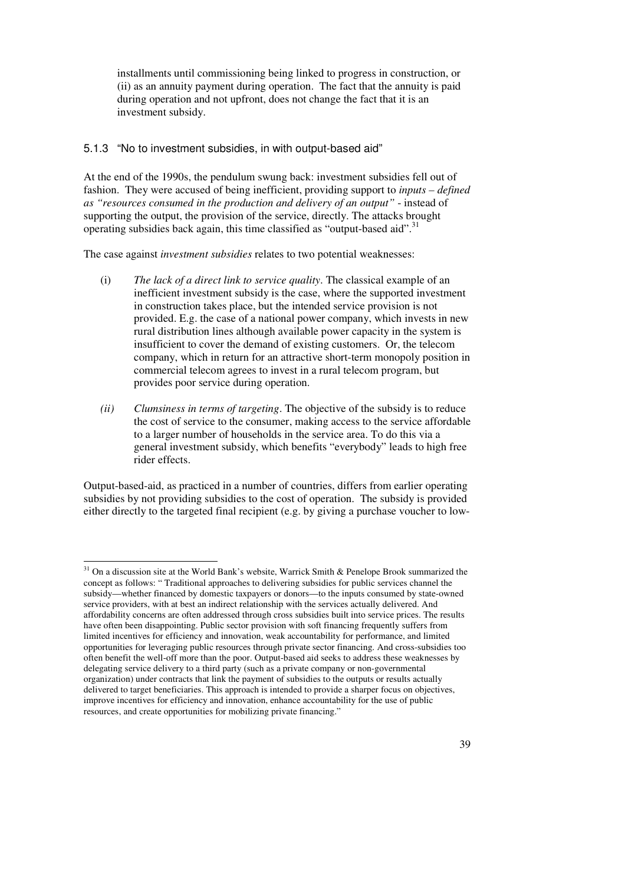installments until commissioning being linked to progress in construction, or (ii) as an annuity payment during operation. The fact that the annuity is paid during operation and not upfront, does not change the fact that it is an investment subsidy.

### 5.1.3 "No to investment subsidies, in with output-based aid"

At the end of the 1990s, the pendulum swung back: investment subsidies fell out of fashion. They were accused of being inefficient, providing support to *inputs – defined as "resources consumed in the production and delivery of an output"* - instead of supporting the output, the provision of the service, directly. The attacks brought operating subsidies back again, this time classified as "output-based aid".[31]

The case against *investment subsidies* relates to two potential weaknesses:

(i) *The lack of a direct link to service quality*. The classical example of an inefficient investment subsidy is the case, where the supported investment in construction takes place, but the intended service provision is not provided. E.g. the case of a national power company, which invests in new rural distribution lines although available power capacity in the system is insufficient to cover the demand of existing customers. Or, the telecom company, which in return for an attractive short-term monopoly position in commercial telecom agrees to invest in a rural telecom program, but provides poor service during operation.

*(ii)* *Clumsiness in terms of targeting*. The objective of the subsidy is to reduce the cost of service to the consumer, making access to the service affordable to a larger number of households in the service area. To do this via a general investment subsidy, which benefits "everybody" leads to high free rider effects.

Output-based-aid, as practiced in a number of countries, differs from earlier operating subsidies by not providing subsidies to the cost of operation. The subsidy is provided either directly to the targeted final recipient (e.g. by giving a purchase voucher to low-

---

[31] On a discussion site at the World Bank's website, Warrick Smith & Penelope Brook summarized the concept as follows: " Traditional approaches to delivering subsidies for public services channel the subsidy—whether financed by domestic taxpayers or donors—to the inputs consumed by state-owned service providers, with at best an indirect relationship with the services actually delivered. And affordability concerns are often addressed through cross subsidies built into service prices. The results have often been disappointing. Public sector provision with soft financing frequently suffers from limited incentives for efficiency and innovation, weak accountability for performance, and limited opportunities for leveraging public resources through private sector financing. And cross-subsidies too often benefit the well-off more than the poor. Output-based aid seeks to address these weaknesses by delegating service delivery to a third party (such as a private company or non-governmental organization) under contracts that link the payment of subsidies to the outputs or results actually delivered to target beneficiaries. This approach is intended to provide a sharper focus on objectives, improve incentives for efficiency and innovation, enhance accountability for the use of public resources, and create opportunities for mobilizing private financing."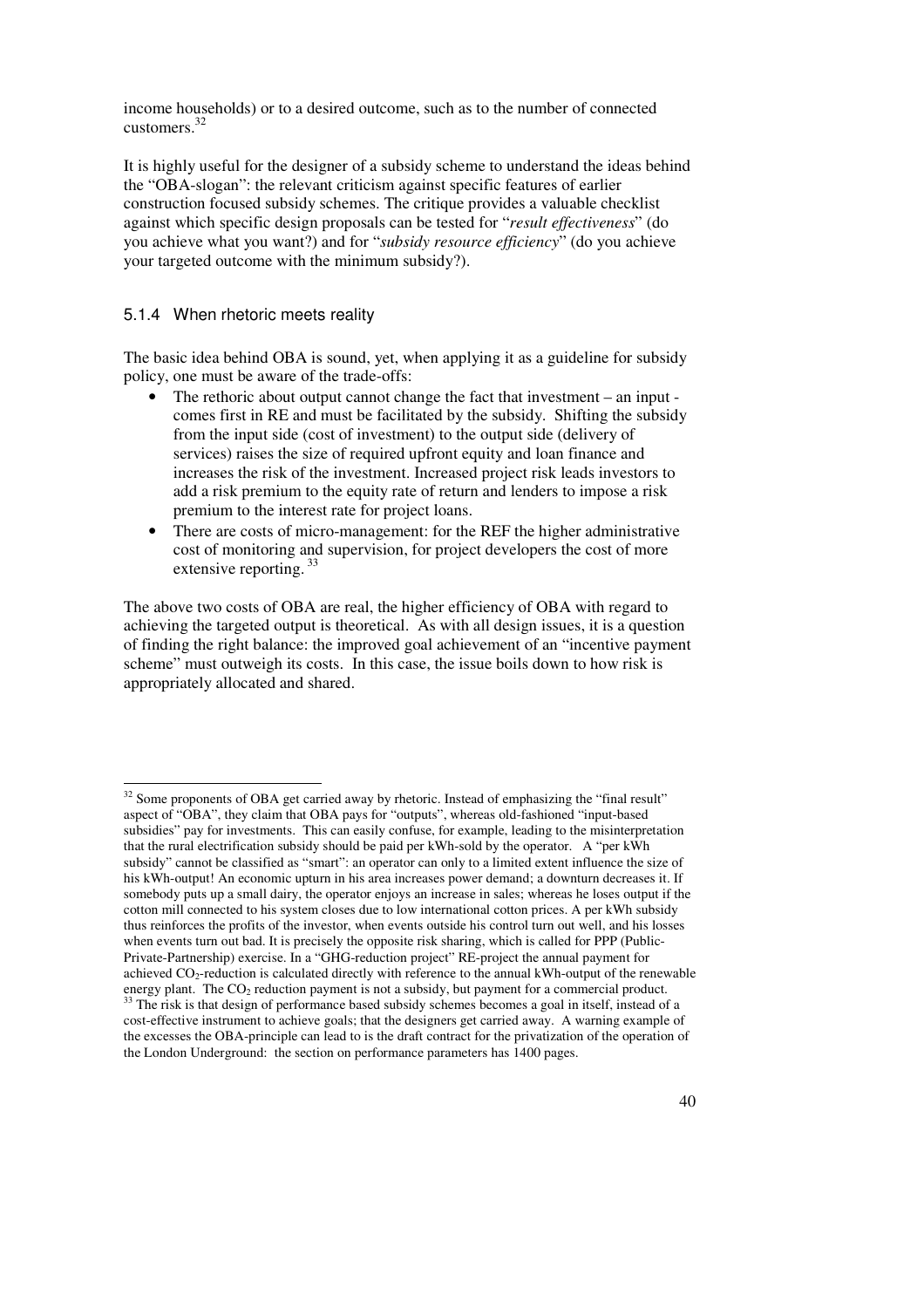income households) or to a desired outcome, such as to the number of connected customers.[32]

It is highly useful for the designer of a subsidy scheme to understand the ideas behind the "OBA-slogan": the relevant criticism against specific features of earlier construction focused subsidy schemes. The critique provides a valuable checklist against which specific design proposals can be tested for "*result effectiveness*" (do you achieve what you want?) and for "*subsidy resource efficiency*" (do you achieve your targeted outcome with the minimum subsidy?).

### 5.1.4 When rhetoric meets reality

The basic idea behind OBA is sound, yet, when applying it as a guideline for subsidy policy, one must be aware of the trade-offs:

- The rethoric about output cannot change the fact that investment – an input - comes first in RE and must be facilitated by the subsidy. Shifting the subsidy from the input side (cost of investment) to the output side (delivery of services) raises the size of required upfront equity and loan finance and increases the risk of the investment. Increased project risk leads investors to add a risk premium to the equity rate of return and lenders to impose a risk premium to the interest rate for project loans.
- There are costs of micro-management: for the REF the higher administrative cost of monitoring and supervision, for project developers the cost of more extensive reporting.[33]

The above two costs of OBA are real, the higher efficiency of OBA with regard to achieving the targeted output is theoretical. As with all design issues, it is a question of finding the right balance: the improved goal achievement of an "incentive payment scheme" must outweigh its costs. In this case, the issue boils down to how risk is appropriately allocated and shared.

---

[32] Some proponents of OBA get carried away by rhetoric. Instead of emphasizing the "final result" aspect of "OBA", they claim that OBA pays for "outputs", whereas old-fashioned "input-based subsidies" pay for investments. This can easily confuse, for example, leading to the misinterpretation that the rural electrification subsidy should be paid per kWh-sold by the operator. A "per kWh subsidy" cannot be classified as "smart": an operator can only to a limited extent influence the size of his kWh-output! An economic upturn in his area increases power demand; a downturn decreases it. If somebody puts up a small dairy, the operator enjoys an increase in sales; whereas he loses output if the cotton mill connected to his system closes due to low international cotton prices. A per kWh subsidy thus reinforces the profits of the investor, when events outside his control turn out well, and his losses when events turn out bad. It is precisely the opposite risk sharing, which is called for PPP (Public-Private-Partnership) exercise. In a "GHG-reduction project" RE-project the annual payment for achieved $CO_2$-reduction is calculated directly with reference to the annual kWh-output of the renewable energy plant. The $CO_2$ reduction payment is not a subsidy, but payment for a commercial product.

[33] The risk is that design of performance based subsidy schemes becomes a goal in itself, instead of a cost-effective instrument to achieve goals; that the designers get carried away. A warning example of the excesses the OBA-principle can lead to is the draft contract for the privatization of the operation of the London Underground: the section on performance parameters has 1400 pages.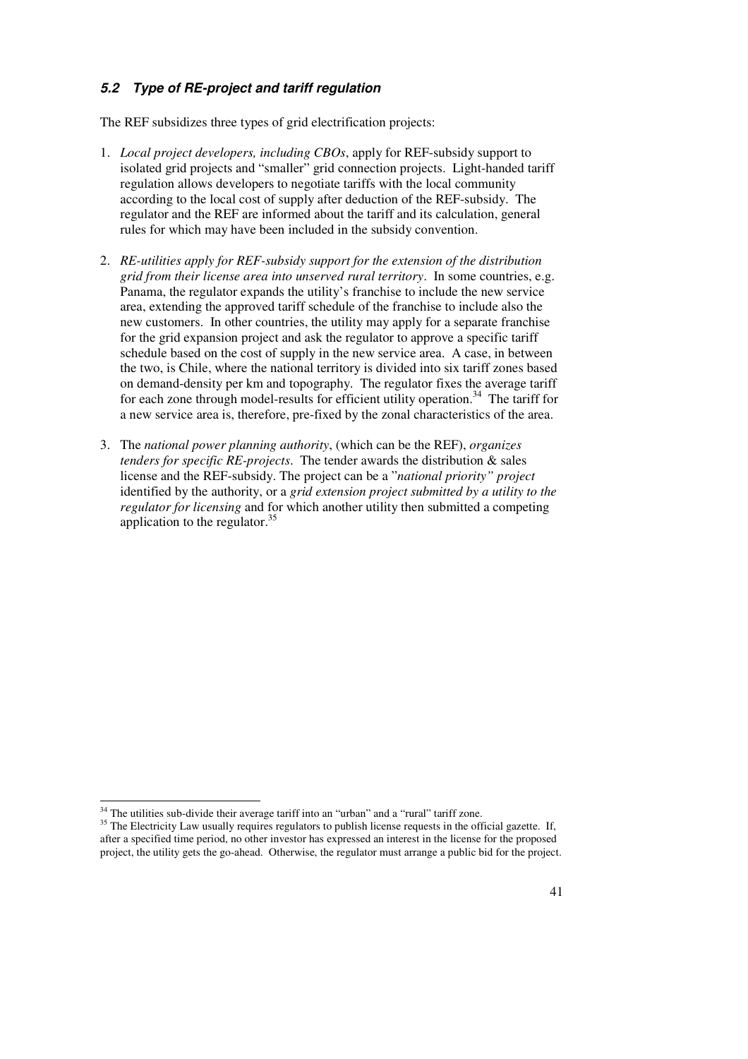### *5.2 Type of RE-project and tariff regulation*

The REF subsidizes three types of grid electrification projects:

1. *Local project developers, including CBOs*, apply for REF-subsidy support to isolated grid projects and "smaller" grid connection projects. Light-handed tariff regulation allows developers to negotiate tariffs with the local community according to the local cost of supply after deduction of the REF-subsidy. The regulator and the REF are informed about the tariff and its calculation, general rules for which may have been included in the subsidy convention.

2. *RE-utilities apply for REF-subsidy support for the extension of the distribution grid from their license area into unserved rural territory*. In some countries, e.g. Panama, the regulator expands the utility's franchise to include the new service area, extending the approved tariff schedule of the franchise to include also the new customers. In other countries, the utility may apply for a separate franchise for the grid expansion project and ask the regulator to approve a specific tariff schedule based on the cost of supply in the new service area. A case, in between the two, is Chile, where the national territory is divided into six tariff zones based on demand-density per km and topography. The regulator fixes the average tariff for each zone through model-results for efficient utility operation.[34] The tariff for a new service area is, therefore, pre-fixed by the zonal characteristics of the area.

3. The *national power planning authority*, (which can be the REF), *organizes tenders for specific RE-projects*. The tender awards the distribution & sales license and the REF-subsidy. The project can be a "*national priority" project* identified by the authority, or a *grid extension project submitted by a utility to the regulator for licensing* and for which another utility then submitted a competing application to the regulator.[35]

---

[34] The utilities sub-divide their average tariff into an "urban" and a "rural" tariff zone.

[35] The Electricity Law usually requires regulators to publish license requests in the official gazette. If, after a specified time period, no other investor has expressed an interest in the license for the proposed project, the utility gets the go-ahead. Otherwise, the regulator must arrange a public bid for the project.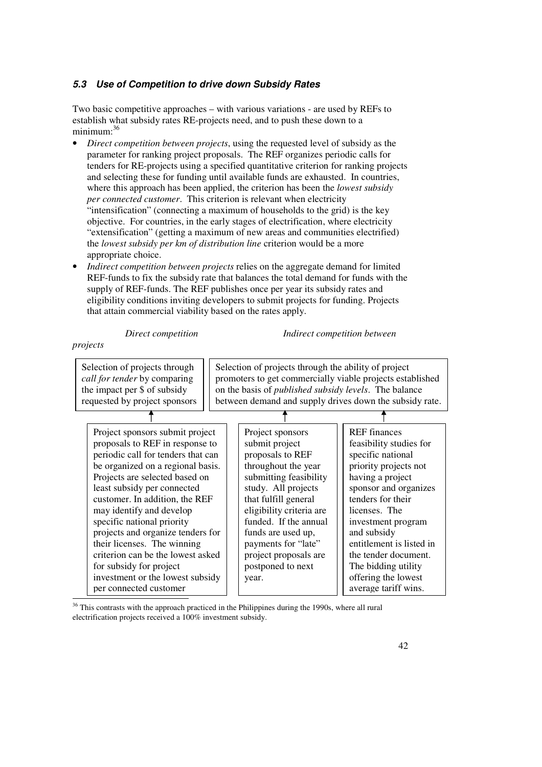### *5.3 Use of Competition to drive down Subsidy Rates*

Two basic competitive approaches – with various variations - are used by REFs to establish what subsidy rates RE-projects need, and to push these down to a minimum:[36]

- *Direct competition between projects*, using the requested level of subsidy as the parameter for ranking project proposals. The REF organizes periodic calls for tenders for RE-projects using a specified quantitative criterion for ranking projects and selecting these for funding until available funds are exhausted. In countries, where this approach has been applied, the criterion has been the *lowest subsidy per connected customer*. This criterion is relevant when electricity "intensification" (connecting a maximum of households to the grid) is the key objective. For countries, in the early stages of electrification, where electricity "extensification" (getting a maximum of new areas and communities electrified) the *lowest subsidy per km of distribution line* criterion would be a more appropriate choice.
- *Indirect competition between projects* relies on the aggregate demand for limited REF-funds to fix the subsidy rate that balances the total demand for funds with the supply of REF-funds. The REF publishes once per year its subsidy rates and eligibility conditions inviting developers to submit projects for funding. Projects that attain commercial viability based on the rates apply.

| *Direct competition projects* | *Indirect competition between projects* | |
|---|---|---|
| Selection of projects through *call for tender* by comparing the impact per $ of subsidy requested by project sponsors | Selection of projects through the ability of project promoters to get commercially viable projects established on the basis of *published subsidy levels*. The balance between demand and supply drives down the subsidy rate. | |
| ↑ | ↑ | ↑ |
| Project sponsors submit project proposals to REF in response to periodic call for tenders that can be organized on a regional basis. Projects are selected based on least subsidy per connected customer. In addition, the REF may identify and develop specific national priority projects and organize tenders for their licenses. The winning criterion can be the lowest asked for subsidy for project investment or the lowest subsidy per connected customer | Project sponsors submit project proposals to REF throughout the year submitting feasibility study. All projects that fulfill general eligibility criteria are funded. If the annual funds are used up, payments for "late" project proposals are postponed to next year. | REF finances feasibility studies for specific national priority projects not having a project sponsor and organizes tenders for their licenses. The investment program and subsidy entitlement is listed in the tender document. The bidding utility offering the lowest average tariff wins. |

[36] This contrasts with the approach practiced in the Philippines during the 1990s, where all rural electrification projects received a 100% investment subsidy.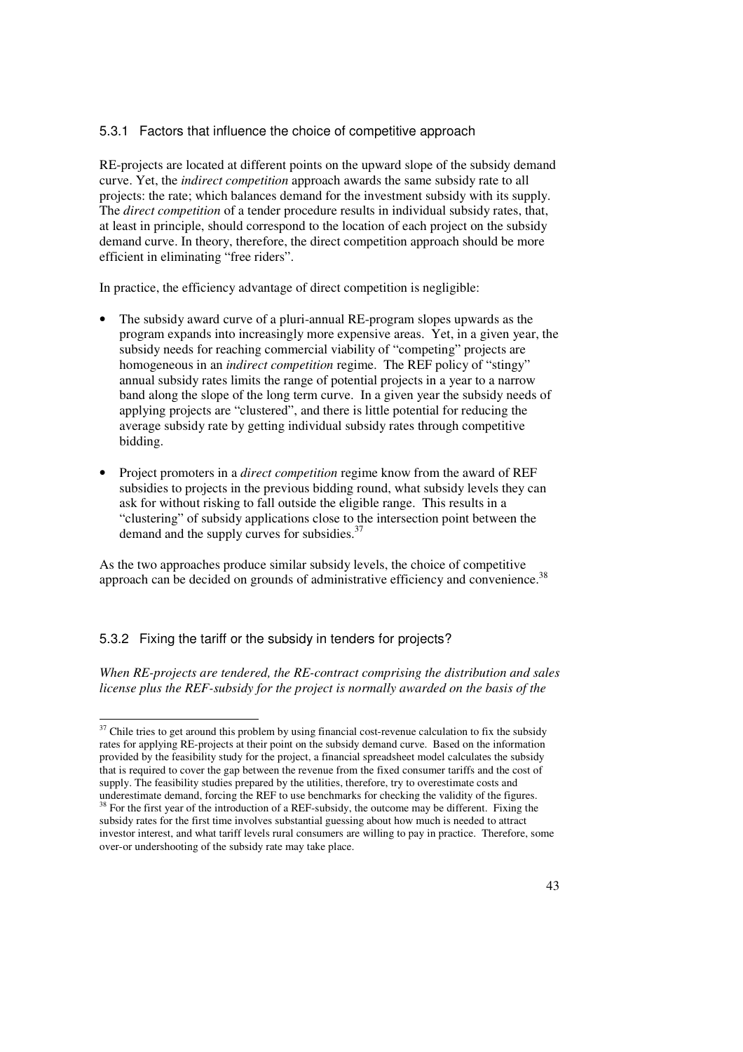### 5.3.1 Factors that influence the choice of competitive approach

RE-projects are located at different points on the upward slope of the subsidy demand curve. Yet, the *indirect competition* approach awards the same subsidy rate to all projects: the rate; which balances demand for the investment subsidy with its supply. The *direct competition* of a tender procedure results in individual subsidy rates, that, at least in principle, should correspond to the location of each project on the subsidy demand curve. In theory, therefore, the direct competition approach should be more efficient in eliminating "free riders".

In practice, the efficiency advantage of direct competition is negligible:

- The subsidy award curve of a pluri-annual RE-program slopes upwards as the program expands into increasingly more expensive areas. Yet, in a given year, the subsidy needs for reaching commercial viability of "competing" projects are homogeneous in an *indirect competition* regime. The REF policy of "stingy" annual subsidy rates limits the range of potential projects in a year to a narrow band along the slope of the long term curve. In a given year the subsidy needs of applying projects are "clustered", and there is little potential for reducing the average subsidy rate by getting individual subsidy rates through competitive bidding.
- Project promoters in a *direct competition* regime know from the award of REF subsidies to projects in the previous bidding round, what subsidy levels they can ask for without risking to fall outside the eligible range. This results in a "clustering" of subsidy applications close to the intersection point between the demand and the supply curves for subsidies.[37]

As the two approaches produce similar subsidy levels, the choice of competitive approach can be decided on grounds of administrative efficiency and convenience.[38]

### 5.3.2 Fixing the tariff or the subsidy in tenders for projects?

*When RE-projects are tendered, the RE-contract comprising the distribution and sales license plus the REF-subsidy for the project is normally awarded on the basis of the*

---

[37] Chile tries to get around this problem by using financial cost-revenue calculation to fix the subsidy rates for applying RE-projects at their point on the subsidy demand curve. Based on the information provided by the feasibility study for the project, a financial spreadsheet model calculates the subsidy that is required to cover the gap between the revenue from the fixed consumer tariffs and the cost of supply. The feasibility studies prepared by the utilities, therefore, try to overestimate costs and underestimate demand, forcing the REF to use benchmarks for checking the validity of the figures.

[38] For the first year of the introduction of a REF-subsidy, the outcome may be different. Fixing the subsidy rates for the first time involves substantial guessing about how much is needed to attract investor interest, and what tariff levels rural consumers are willing to pay in practice. Therefore, some over-or undershooting of the subsidy rate may take place.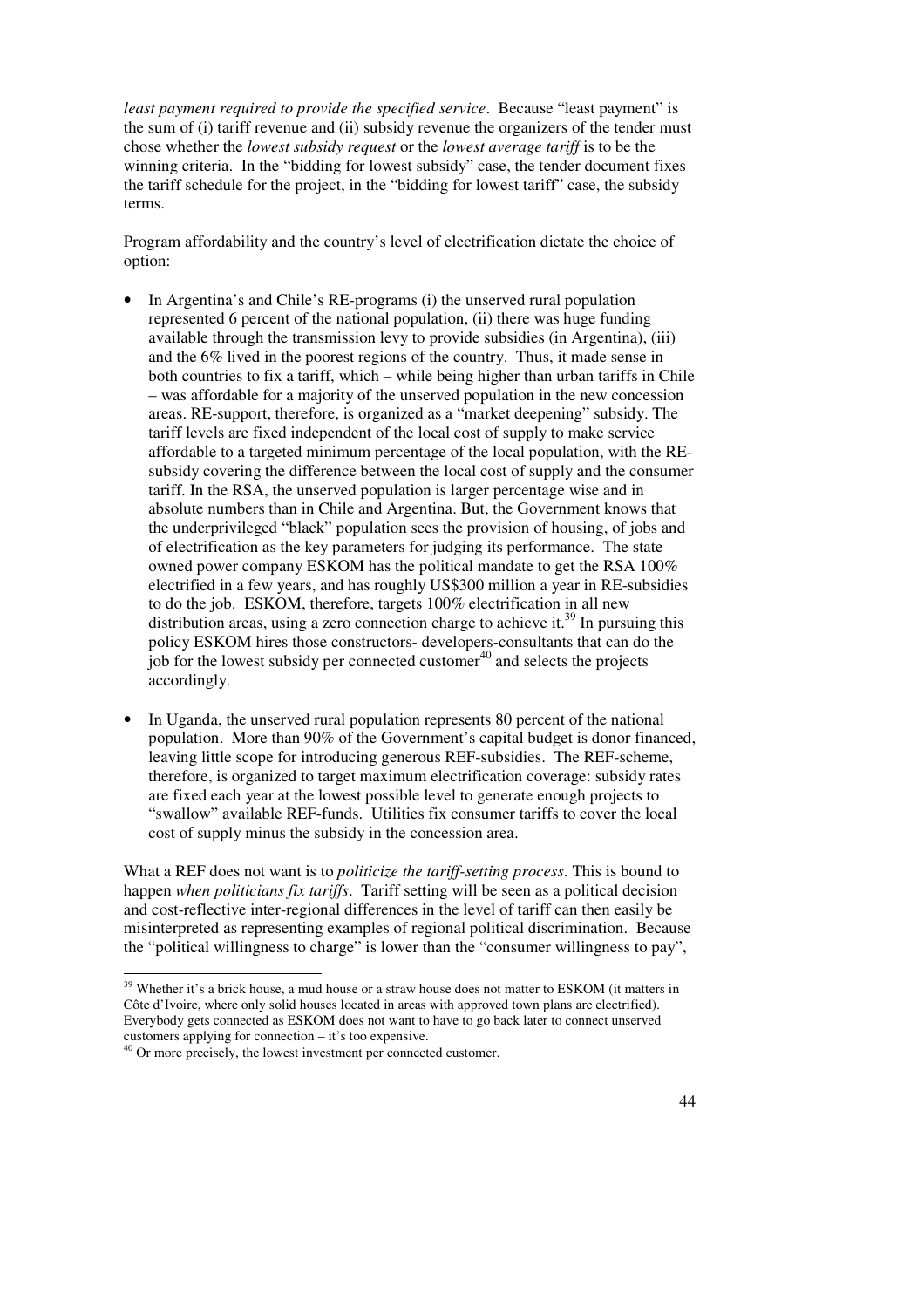*least payment required to provide the specified service*. Because "least payment" is the sum of (i) tariff revenue and (ii) subsidy revenue the organizers of the tender must chose whether the *lowest subsidy request* or the *lowest average tariff* is to be the winning criteria. In the "bidding for lowest subsidy" case, the tender document fixes the tariff schedule for the project, in the "bidding for lowest tariff" case, the subsidy terms.

Program affordability and the country's level of electrification dictate the choice of option:

- In Argentina's and Chile's RE-programs (i) the unserved rural population represented 6 percent of the national population, (ii) there was huge funding available through the transmission levy to provide subsidies (in Argentina), (iii) and the 6% lived in the poorest regions of the country. Thus, it made sense in both countries to fix a tariff, which – while being higher than urban tariffs in Chile – was affordable for a majority of the unserved population in the new concession areas. RE-support, therefore, is organized as a "market deepening" subsidy. The tariff levels are fixed independent of the local cost of supply to make service affordable to a targeted minimum percentage of the local population, with the RE-subsidy covering the difference between the local cost of supply and the consumer tariff. In the RSA, the unserved population is larger percentage wise and in absolute numbers than in Chile and Argentina. But, the Government knows that the underprivileged "black" population sees the provision of housing, of jobs and of electrification as the key parameters for judging its performance. The state owned power company ESKOM has the political mandate to get the RSA 100% electrified in a few years, and has roughly US$300 million a year in RE-subsidies to do the job. ESKOM, therefore, targets 100% electrification in all new distribution areas, using a zero connection charge to achieve it.[39] In pursuing this policy ESKOM hires those constructors- developers-consultants that can do the job for the lowest subsidy per connected customer[40] and selects the projects accordingly.

- In Uganda, the unserved rural population represents 80 percent of the national population. More than 90% of the Government's capital budget is donor financed, leaving little scope for introducing generous REF-subsidies. The REF-scheme, therefore, is organized to target maximum electrification coverage: subsidy rates are fixed each year at the lowest possible level to generate enough projects to "swallow" available REF-funds. Utilities fix consumer tariffs to cover the local cost of supply minus the subsidy in the concession area.

What a REF does not want is to *politicize the tariff-setting process*. This is bound to happen *when politicians fix tariffs*. Tariff setting will be seen as a political decision and cost-reflective inter-regional differences in the level of tariff can then easily be misinterpreted as representing examples of regional political discrimination. Because the "political willingness to charge" is lower than the "consumer willingness to pay",

[39] Whether it's a brick house, a mud house or a straw house does not matter to ESKOM (it matters in Côte d'Ivoire, where only solid houses located in areas with approved town plans are electrified). Everybody gets connected as ESKOM does not want to have to go back later to connect unserved customers applying for connection – it's too expensive.

[40] Or more precisely, the lowest investment per connected customer.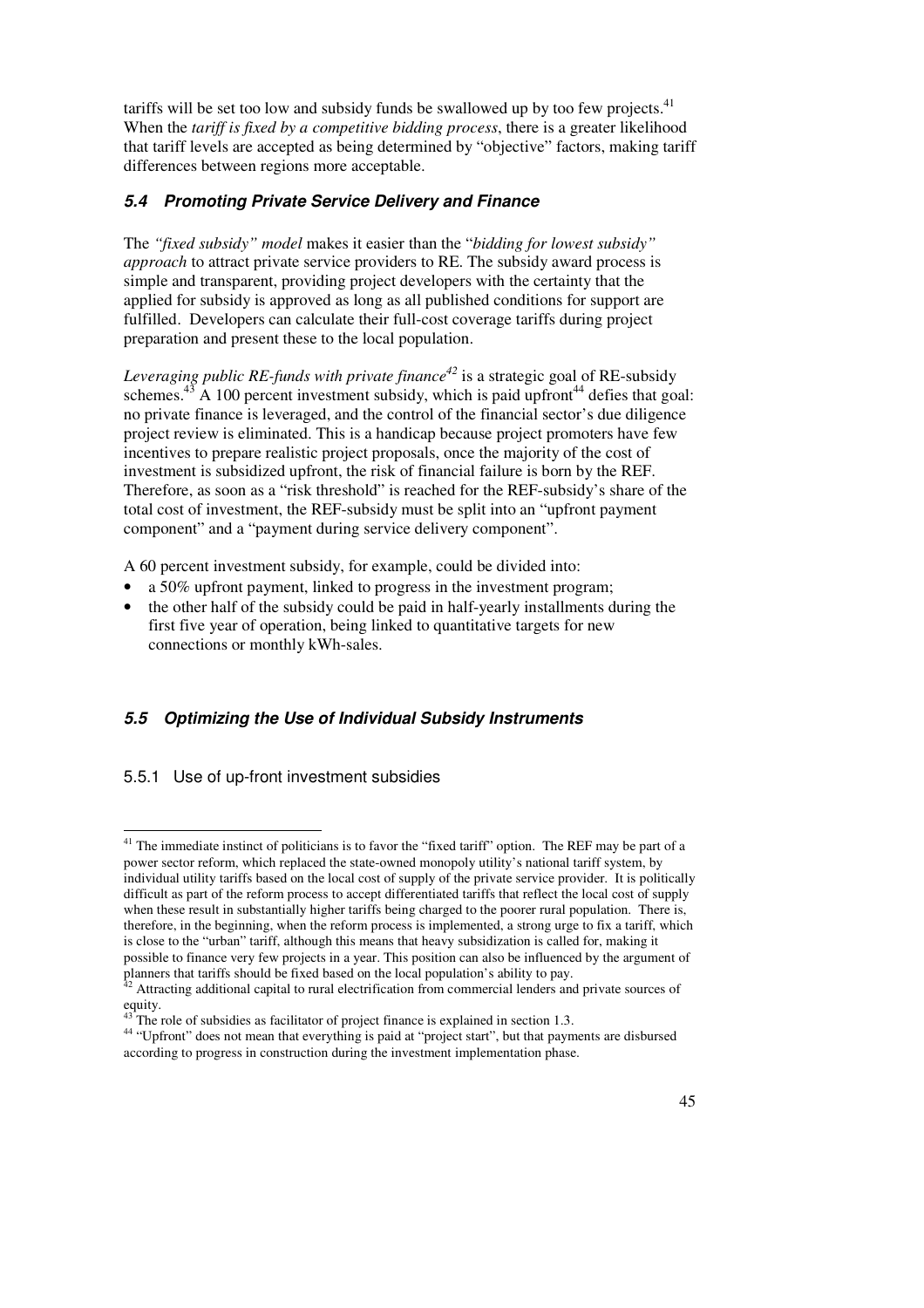tariffs will be set too low and subsidy funds be swallowed up by too few projects.[41] When the *tariff is fixed by a competitive bidding process*, there is a greater likelihood that tariff levels are accepted as being determined by "objective" factors, making tariff differences between regions more acceptable.

### *5.4 Promoting Private Service Delivery and Finance*

The *"fixed subsidy" model* makes it easier than the "*bidding for lowest subsidy" approach* to attract private service providers to RE. The subsidy award process is simple and transparent, providing project developers with the certainty that the applied for subsidy is approved as long as all published conditions for support are fulfilled. Developers can calculate their full-cost coverage tariffs during project preparation and present these to the local population.

*Leveraging public RE-funds with private finance*[42] is a strategic goal of RE-subsidy schemes.[43] A 100 percent investment subsidy, which is paid upfront[44] defies that goal: no private finance is leveraged, and the control of the financial sector's due diligence project review is eliminated. This is a handicap because project promoters have few incentives to prepare realistic project proposals, once the majority of the cost of investment is subsidized upfront, the risk of financial failure is born by the REF. Therefore, as soon as a "risk threshold" is reached for the REF-subsidy's share of the total cost of investment, the REF-subsidy must be split into an "upfront payment component" and a "payment during service delivery component".

A 60 percent investment subsidy, for example, could be divided into:

- a 50% upfront payment, linked to progress in the investment program;
- the other half of the subsidy could be paid in half-yearly installments during the first five year of operation, being linked to quantitative targets for new connections or monthly kWh-sales.

### *5.5 Optimizing the Use of Individual Subsidy Instruments*

#### 5.5.1 Use of up-front investment subsidies

---

[41] The immediate instinct of politicians is to favor the "fixed tariff" option. The REF may be part of a power sector reform, which replaced the state-owned monopoly utility's national tariff system, by individual utility tariffs based on the local cost of supply of the private service provider. It is politically difficult as part of the reform process to accept differentiated tariffs that reflect the local cost of supply when these result in substantially higher tariffs being charged to the poorer rural population. There is, therefore, in the beginning, when the reform process is implemented, a strong urge to fix a tariff, which is close to the "urban" tariff, although this means that heavy subsidization is called for, making it possible to finance very few projects in a year. This position can also be influenced by the argument of planners that tariffs should be fixed based on the local population's ability to pay.

[42] Attracting additional capital to rural electrification from commercial lenders and private sources of equity.

[43] The role of subsidies as facilitator of project finance is explained in section 1.3.

[44] "Upfront" does not mean that everything is paid at "project start", but that payments are disbursed according to progress in construction during the investment implementation phase.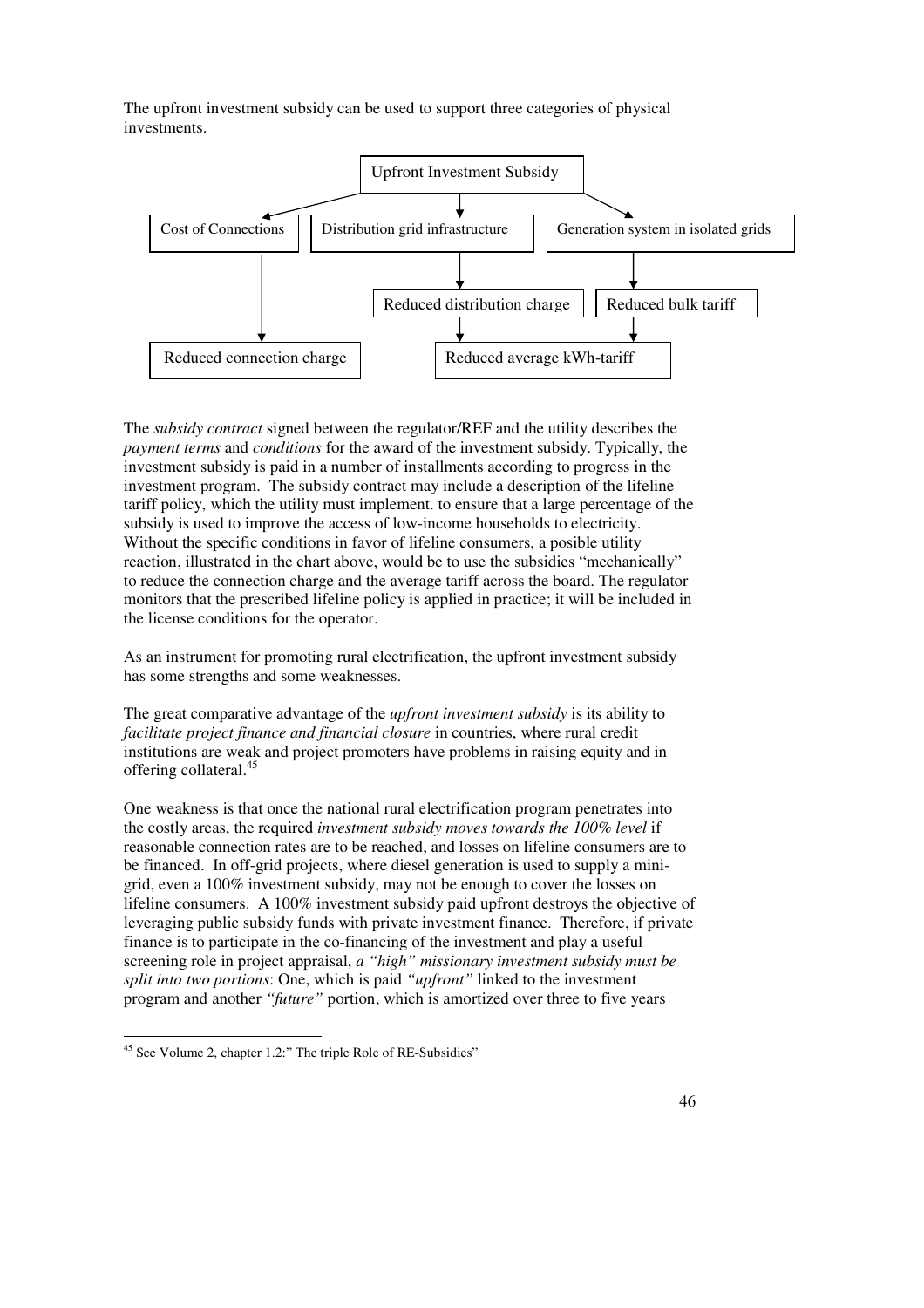The upfront investment subsidy can be used to support three categories of physical investments.

```
                              Upfront Investment Subsidy
                 ┌──────────────────────┼──────────────────────┐
                 ▼                      ▼                      ▼
      Cost of Connections   Distribution grid infrastructure   Generation system in isolated grids
                 │                      │                      │
                 │                      ▼                      ▼
                 │          Reduced distribution charge   Reduced bulk tariff
                 │                      │                      │
                 ▼                      └──────────┬───────────┘
      Reduced connection charge                    ▼
                                       Reduced average kWh-tariff
```

The *subsidy contract* signed between the regulator/REF and the utility describes the *payment terms* and *conditions* for the award of the investment subsidy. Typically, the investment subsidy is paid in a number of installments according to progress in the investment program. The subsidy contract may include a description of the lifeline tariff policy, which the utility must implement. to ensure that a large percentage of the subsidy is used to improve the access of low-income households to electricity. Without the specific conditions in favor of lifeline consumers, a posible utility reaction, illustrated in the chart above, would be to use the subsidies "mechanically" to reduce the connection charge and the average tariff across the board. The regulator monitors that the prescribed lifeline policy is applied in practice; it will be included in the license conditions for the operator.

As an instrument for promoting rural electrification, the upfront investment subsidy has some strengths and some weaknesses.

The great comparative advantage of the *upfront investment subsidy* is its ability to *facilitate project finance and financial closure* in countries, where rural credit institutions are weak and project promoters have problems in raising equity and in offering collateral.[45]

One weakness is that once the national rural electrification program penetrates into the costly areas, the required *investment subsidy moves towards the 100% level* if reasonable connection rates are to be reached, and losses on lifeline consumers are to be financed. In off-grid projects, where diesel generation is used to supply a mini-grid, even a 100% investment subsidy, may not be enough to cover the losses on lifeline consumers. A 100% investment subsidy paid upfront destroys the objective of leveraging public subsidy funds with private investment finance. Therefore, if private finance is to participate in the co-financing of the investment and play a useful screening role in project appraisal, *a "high" missionary investment subsidy must be split into two portions*: One, which is paid *"upfront"* linked to the investment program and another *"future"* portion, which is amortized over three to five years

---

[45] See Volume 2, chapter 1.2:" The triple Role of RE-Subsidies"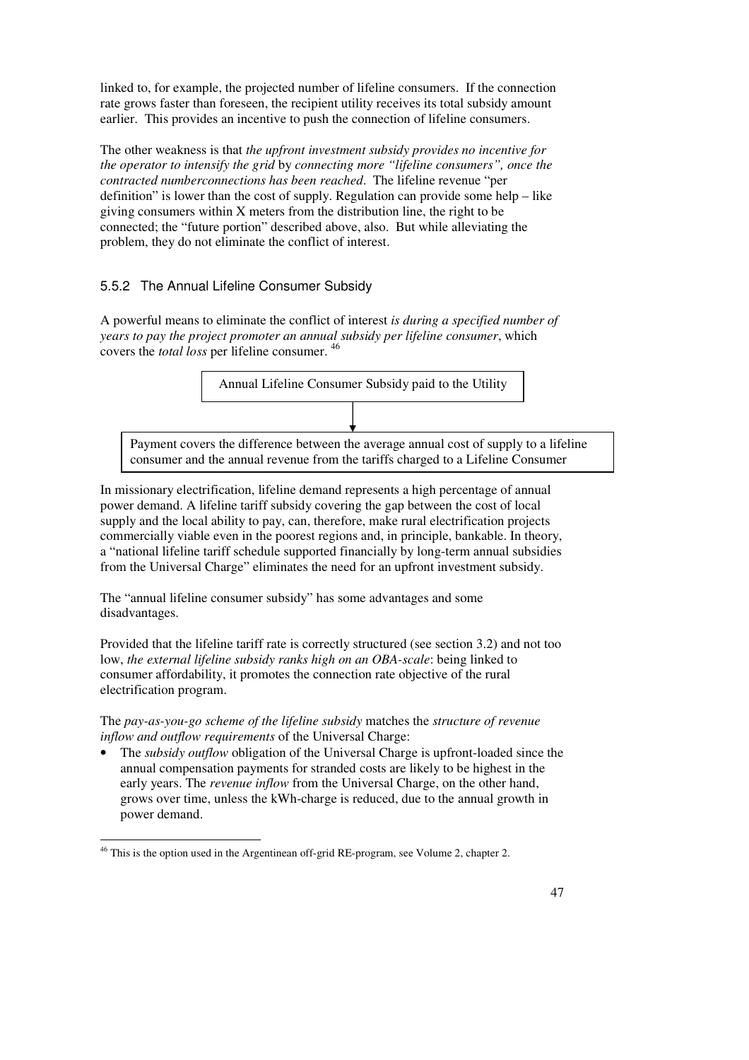linked to, for example, the projected number of lifeline consumers. If the connection rate grows faster than foreseen, the recipient utility receives its total subsidy amount earlier. This provides an incentive to push the connection of lifeline consumers.

The other weakness is that *the upfront investment subsidy provides no incentive for the operator to intensify the grid* by *connecting more "lifeline consumers", once the contracted numberconnections has been reached*. The lifeline revenue "per definition" is lower than the cost of supply. Regulation can provide some help – like giving consumers within X meters from the distribution line, the right to be connected; the "future portion" described above, also. But while alleviating the problem, they do not eliminate the conflict of interest.

### 5.5.2 The Annual Lifeline Consumer Subsidy

A powerful means to eliminate the conflict of interest *is during a specified number of years to pay the project promoter an annual subsidy per lifeline consumer*, which covers the *total loss* per lifeline consumer. [46]

Annual Lifeline Consumer Subsidy paid to the Utility

↓

Payment covers the difference between the average annual cost of supply to a lifeline consumer and the annual revenue from the tariffs charged to a Lifeline Consumer

In missionary electrification, lifeline demand represents a high percentage of annual power demand. A lifeline tariff subsidy covering the gap between the cost of local supply and the local ability to pay, can, therefore, make rural electrification projects commercially viable even in the poorest regions and, in principle, bankable. In theory, a "national lifeline tariff schedule supported financially by long-term annual subsidies from the Universal Charge" eliminates the need for an upfront investment subsidy.

The "annual lifeline consumer subsidy" has some advantages and some disadvantages.

Provided that the lifeline tariff rate is correctly structured (see section 3.2) and not too low, *the external lifeline subsidy ranks high on an OBA-scale*: being linked to consumer affordability, it promotes the connection rate objective of the rural electrification program.

The *pay-as-you-go scheme of the lifeline subsidy* matches the *structure of revenue inflow and outflow requirements* of the Universal Charge:

- The *subsidy outflow* obligation of the Universal Charge is upfront-loaded since the annual compensation payments for stranded costs are likely to be highest in the early years. The *revenue inflow* from the Universal Charge, on the other hand, grows over time, unless the kWh-charge is reduced, due to the annual growth in power demand.

---

[46] This is the option used in the Argentinean off-grid RE-program, see Volume 2, chapter 2.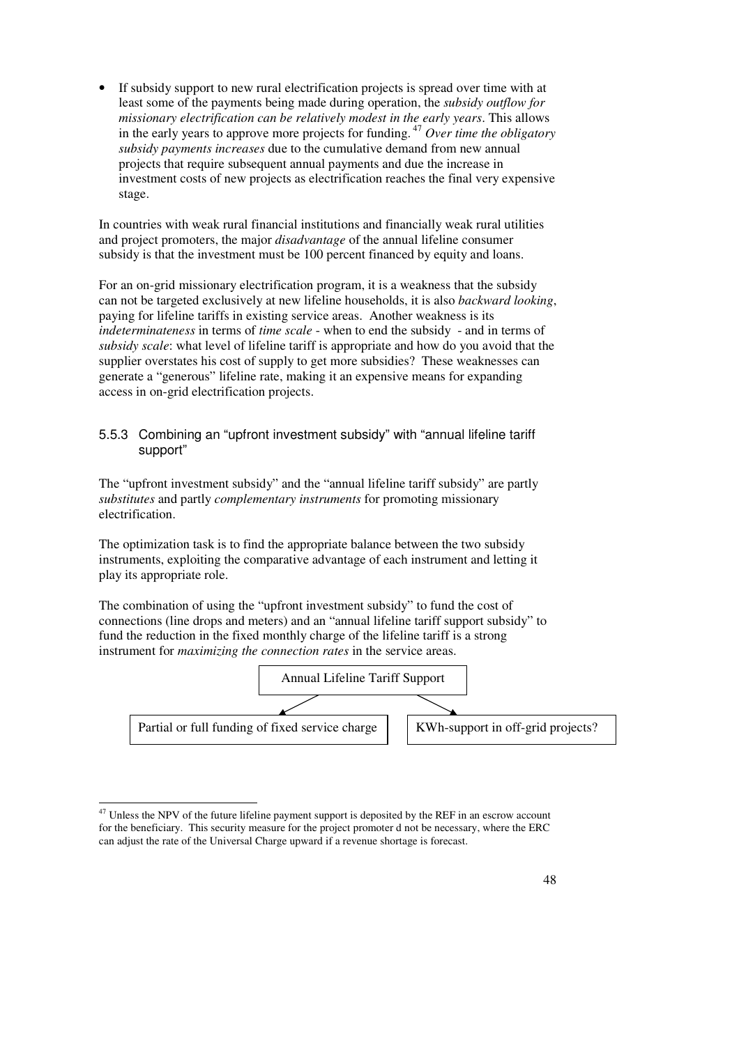- If subsidy support to new rural electrification projects is spread over time with at least some of the payments being made during operation, the *subsidy outflow for missionary electrification can be relatively modest in the early years*. This allows in the early years to approve more projects for funding.[47] *Over time the obligatory subsidy payments increases* due to the cumulative demand from new annual projects that require subsequent annual payments and due the increase in investment costs of new projects as electrification reaches the final very expensive stage.

In countries with weak rural financial institutions and financially weak rural utilities and project promoters, the major *disadvantage* of the annual lifeline consumer subsidy is that the investment must be 100 percent financed by equity and loans.

For an on-grid missionary electrification program, it is a weakness that the subsidy can not be targeted exclusively at new lifeline households, it is also *backward looking*, paying for lifeline tariffs in existing service areas. Another weakness is its *indeterminateness* in terms of *time scale* - when to end the subsidy - and in terms of *subsidy scale*: what level of lifeline tariff is appropriate and how do you avoid that the supplier overstates his cost of supply to get more subsidies? These weaknesses can generate a "generous" lifeline rate, making it an expensive means for expanding access in on-grid electrification projects.

### 5.5.3 Combining an "upfront investment subsidy" with "annual lifeline tariff support"

The "upfront investment subsidy" and the "annual lifeline tariff subsidy" are partly *substitutes* and partly *complementary instruments* for promoting missionary electrification.

The optimization task is to find the appropriate balance between the two subsidy instruments, exploiting the comparative advantage of each instrument and letting it play its appropriate role.

The combination of using the "upfront investment subsidy" to fund the cost of connections (line drops and meters) and an "annual lifeline tariff support subsidy" to fund the reduction in the fixed monthly charge of the lifeline tariff is a strong instrument for *maximizing the connection rates* in the service areas.

Annual Lifeline Tariff Support

→ Partial or full funding of fixed service charge

→ KWh-support in off-grid projects?

[47] Unless the NPV of the future lifeline payment support is deposited by the REF in an escrow account for the beneficiary. This security measure for the project promoter d not be necessary, where the ERC can adjust the rate of the Universal Charge upward if a revenue shortage is forecast.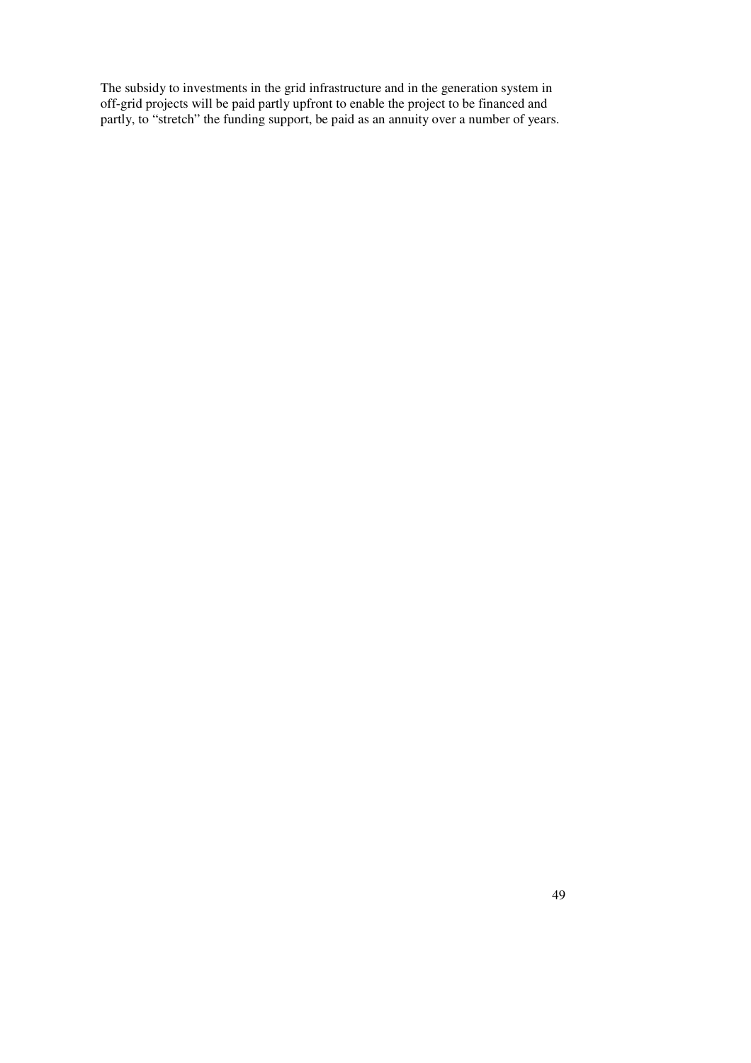The subsidy to investments in the grid infrastructure and in the generation system in off-grid projects will be paid partly upfront to enable the project to be financed and partly, to "stretch" the funding support, be paid as an annuity over a number of years.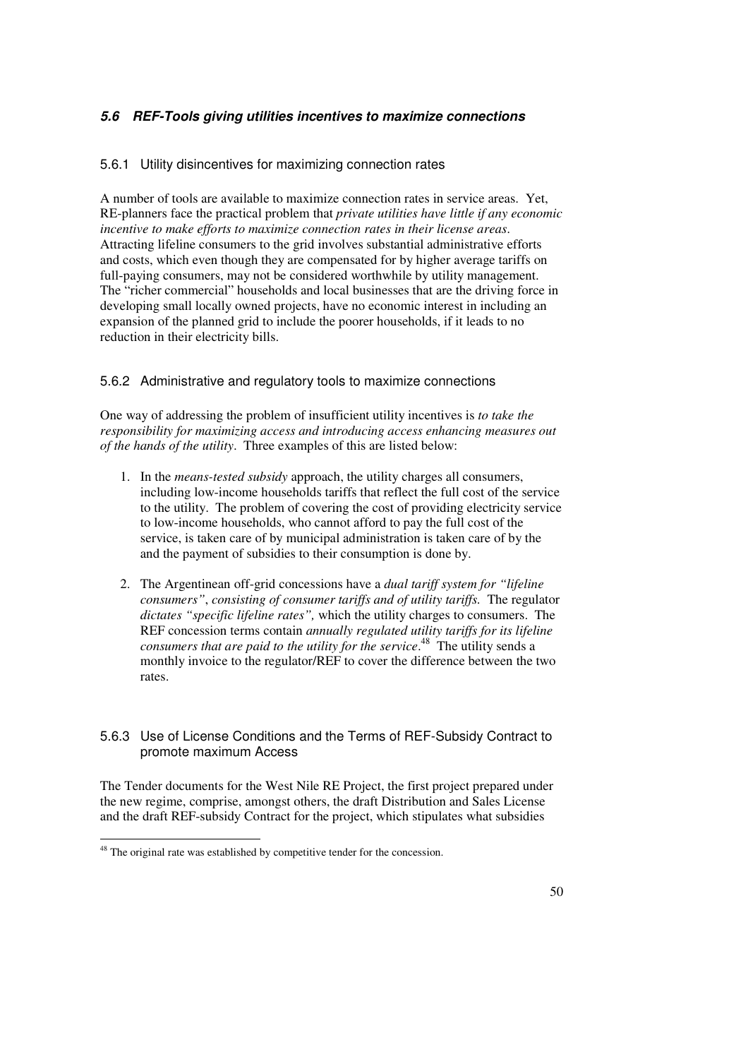### *5.6 REF-Tools giving utilities incentives to maximize connections*

#### 5.6.1 Utility disincentives for maximizing connection rates

A number of tools are available to maximize connection rates in service areas. Yet, RE-planners face the practical problem that *private utilities have little if any economic incentive to make efforts to maximize connection rates in their license areas*. Attracting lifeline consumers to the grid involves substantial administrative efforts and costs, which even though they are compensated for by higher average tariffs on full-paying consumers, may not be considered worthwhile by utility management. The "richer commercial" households and local businesses that are the driving force in developing small locally owned projects, have no economic interest in including an expansion of the planned grid to include the poorer households, if it leads to no reduction in their electricity bills.

#### 5.6.2 Administrative and regulatory tools to maximize connections

One way of addressing the problem of insufficient utility incentives is *to take the responsibility for maximizing access and introducing access enhancing measures out of the hands of the utility*. Three examples of this are listed below:

1. In the *means-tested subsidy* approach, the utility charges all consumers, including low-income households tariffs that reflect the full cost of the service to the utility. The problem of covering the cost of providing electricity service to low-income households, who cannot afford to pay the full cost of the service, is taken care of by municipal administration is taken care of by the and the payment of subsidies to their consumption is done by.

2. The Argentinean off-grid concessions have a *dual tariff system for "lifeline consumers"*, *consisting of consumer tariffs and of utility tariffs.* The regulator *dictates "specific lifeline rates",* which the utility charges to consumers. The REF concession terms contain *annually regulated utility tariffs for its lifeline consumers that are paid to the utility for the service*.[48] The utility sends a monthly invoice to the regulator/REF to cover the difference between the two rates.

#### 5.6.3 Use of License Conditions and the Terms of REF-Subsidy Contract to promote maximum Access

The Tender documents for the West Nile RE Project, the first project prepared under the new regime, comprise, amongst others, the draft Distribution and Sales License and the draft REF-subsidy Contract for the project, which stipulates what subsidies

[48] The original rate was established by competitive tender for the concession.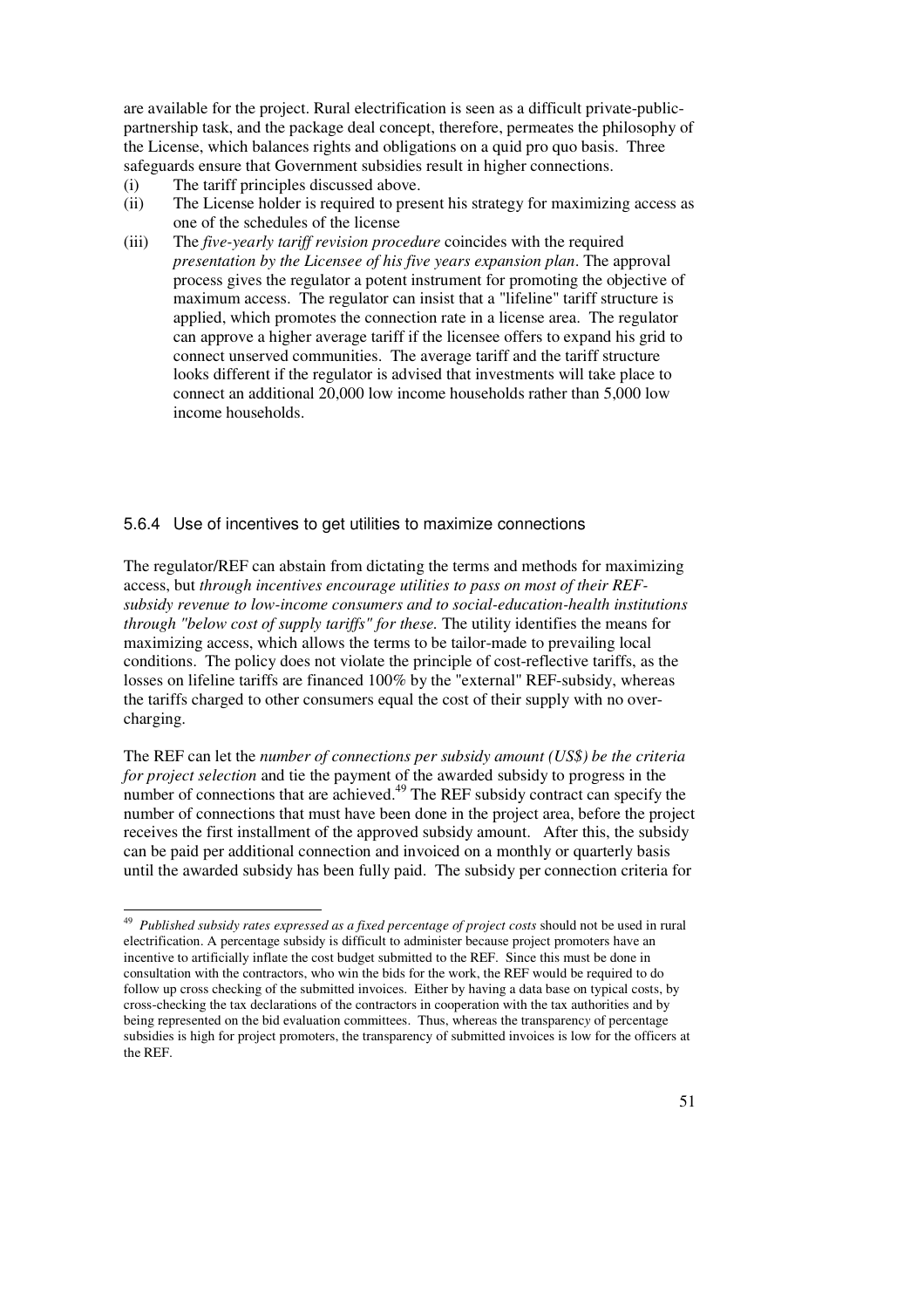are available for the project. Rural electrification is seen as a difficult private-public-partnership task, and the package deal concept, therefore, permeates the philosophy of the License, which balances rights and obligations on a quid pro quo basis. Three safeguards ensure that Government subsidies result in higher connections.

(i) The tariff principles discussed above.

(ii) The License holder is required to present his strategy for maximizing access as one of the schedules of the license

(iii) The *five-yearly tariff revision procedure* coincides with the required *presentation by the Licensee of his five years expansion plan*. The approval process gives the regulator a potent instrument for promoting the objective of maximum access. The regulator can insist that a "lifeline" tariff structure is applied, which promotes the connection rate in a license area. The regulator can approve a higher average tariff if the licensee offers to expand his grid to connect unserved communities. The average tariff and the tariff structure looks different if the regulator is advised that investments will take place to connect an additional 20,000 low income households rather than 5,000 low income households.

### 5.6.4 Use of incentives to get utilities to maximize connections

The regulator/REF can abstain from dictating the terms and methods for maximizing access, but *through incentives encourage utilities to pass on most of their REF-subsidy revenue to low-income consumers and to social-education-health institutions through "below cost of supply tariffs" for these.* The utility identifies the means for maximizing access, which allows the terms to be tailor-made to prevailing local conditions. The policy does not violate the principle of cost-reflective tariffs, as the losses on lifeline tariffs are financed 100% by the "external" REF-subsidy, whereas the tariffs charged to other consumers equal the cost of their supply with no over-charging.

The REF can let the *number of connections per subsidy amount (US$) be the criteria for project selection* and tie the payment of the awarded subsidy to progress in the number of connections that are achieved.[49] The REF subsidy contract can specify the number of connections that must have been done in the project area, before the project receives the first installment of the approved subsidy amount. After this, the subsidy can be paid per additional connection and invoiced on a monthly or quarterly basis until the awarded subsidy has been fully paid. The subsidy per connection criteria for

---

[49] *Published subsidy rates expressed as a fixed percentage of project costs* should not be used in rural electrification. A percentage subsidy is difficult to administer because project promoters have an incentive to artificially inflate the cost budget submitted to the REF. Since this must be done in consultation with the contractors, who win the bids for the work, the REF would be required to do follow up cross checking of the submitted invoices. Either by having a data base on typical costs, by cross-checking the tax declarations of the contractors in cooperation with the tax authorities and by being represented on the bid evaluation committees. Thus, whereas the transparency of percentage subsidies is high for project promoters, the transparency of submitted invoices is low for the officers at the REF.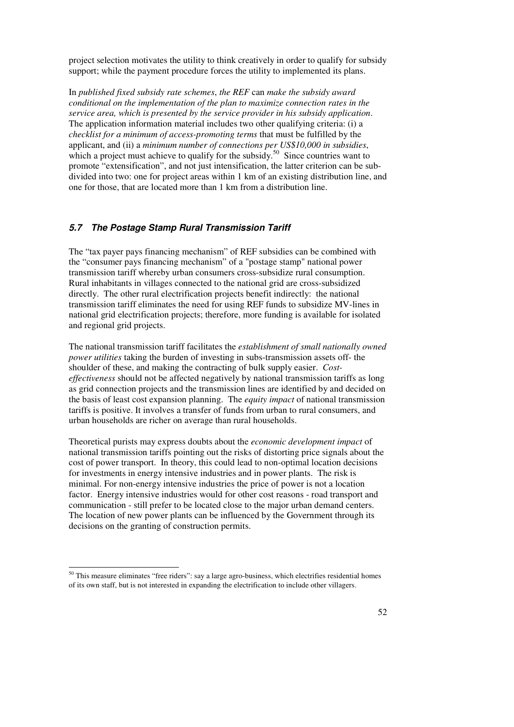project selection motivates the utility to think creatively in order to qualify for subsidy support; while the payment procedure forces the utility to implemented its plans.

In *published fixed subsidy rate schemes*, *the REF* can *make the subsidy award conditional on the implementation of the plan to maximize connection rates in the service area, which is presented by the service provider in his subsidy application*. The application information material includes two other qualifying criteria: (i) a *checklist for a minimum of access-promoting terms* that must be fulfilled by the applicant, and (ii) a *minimum number of connections per US$10,000 in subsidies*, which a project must achieve to qualify for the subsidy.[50] Since countries want to promote "extensification", and not just intensification, the latter criterion can be sub-divided into two: one for project areas within 1 km of an existing distribution line, and one for those, that are located more than 1 km from a distribution line.

### *5.7 The Postage Stamp Rural Transmission Tariff*

The "tax payer pays financing mechanism" of REF subsidies can be combined with the "consumer pays financing mechanism" of a "postage stamp" national power transmission tariff whereby urban consumers cross-subsidize rural consumption. Rural inhabitants in villages connected to the national grid are cross-subsidized directly. The other rural electrification projects benefit indirectly: the national transmission tariff eliminates the need for using REF funds to subsidize MV-lines in national grid electrification projects; therefore, more funding is available for isolated and regional grid projects.

The national transmission tariff facilitates the *establishment of small nationally owned power utilities* taking the burden of investing in subs-transmission assets off- the shoulder of these, and making the contracting of bulk supply easier. *Cost-effectiveness* should not be affected negatively by national transmission tariffs as long as grid connection projects and the transmission lines are identified by and decided on the basis of least cost expansion planning. The *equity impact* of national transmission tariffs is positive. It involves a transfer of funds from urban to rural consumers, and urban households are richer on average than rural households.

Theoretical purists may express doubts about the *economic development impact* of national transmission tariffs pointing out the risks of distorting price signals about the cost of power transport. In theory, this could lead to non-optimal location decisions for investments in energy intensive industries and in power plants. The risk is minimal. For non-energy intensive industries the price of power is not a location factor. Energy intensive industries would for other cost reasons - road transport and communication - still prefer to be located close to the major urban demand centers. The location of new power plants can be influenced by the Government through its decisions on the granting of construction permits.

---

[50] This measure eliminates "free riders": say a large agro-business, which electrifies residential homes of its own staff, but is not interested in expanding the electrification to include other villagers.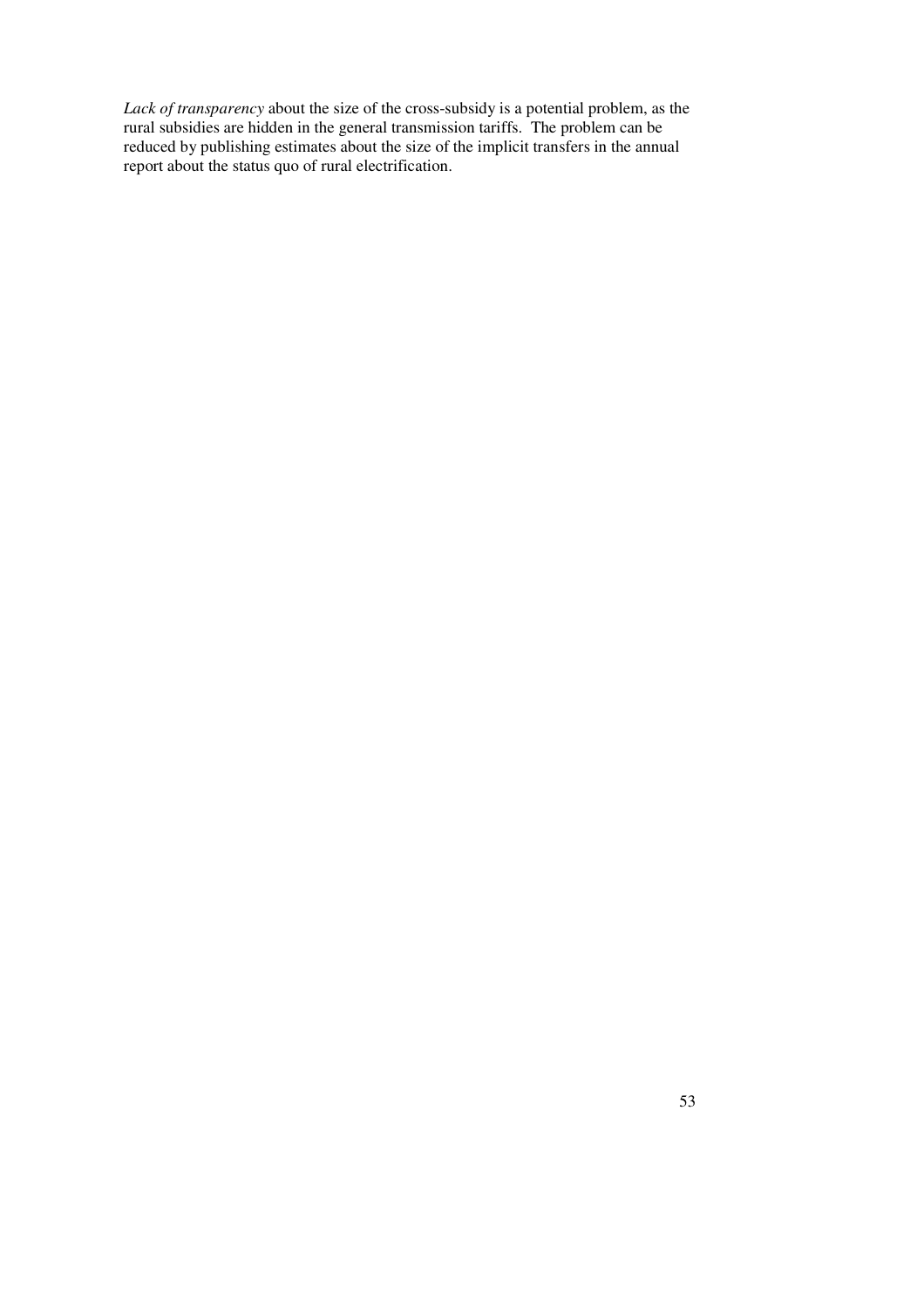*Lack of transparency* about the size of the cross-subsidy is a potential problem, as the rural subsidies are hidden in the general transmission tariffs. The problem can be reduced by publishing estimates about the size of the implicit transfers in the annual report about the status quo of rural electrification.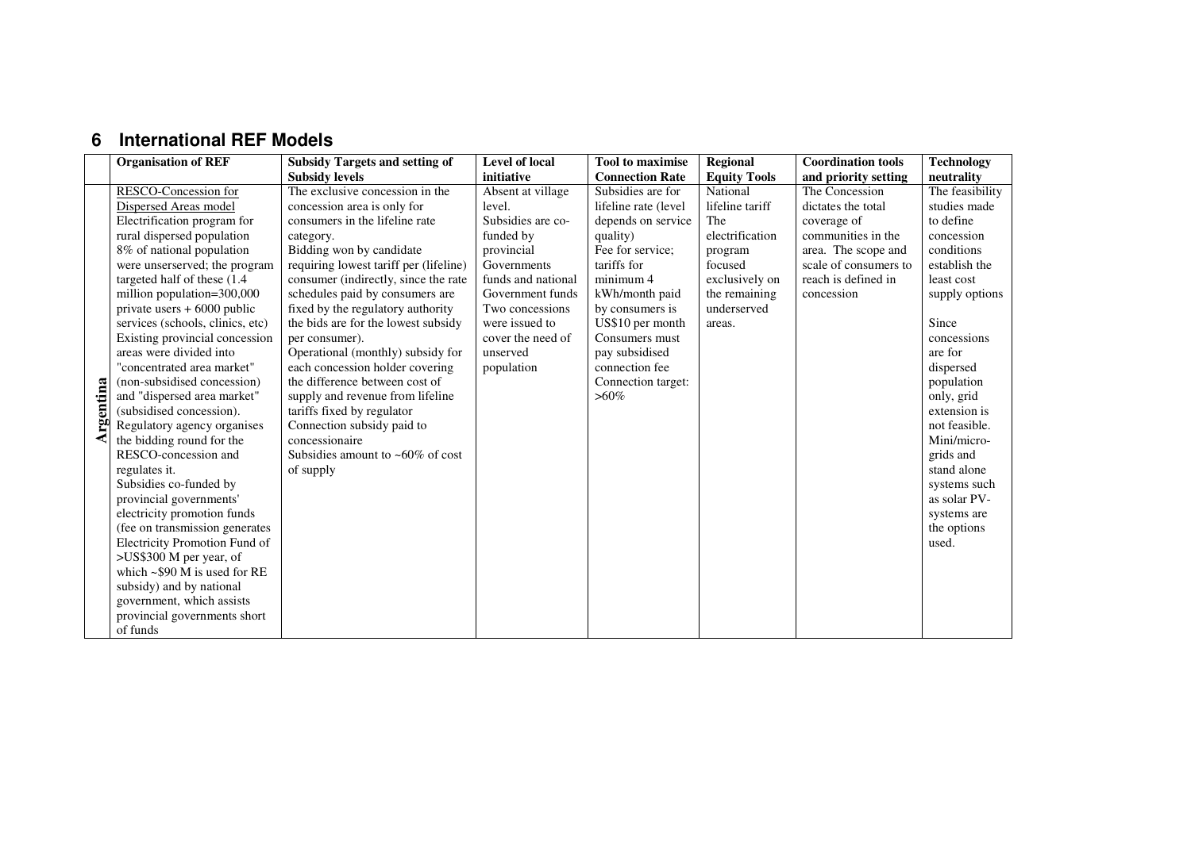# 6 International REF Models

| | Organisation of REF | Subsidy Targets and setting of Subsidy levels | Level of local initiative | Tool to maximise Connection Rate | Regional Equity Tools | Coordination tools and priority setting | Technology neutrality |
|---|---|---|---|---|---|---|---|
| Argentina | RESCO-Concession for Dispersed Areas model<br>Electrification program for rural dispersed population<br>8% of national population were unserved; the program targeted half of these (1.4 million population=300,000 private users + 6000 public services (schools, clinics, etc)<br>Existing provincial concession areas were divided into "concentrated area market" (non-subsidised concession) and "dispersed area market" (subsidised concession).<br>Regulatory agency organises the bidding round for the RESCO-concession and regulates it.<br>Subsidies co-funded by provincial governments' electricity promotion funds (fee on transmission generates Electricity Promotion Fund of >US$300 M per year, of which ~$90 M is used for RE subsidy) and by national government, which assists provincial governments short of funds | The exclusive concession in the concession area is only for consumers in the lifeline rate category.<br>Bidding won by candidate requiring lowest tariff per (lifeline) consumer (indirectly, since the rate schedules paid by consumers are fixed by the regulatory authority the bids are for the lowest subsidy per consumer).<br>Operational (monthly) subsidy for each concession holder covering the difference between cost of supply and revenue from lifeline tariffs fixed by regulator<br>Connection subsidy paid to concessionaire<br>Subsidies amount to ~60% of cost of supply | Absent at village level.<br>Subsidies are co-funded by provincial Governments funds and national Government funds<br>Two concessions were issued to cover the need of unserved population | Subsidies are for lifeline rate (level depends on service quality)<br>Fee for service; tariffs for minimum 4 kWh/month paid by consumers is US$10 per month<br>Consumers must pay subsidised connection fee<br>Connection target: >60% | National lifeline tariff<br>The electrification program focused exclusively on the remaining underserved areas. | The Concession dictates the total coverage of communities in the area. The scope and scale of consumers to reach is defined in concession | The feasibility studies made to define concession conditions establish the least cost supply options<br><br>Since concessions are for dispersed population only, grid extension is not feasible. Mini/micro-grids and stand alone systems such as solar PV-systems are the options used. |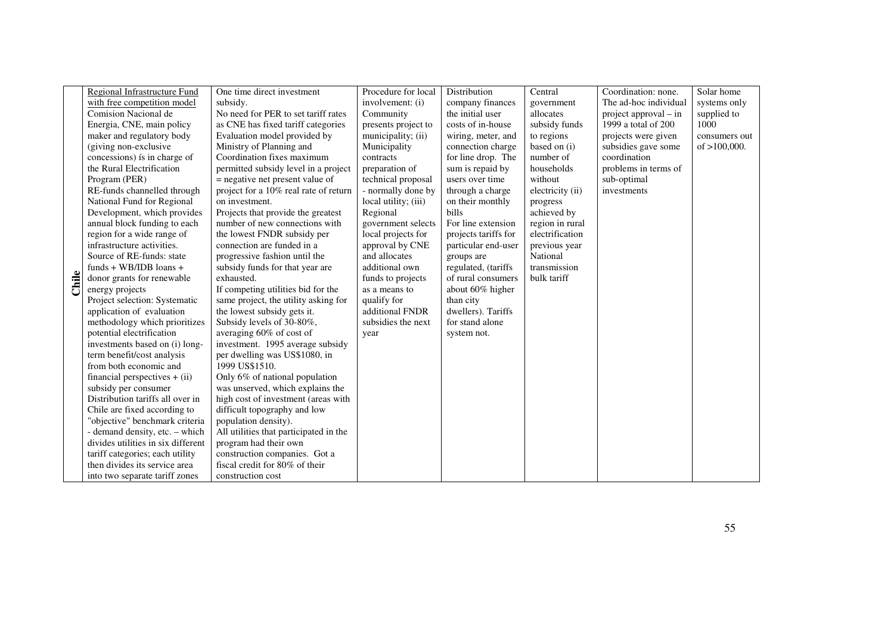| | | | | | | | |
|---|---|---|---|---|---|---|---|
| **Chile** | Regional Infrastructure Fund with free competition model<br>Comision Nacional de Energia, CNE, main policy maker and regulatory body (giving non-exclusive concessions) ís in charge of the Rural Electrification Program (PER)<br>RE-funds channelled through National Fund for Regional Development, which provides annual block funding to each region for a wide range of infrastructure activities.<br>Source of RE-funds: state funds + WB/IDB loans + donor grants for renewable energy projects<br>Project selection: Systematic application of evaluation methodology which prioritizes potential electrification investments based on (i) long-term benefit/cost analysis from both economic and financial perspectives + (ii) subsidy per consumer<br>Distribution tariffs all over in Chile are fixed according to "objective" benchmark criteria - demand density, etc. – which divides utilities in six different tariff categories; each utility then divides its service area into two separate tariff zones | One time direct investment subsidy.<br>No need for PER to set tariff rates as CNE has fixed tariff categories<br>Evaluation model provided by Ministry of Planning and Coordination fixes maximum permitted subsidy level in a project = negative net present value of project for a 10% real rate of return on investment.<br>Projects that provide the greatest number of new connections with the lowest FNDR subsidy per connection are funded in a progressive fashion until the subsidy funds for that year are exhausted.<br>If competing utilities bid for the same project, the utility asking for the lowest subsidy gets it.<br>Subsidy levels of 30-80%, averaging 60% of cost of investment. 1995 average subsidy per dwelling was US$1080, in 1999 US$1510.<br>Only 6% of national population was unserved, which explains the high cost of investment (areas with difficult topography and low population density).<br>All utilities that participated in the program had their own construction companies. Got a fiscal credit for 80% of their construction cost | Procedure for local involvement: (i) Community presents project to municipality; (ii) Municipality contracts preparation of technical proposal - normally done by local utility; (iii) Regional government selects local projects for approval by CNE and allocates additional own funds to projects as a means to qualify for additional FNDR subsidies the next year | Distribution company finances the initial user costs of in-house wiring, meter, and connection charge for line drop. The sum is repaid by users over time through a charge on their monthly bills<br>For line extension projects tariffs for particular end-user groups are regulated, (tariffs of rural consumers about 60% higher than city dwellers). Tariffs for stand alone system not. | Central government allocates subsidy funds to regions based on (i) number of households without electricity (ii) progress achieved by region in rural electrification previous year<br>National transmission bulk tariff | Coordination: none. The ad-hoc individual project approval – in 1999 a total of 200 projects were given subsidies gave some coordination problems in terms of sub-optimal investments | Solar home systems only supplied to 1000 consumers out of >100,000. |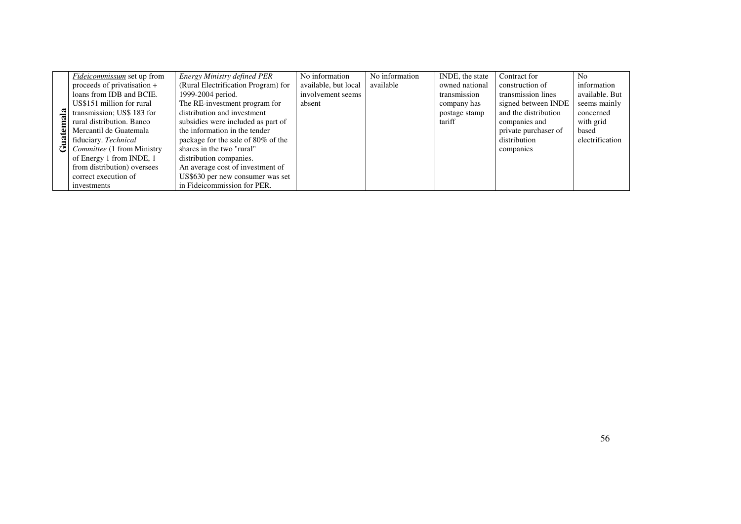| | | | | | | | |
|---|---|---|---|---|---|---|---|
| **Guatemala** | *Fideicommissum* set up from proceeds of privatisation + loans from IDB and BCIE. US$151 million for rural transmission; US$ 183 for rural distribution. Banco Mercantil de Guatemala fiduciary. *Technical Committee* (1 from Ministry of Energy 1 from INDE, 1 from distribution) oversees correct execution of investments | *Energy Ministry defined PER* (Rural Electrification Program) for 1999-2004 period. The RE-investment program for distribution and investment subsidies were included as part of the information in the tender package for the sale of 80% of the shares in the two "rural" distribution companies. An average cost of investment of US$630 per new consumer was set in Fideicommission for PER. | No information available, but local involvement seems absent | No information available | INDE, the state owned national transmission company has postage stamp tariff | Contract for construction of transmission lines signed between INDE and the distribution companies and private purchaser of distribution companies | No information available. But seems mainly concerned with grid based electrification |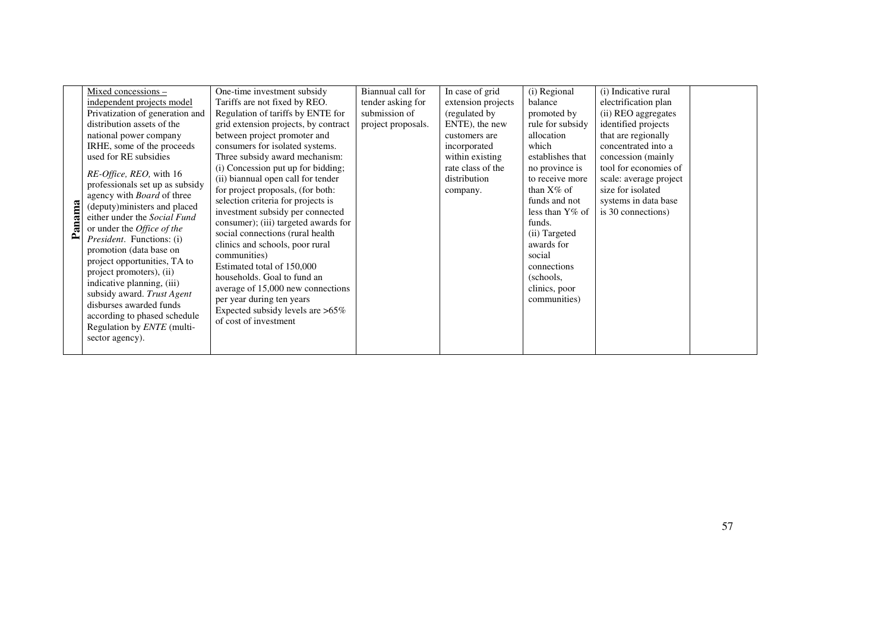| | | | | | | | |
|---|---|---|---|---|---|---|---|
| **Panama** | Mixed concessions – independent projects model<br>Privatization of generation and distribution assets of the national power company IRHE, some of the proceeds used for RE subsidies<br><br>*RE-Office, REO,* with 16 professionals set up as subsidy agency with *Board* of three (deputy)ministers and placed either under the *Social Fund* or under the *Office of the President*. Functions: (i) promotion (data base on project opportunities, TA to project promoters), (ii) indicative planning, (iii) subsidy award. *Trust Agent* disburses awarded funds according to phased schedule<br>Regulation by *ENTE* (multi-sector agency). | One-time investment subsidy<br>Tariffs are not fixed by REO. Regulation of tariffs by ENTE for grid extension projects, by contract between project promoter and consumers for isolated systems.<br>Three subsidy award mechanism: (i) Concession put up for bidding; (ii) biannual open call for tender for project proposals, (for both: selection criteria for projects is investment subsidy per connected consumer); (iii) targeted awards for social connections (rural health clinics and schools, poor rural communities)<br>Estimated total of 150,000 households. Goal to fund an average of 15,000 new connections per year during ten years<br>Expected subsidy levels are >65% of cost of investment | Biannual call for tender asking for submission of project proposals. | In case of grid extension projects (regulated by ENTE), the new customers are incorporated within existing rate class of the distribution company. | (i) Regional balance promoted by rule for subsidy allocation which establishes that no province is to receive more than X% of funds and not less than Y% of funds.<br>(ii) Targeted awards for social connections (schools, clinics, poor communities) | (i) Indicative rural electrification plan<br>(ii) REO aggregates identified projects that are regionally concentrated into a concession (mainly tool for economies of scale: average project size for isolated systems in data base is 30 connections) | |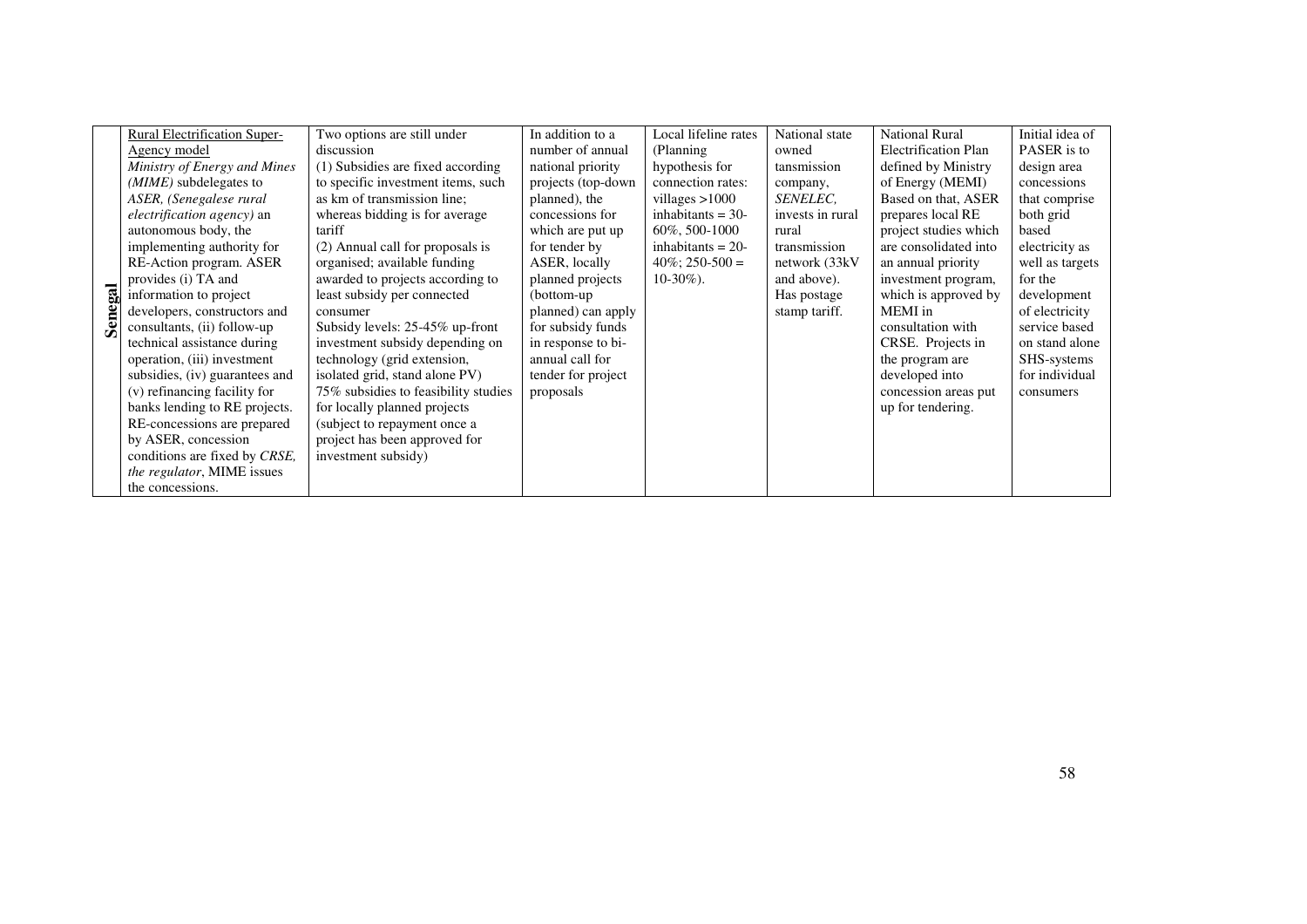| | | | | | | | |
|---|---|---|---|---|---|---|---|
| **Senegal** | Rural Electrification Super-Agency model<br>*Ministry of Energy and Mines (MIME)* subdelegates to *ASER, (Senegalese rural electrification agency)* an autonomous body, the implementing authority for RE-Action program. ASER provides (i) TA and information to project developers, constructors and consultants, (ii) follow-up technical assistance during operation, (iii) investment subsidies, (iv) guarantees and (v) refinancing facility for banks lending to RE projects. RE-concessions are prepared by ASER, concession conditions are fixed by *CRSE, the regulator*, MIME issues the concessions. | Two options are still under discussion<br>(1) Subsidies are fixed according to specific investment items, such as km of transmission line; whereas bidding is for average tariff<br>(2) Annual call for proposals is organised; available funding awarded to projects according to least subsidy per connected consumer<br>Subsidy levels: 25-45% up-front investment subsidy depending on technology (grid extension, isolated grid, stand alone PV)<br>75% subsidies to feasibility studies for locally planned projects (subject to repayment once a project has been approved for investment subsidy) | In addition to a number of annual national priority projects (top-down planned), the concessions for which are put up for tender by ASER, locally planned projects (bottom-up planned) can apply for subsidy funds in response to bi-annual call for tender for project proposals | Local lifeline rates (Planning hypothesis for connection rates: villages >1000 inhabitants = 30-60%, 500-1000 inhabitants = 20-40%; 250-500 = 10-30%). | National state owned tansmission company, *SENELEC,* invests in rural rural transmission network (33kV and above). Has postage stamp tariff. | National Rural Electrification Plan defined by Ministry of Energy (MEMI) Based on that, ASER prepares local RE project studies which are consolidated into an annual priority investment program, which is approved by MEMI in consultation with CRSE. Projects in the program are developed into concession areas put up for tendering. | Initial idea of PASER is to design area concessions that comprise both grid based electricity as well as targets for the development of electricity service based on stand alone SHS-systems for individual consumers |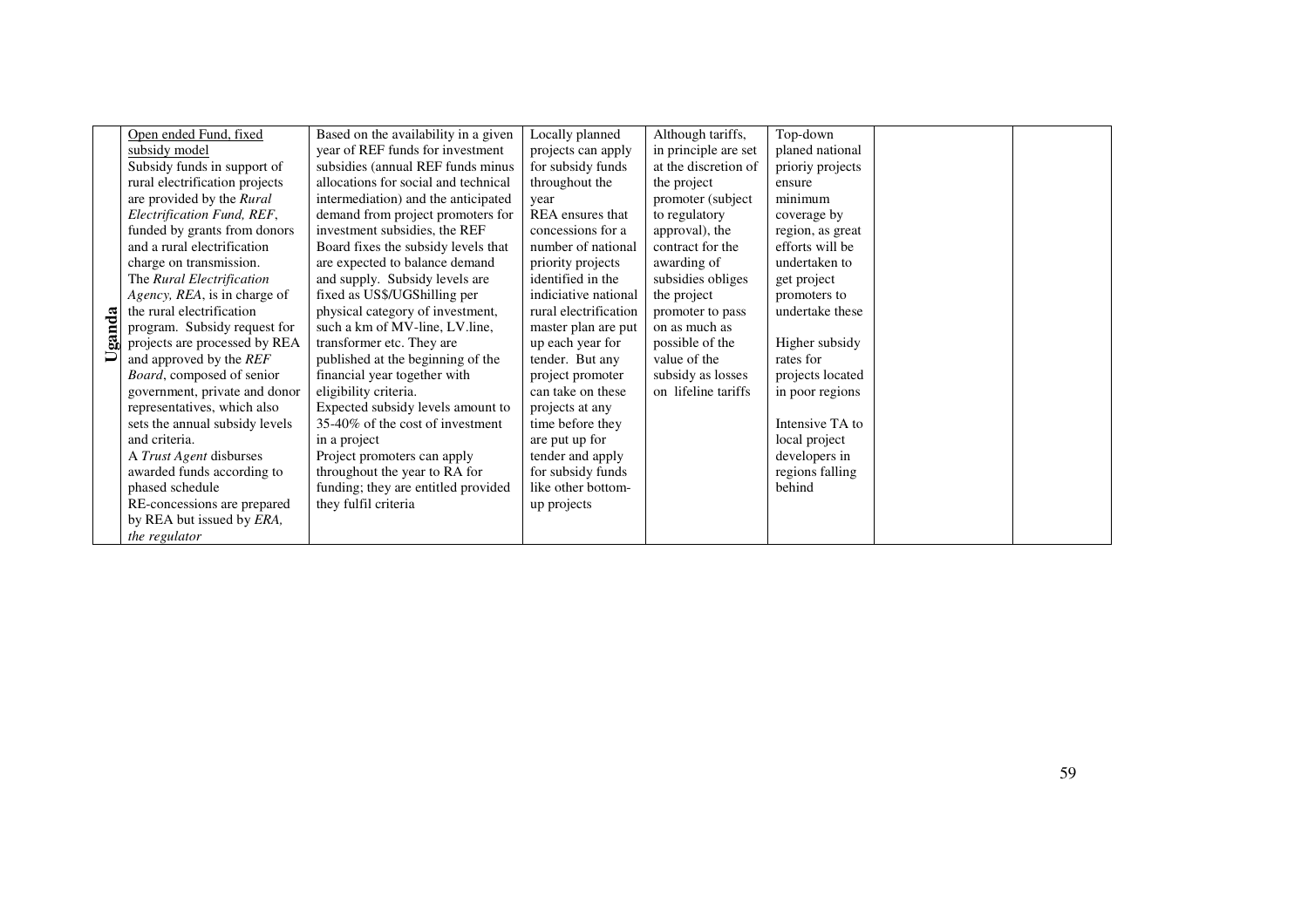| | | | | | | | |
|---|---|---|---|---|---|---|---|
| **Uganda** | Open ended Fund, fixed subsidy model<br>Subsidy funds in support of rural electrification projects are provided by the *Rural Electrification Fund, REF*, funded by grants from donors and a rural electrification charge on transmission.<br>The *Rural Electrification Agency, REA*, is in charge of the rural electrification program. Subsidy request for projects are processed by REA and approved by the *REF Board*, composed of senior government, private and donor representatives, which also sets the annual subsidy levels and criteria.<br>A *Trust Agent* disburses awarded funds according to phased schedule<br>RE-concessions are prepared by REA but issued by *ERA, the regulator* | Based on the availability in a given year of REF funds for investment subsidies (annual REF funds minus allocations for social and technical intermediation) and the anticipated demand from project promoters for investment subsidies, the REF Board fixes the subsidy levels that are expected to balance demand and supply. Subsidy levels are fixed as US$/UGShilling per physical category of investment, such a km of MV-line, LV.line, transformer etc. They are published at the beginning of the financial year together with eligibility criteria.<br>Expected subsidy levels amount to 35-40% of the cost of investment in a project<br>Project promoters can apply throughout the year to RA for funding; they are entitled provided they fulfil criteria | Locally planned projects can apply for subsidy funds throughout the year<br>REA ensures that concessions for a number of national priority projects identified in the indiciative national rural electrification master plan are put up each year for tender. But any project promoter can take on these projects at any time before they are put up for tender and apply for subsidy funds like other bottom-up projects | Although tariffs, in principle are set at the discretion of the project promoter (subject to regulatory approval), the contract for the awarding of subsidies obliges the project promoter to pass on as much as possible of the value of the subsidy as losses on lifeline tariffs | Top-down planed national crioriy projects ensure minimum coverage by region, as great efforts will be undertaken to get project promoters to undertake these<br><br>Higher subsidy rates for projects located in poor regions<br><br>Intensive TA to local project developers in regions falling behind | | |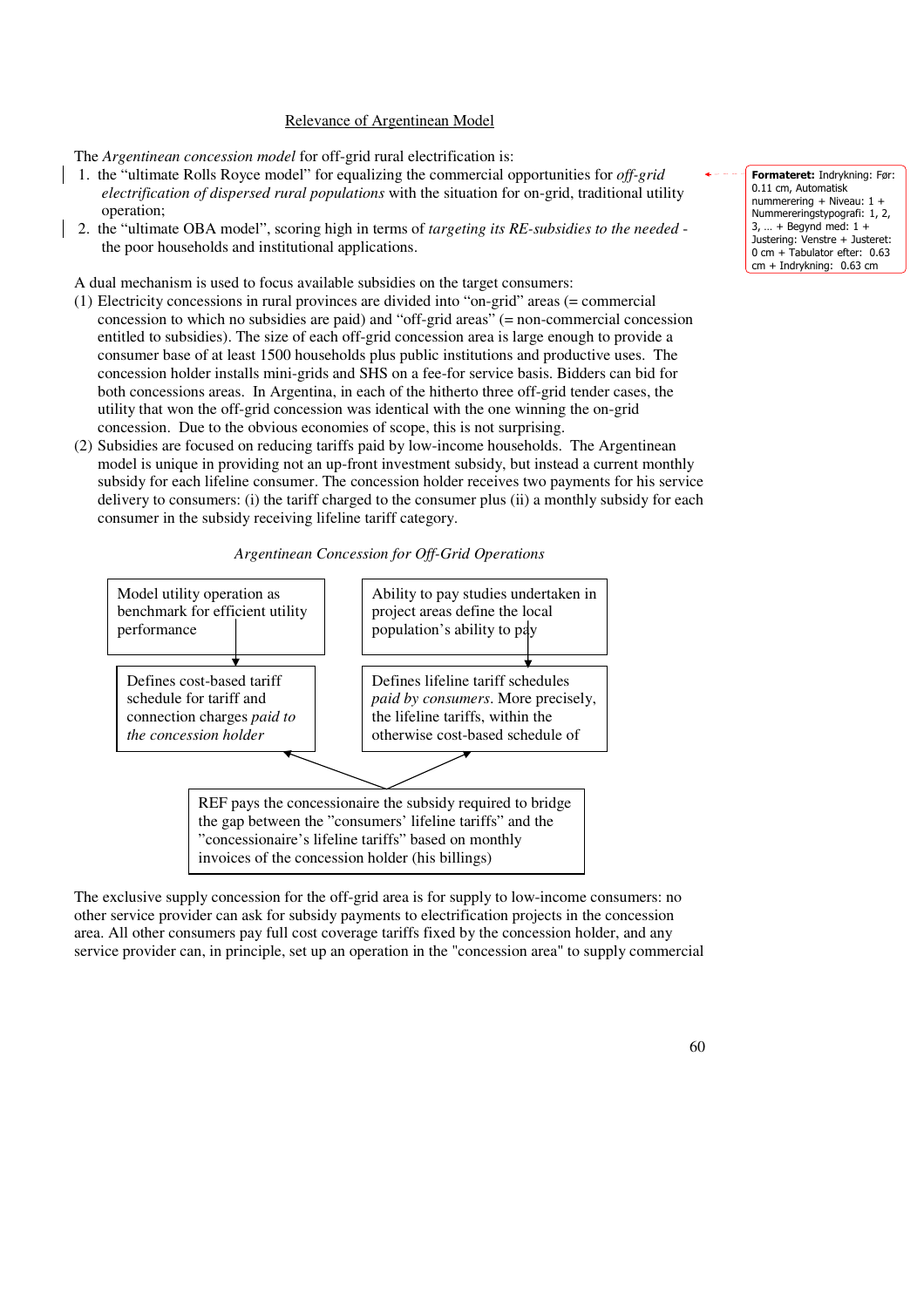## Relevance of Argentinean Model

The *Argentinean concession model* for off-grid rural electrification is:

1. the "ultimate Rolls Royce model" for equalizing the commercial opportunities for *off-grid electrification of dispersed rural populations* with the situation for on-grid, traditional utility operation;
2. the "ultimate OBA model", scoring high in terms of *targeting its RE-subsidies to the needed* - the poor households and institutional applications.

A dual mechanism is used to focus available subsidies on the target consumers:

(1) Electricity concessions in rural provinces are divided into "on-grid" areas (= commercial concession to which no subsidies are paid) and "off-grid areas" (= non-commercial concession entitled to subsidies). The size of each off-grid concession area is large enough to provide a consumer base of at least 1500 households plus public institutions and productive uses. The concession holder installs mini-grids and SHS on a fee-for service basis. Bidders can bid for both concessions areas. In Argentina, in each of the hitherto three off-grid tender cases, the utility that won the off-grid concession was identical with the one winning the on-grid concession. Due to the obvious economies of scope, this is not surprising.

(2) Subsidies are focused on reducing tariffs paid by low-income households. The Argentinean model is unique in providing not an up-front investment subsidy, but instead a current monthly subsidy for each lifeline consumer. The concession holder receives two payments for his service delivery to consumers: (i) the tariff charged to the consumer plus (ii) a monthly subsidy for each consumer in the subsidy receiving lifeline tariff category.

*Argentinean Concession for Off-Grid Operations*

Model utility operation as benchmark for efficient utility performance

→ Defines cost-based tariff schedule for tariff and connection charges *paid to the concession holder*

Ability to pay studies undertaken in project areas define the local population's ability to pay

→ Defines lifeline tariff schedules *paid by consumers*. More precisely, the lifeline tariffs, within the otherwise cost-based schedule of

REF pays the concessionaire the subsidy required to bridge the gap between the "consumers' lifeline tariffs" and the "concessionaire's lifeline tariffs" based on monthly invoices of the concession holder (his billings)

The exclusive supply concession for the off-grid area is for supply to low-income consumers: no other service provider can ask for subsidy payments to electrification projects in the concession area. All other consumers pay full cost coverage tariffs fixed by the concession holder, and any service provider can, in principle, set up an operation in the "concession area" to supply commercial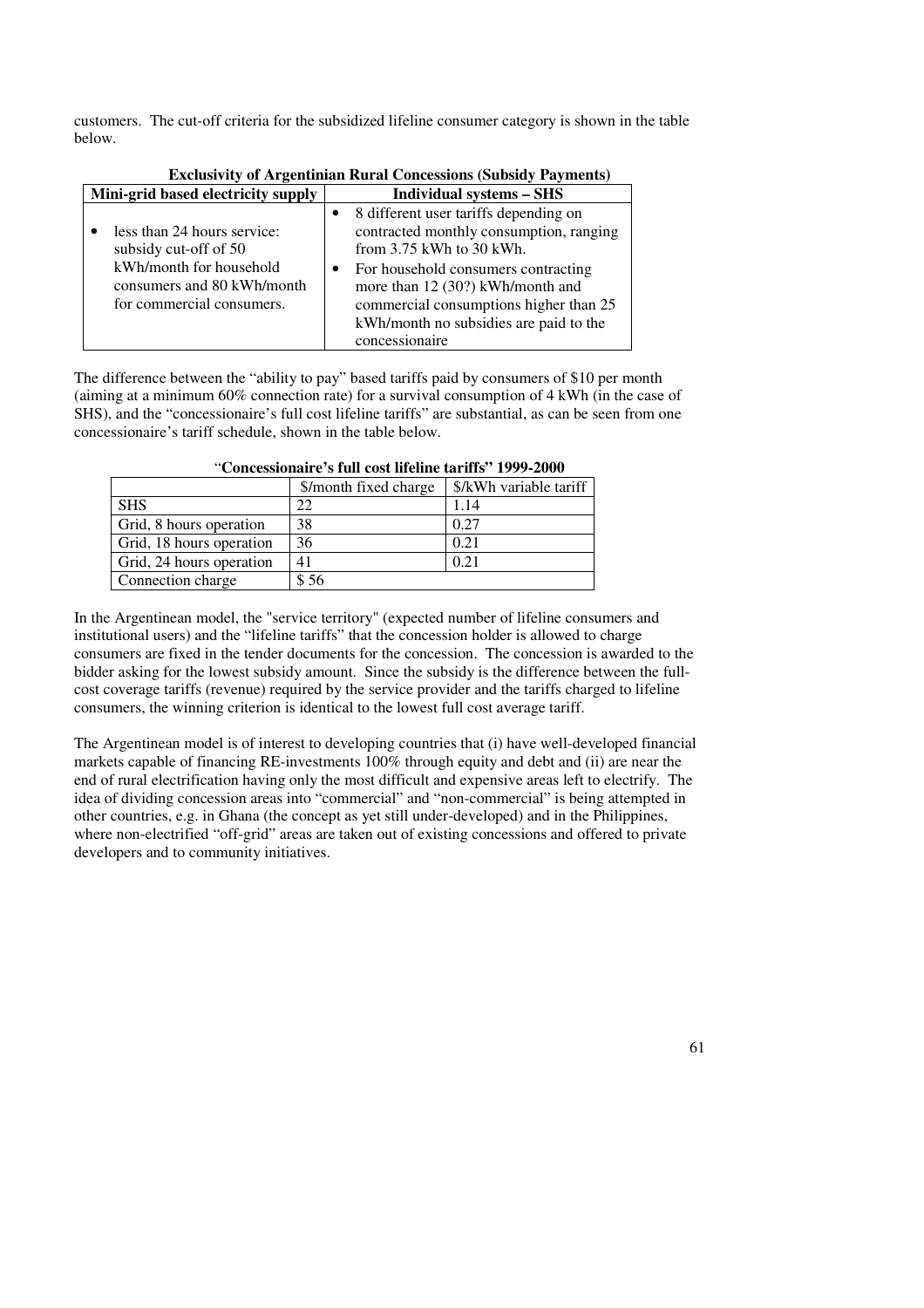customers. The cut-off criteria for the subsidized lifeline consumer category is shown in the table below.

**Exclusivity of Argentinian Rural Concessions (Subsidy Payments)**

| Mini-grid based electricity supply | Individual systems – SHS |
|---|---|
| • less than 24 hours service: subsidy cut-off of 50 kWh/month for household consumers and 80 kWh/month for commercial consumers. | • 8 different user tariffs depending on contracted monthly consumption, ranging from 3.75 kWh to 30 kWh.<br>• For household consumers contracting more than 12 (30?) kWh/month and commercial consumptions higher than 25 kWh/month no subsidies are paid to the concessionaire |

The difference between the "ability to pay" based tariffs paid by consumers of $10 per month (aiming at a minimum 60% connection rate) for a survival consumption of 4 kWh (in the case of SHS), and the "concessionaire's full cost lifeline tariffs" are substantial, as can be seen from one concessionaire's tariff schedule, shown in the table below.

**"Concessionaire's full cost lifeline tariffs" 1999-2000**

| | $/month fixed charge | $/kWh variable tariff |
|---|---|---|
| SHS | 22 | 1.14 |
| Grid, 8 hours operation | 38 | 0.27 |
| Grid, 18 hours operation | 36 | 0.21 |
| Grid, 24 hours operation | 41 | 0.21 |
| Connection charge | $ 56 | |

In the Argentinean model, the "service territory" (expected number of lifeline consumers and institutional users) and the "lifeline tariffs" that the concession holder is allowed to charge consumers are fixed in the tender documents for the concession. The concession is awarded to the bidder asking for the lowest subsidy amount. Since the subsidy is the difference between the full-cost coverage tariffs (revenue) required by the service provider and the tariffs charged to lifeline consumers, the winning criterion is identical to the lowest full cost average tariff.

The Argentinean model is of interest to developing countries that (i) have well-developed financial markets capable of financing RE-investments 100% through equity and debt and (ii) are near the end of rural electrification having only the most difficult and expensive areas left to electrify. The idea of dividing concession areas into "commercial" and "non-commercial" is being attempted in other countries, e.g. in Ghana (the concept as yet still under-developed) and in the Philippines, where non-electrified "off-grid" areas are taken out of existing concessions and offered to private developers and to community initiatives.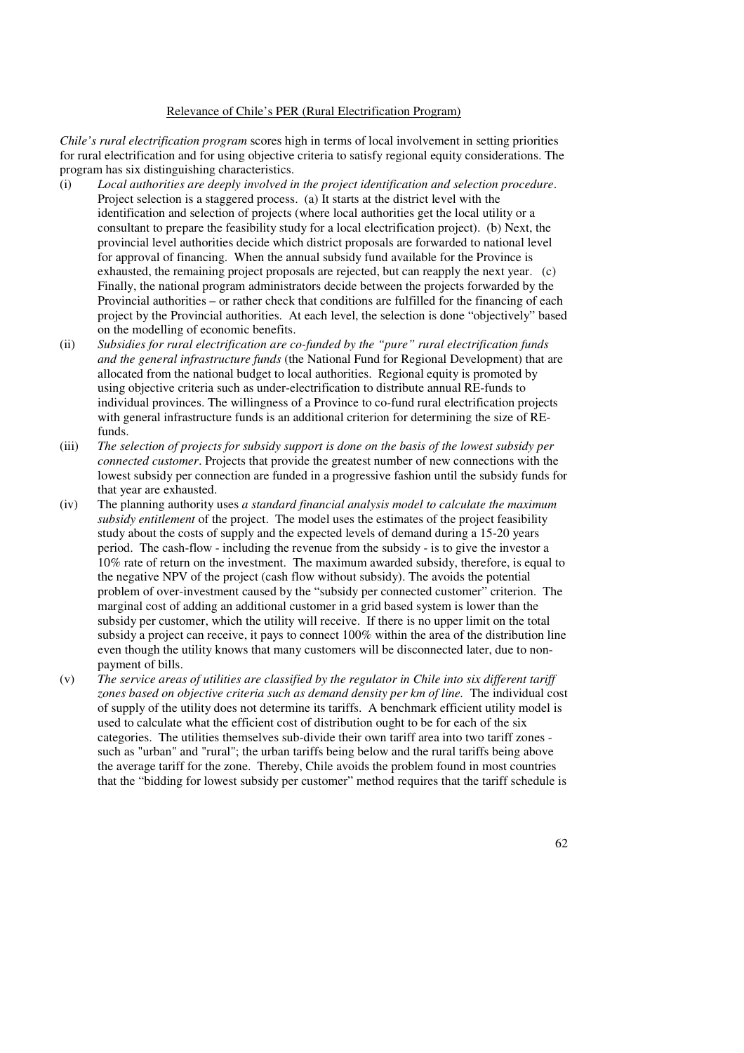Relevance of Chile's PER (Rural Electrification Program)

*Chile's rural electrification program* scores high in terms of local involvement in setting priorities for rural electrification and for using objective criteria to satisfy regional equity considerations. The program has six distinguishing characteristics.

(i) *Local authorities are deeply involved in the project identification and selection procedure*. Project selection is a staggered process. (a) It starts at the district level with the identification and selection of projects (where local authorities get the local utility or a consultant to prepare the feasibility study for a local electrification project). (b) Next, the provincial level authorities decide which district proposals are forwarded to national level for approval of financing. When the annual subsidy fund available for the Province is exhausted, the remaining project proposals are rejected, but can reapply the next year. (c) Finally, the national program administrators decide between the projects forwarded by the Provincial authorities – or rather check that conditions are fulfilled for the financing of each project by the Provincial authorities. At each level, the selection is done "objectively" based on the modelling of economic benefits.

(ii) *Subsidies for rural electrification are co-funded by the "pure" rural electrification funds and the general infrastructure funds* (the National Fund for Regional Development) that are allocated from the national budget to local authorities. Regional equity is promoted by using objective criteria such as under-electrification to distribute annual RE-funds to individual provinces. The willingness of a Province to co-fund rural electrification projects with general infrastructure funds is an additional criterion for determining the size of RE-funds.

(iii) *The selection of projects for subsidy support is done on the basis of the lowest subsidy per connected customer*. Projects that provide the greatest number of new connections with the lowest subsidy per connection are funded in a progressive fashion until the subsidy funds for that year are exhausted.

(iv) The planning authority uses *a standard financial analysis model to calculate the maximum subsidy entitlement* of the project. The model uses the estimates of the project feasibility study about the costs of supply and the expected levels of demand during a 15-20 years period. The cash-flow - including the revenue from the subsidy - is to give the investor a 10% rate of return on the investment. The maximum awarded subsidy, therefore, is equal to the negative NPV of the project (cash flow without subsidy). The avoids the potential problem of over-investment caused by the "subsidy per connected customer" criterion. The marginal cost of adding an additional customer in a grid based system is lower than the subsidy per customer, which the utility will receive. If there is no upper limit on the total subsidy a project can receive, it pays to connect 100% within the area of the distribution line even though the utility knows that many customers will be disconnected later, due to non-payment of bills.

(v) *The service areas of utilities are classified by the regulator in Chile into six different tariff zones based on objective criteria such as demand density per km of line.* The individual cost of supply of the utility does not determine its tariffs. A benchmark efficient utility model is used to calculate what the efficient cost of distribution ought to be for each of the six categories. The utilities themselves sub-divide their own tariff area into two tariff zones - such as "urban" and "rural"; the urban tariffs being below and the rural tariffs being above the average tariff for the zone. Thereby, Chile avoids the problem found in most countries that the "bidding for lowest subsidy per customer" method requires that the tariff schedule is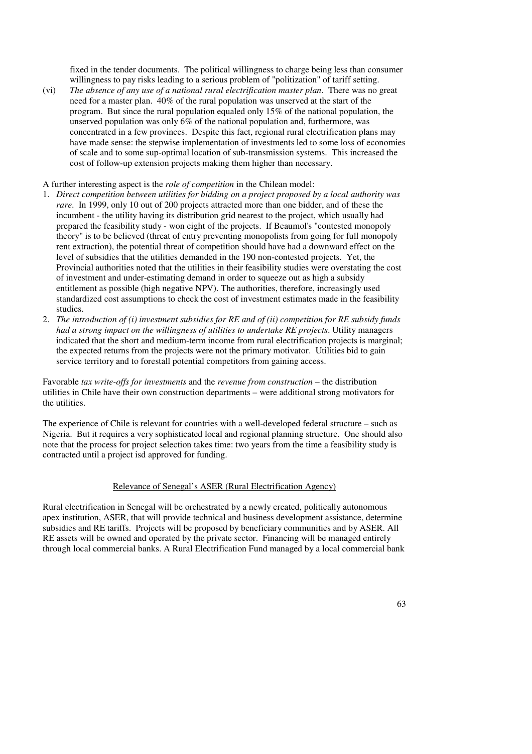fixed in the tender documents. The political willingness to charge being less than consumer willingness to pay risks leading to a serious problem of "politization" of tariff setting.

(vi) *The absence of any use of a national rural electrification master plan*. There was no great need for a master plan. 40% of the rural population was unserved at the start of the program. But since the rural population equaled only 15% of the national population, the unserved population was only 6% of the national population and, furthermore, was concentrated in a few provinces. Despite this fact, regional rural electrification plans may have made sense: the stepwise implementation of investments led to some loss of economies of scale and to some sup-optimal location of sub-transmission systems. This increased the cost of follow-up extension projects making them higher than necessary.

A further interesting aspect is the *role of competition* in the Chilean model:

1. *Direct competition between utilities for bidding on a project proposed by a local authority was rare*. In 1999, only 10 out of 200 projects attracted more than one bidder, and of these the incumbent - the utility having its distribution grid nearest to the project, which usually had prepared the feasibility study - won eight of the projects. If Beaumol's "contested monopoly theory" is to be believed (threat of entry preventing monopolists from going for full monopoly rent extraction), the potential threat of competition should have had a downward effect on the level of subsidies that the utilities demanded in the 190 non-contested projects. Yet, the Provincial authorities noted that the utilities in their feasibility studies were overstating the cost of investment and under-estimating demand in order to squeeze out as high a subsidy entitlement as possible (high negative NPV). The authorities, therefore, increasingly used standardized cost assumptions to check the cost of investment estimates made in the feasibility studies.
2. *The introduction of (i) investment subsidies for RE and of (ii) competition for RE subsidy funds had a strong impact on the willingness of utilities to undertake RE projects*. Utility managers indicated that the short and medium-term income from rural electrification projects is marginal; the expected returns from the projects were not the primary motivator. Utilities bid to gain service territory and to forestall potential competitors from gaining access.

Favorable *tax write-offs for investments* and the *revenue from construction* – the distribution utilities in Chile have their own construction departments – were additional strong motivators for the utilities.

The experience of Chile is relevant for countries with a well-developed federal structure – such as Nigeria. But it requires a very sophisticated local and regional planning structure. One should also note that the process for project selection takes time: two years from the time a feasibility study is contracted until a project isd approved for funding.

## Relevance of Senegal's ASER (Rural Electrification Agency)

Rural electrification in Senegal will be orchestrated by a newly created, politically autonomous apex institution, ASER, that will provide technical and business development assistance, determine subsidies and RE tariffs. Projects will be proposed by beneficiary communities and by ASER. All RE assets will be owned and operated by the private sector. Financing will be managed entirely through local commercial banks. A Rural Electrification Fund managed by a local commercial bank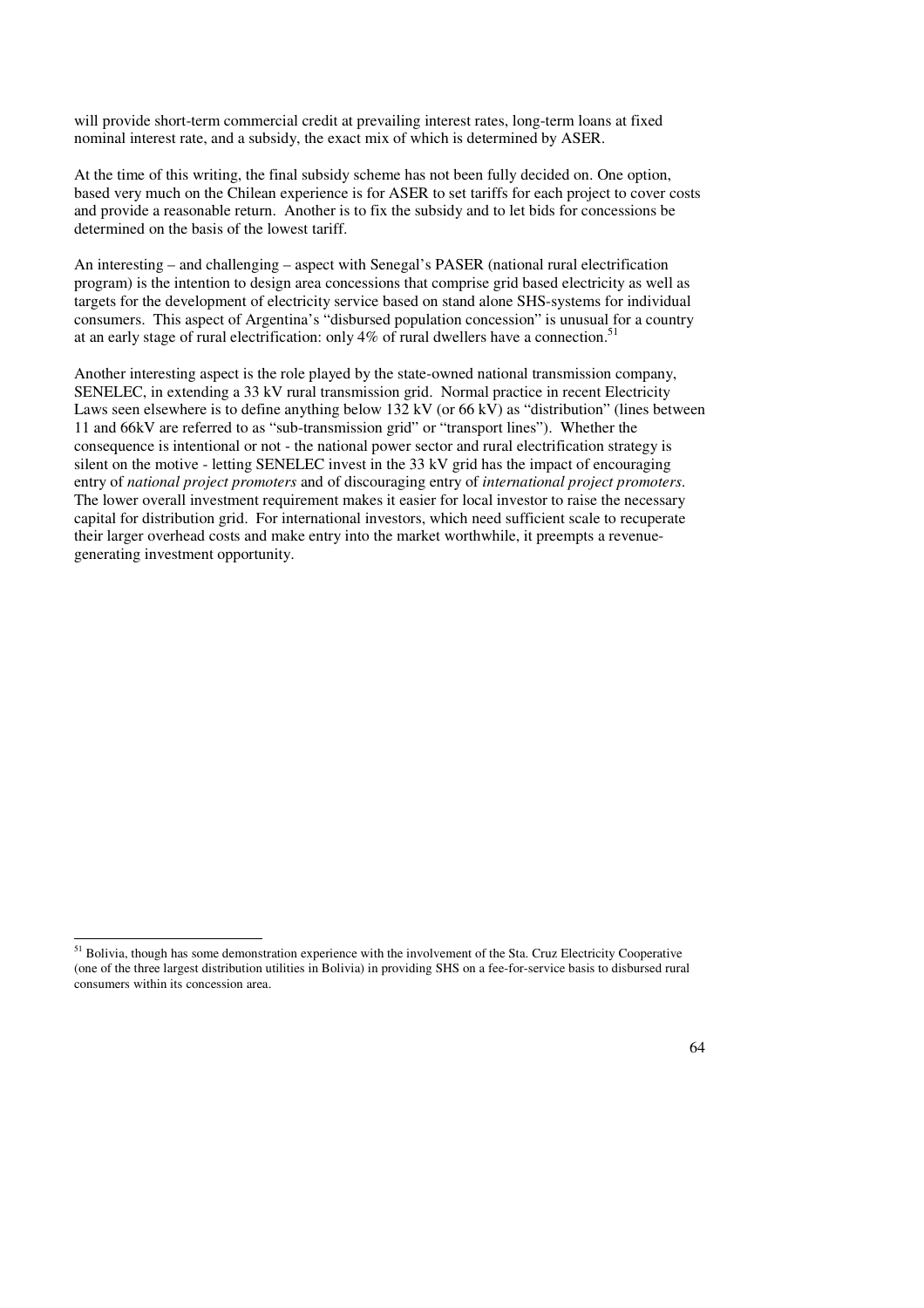will provide short-term commercial credit at prevailing interest rates, long-term loans at fixed nominal interest rate, and a subsidy, the exact mix of which is determined by ASER.

At the time of this writing, the final subsidy scheme has not been fully decided on. One option, based very much on the Chilean experience is for ASER to set tariffs for each project to cover costs and provide a reasonable return. Another is to fix the subsidy and to let bids for concessions be determined on the basis of the lowest tariff.

An interesting – and challenging – aspect with Senegal's PASER (national rural electrification program) is the intention to design area concessions that comprise grid based electricity as well as targets for the development of electricity service based on stand alone SHS-systems for individual consumers. This aspect of Argentina's "disbursed population concession" is unusual for a country at an early stage of rural electrification: only 4% of rural dwellers have a connection.[51]

Another interesting aspect is the role played by the state-owned national transmission company, SENELEC, in extending a 33 kV rural transmission grid. Normal practice in recent Electricity Laws seen elsewhere is to define anything below 132 kV (or 66 kV) as "distribution" (lines between 11 and 66kV are referred to as "sub-transmission grid" or "transport lines"). Whether the consequence is intentional or not - the national power sector and rural electrification strategy is silent on the motive - letting SENELEC invest in the 33 kV grid has the impact of encouraging entry of *national project promoters* and of discouraging entry of *international project promoters*. The lower overall investment requirement makes it easier for local investor to raise the necessary capital for distribution grid. For international investors, which need sufficient scale to recuperate their larger overhead costs and make entry into the market worthwhile, it preempts a revenue-generating investment opportunity.

[51] Bolivia, though has some demonstration experience with the involvement of the Sta. Cruz Electricity Cooperative (one of the three largest distribution utilities in Bolivia) in providing SHS on a fee-for-service basis to disbursed rural consumers within its concession area.